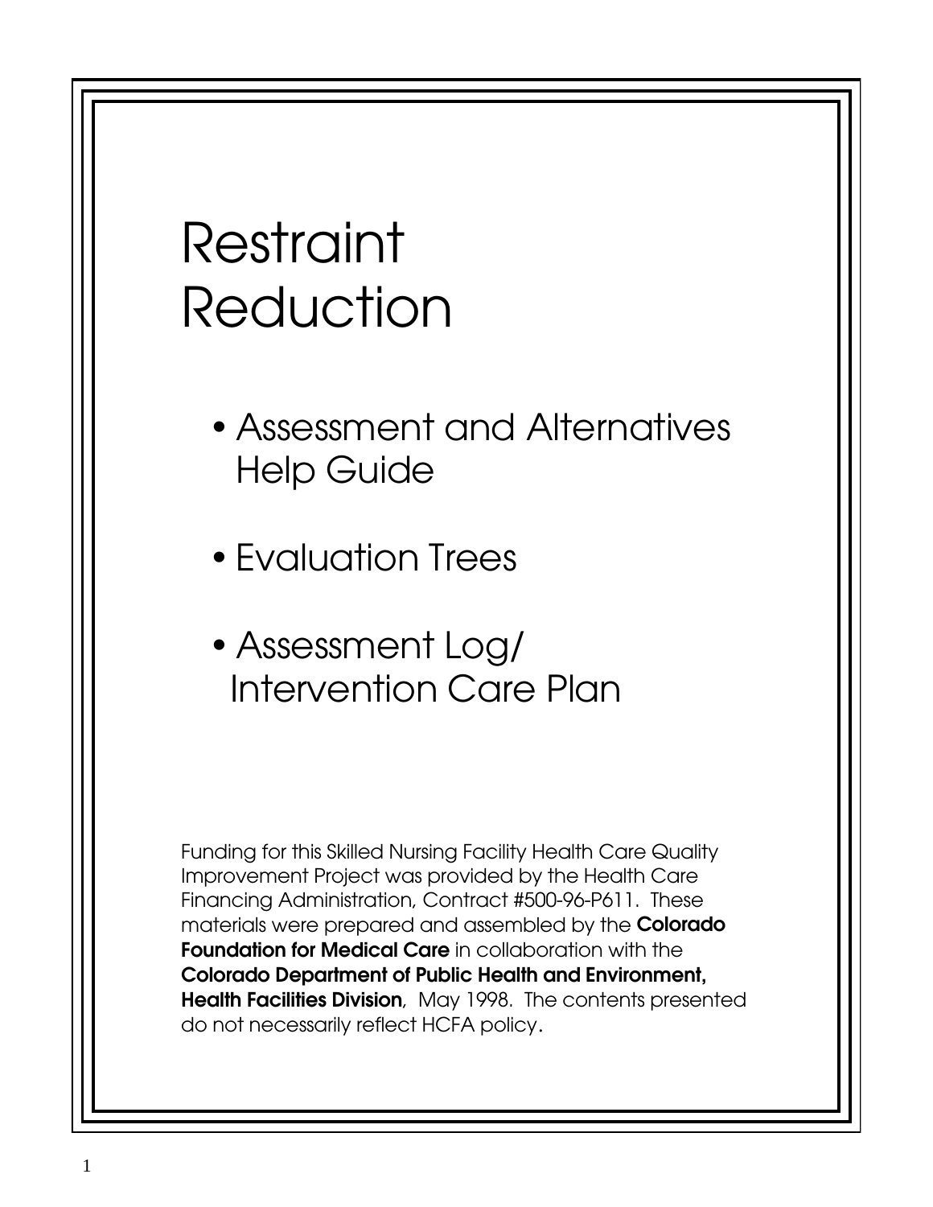# Restraint Reduction

- Assessment and Alternatives Help Guide
- Evaluation Trees
- Assessment Log/ Intervention Care Plan

Funding for this Skilled Nursing Facility Health Care Quality Improvement Project was provided by the Health Care Financing Administration, Contract #500-96-P611. These materials were prepared and assembled by the **Colorado Foundation for Medical Care** in collaboration with the **Colorado Department of Public Health and Environment, Health Facilities Division**, May 1998. The contents presented do not necessarily reflect HCFA policy.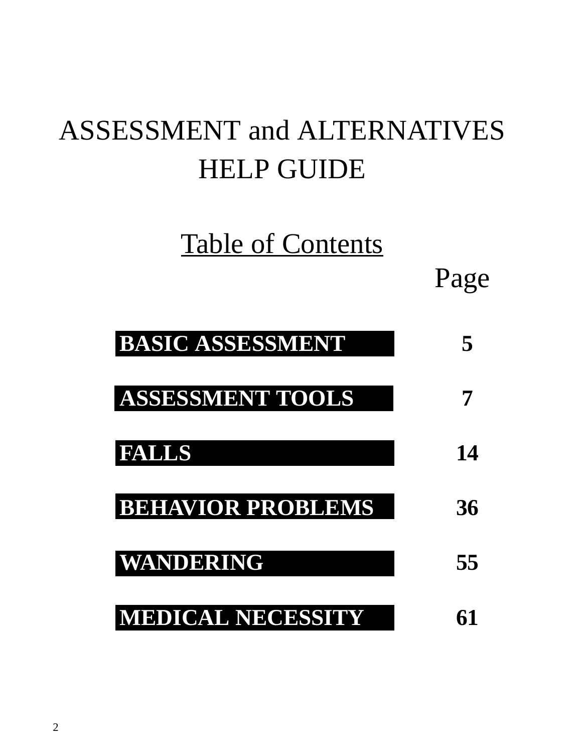# ASSESSMENT and ALTERNATIVES HELP GUIDE

## Table of Contents

| | Page |
|---|---|
| **BASIC ASSESSMENT** | **5** |
| **ASSESSMENT TOOLS** | **7** |
| **FALLS** | **14** |
| **BEHAVIOR PROBLEMS** | **36** |
| **WANDERING** | **55** |
| **MEDICAL NECESSITY** | **61** |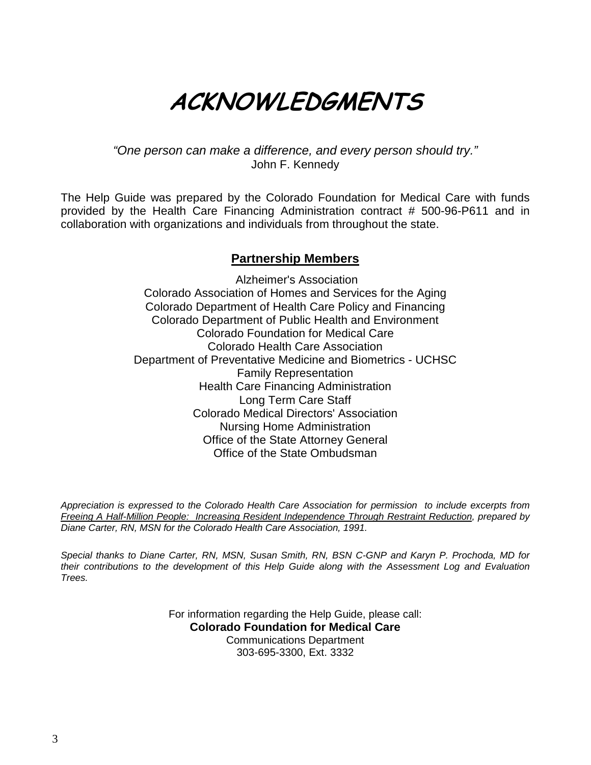# ACKNOWLEDGMENTS

*"One person can make a difference, and every person should try."*
John F. Kennedy

The Help Guide was prepared by the Colorado Foundation for Medical Care with funds provided by the Health Care Financing Administration contract # 500-96-P611 and in collaboration with organizations and individuals from throughout the state.

## Partnership Members

Alzheimer's Association
Colorado Association of Homes and Services for the Aging
Colorado Department of Health Care Policy and Financing
Colorado Department of Public Health and Environment
Colorado Foundation for Medical Care
Colorado Health Care Association
Department of Preventative Medicine and Biometrics - UCHSC
Family Representation
Health Care Financing Administration
Long Term Care Staff
Colorado Medical Directors' Association
Nursing Home Administration
Office of the State Attorney General
Office of the State Ombudsman

*Appreciation is expressed to the Colorado Health Care Association for permission to include excerpts from Freeing A Half-Million People: Increasing Resident Independence Through Restraint Reduction, prepared by Diane Carter, RN, MSN for the Colorado Health Care Association, 1991.*

*Special thanks to Diane Carter, RN, MSN, Susan Smith, RN, BSN C-GNP and Karyn P. Prochoda, MD for their contributions to the development of this Help Guide along with the Assessment Log and Evaluation Trees.*

For information regarding the Help Guide, please call:
**Colorado Foundation for Medical Care**
Communications Department
303-695-3300, Ext. 3332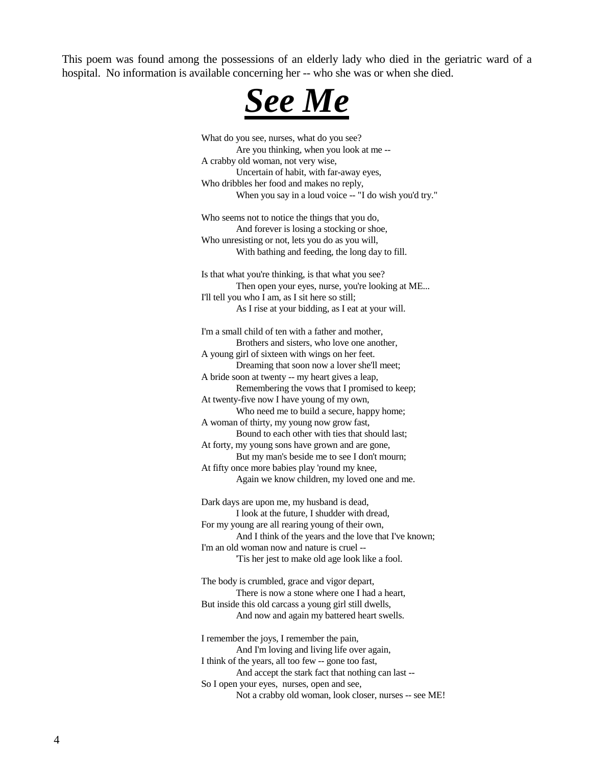This poem was found among the possessions of an elderly lady who died in the geriatric ward of a hospital. No information is available concerning her -- who she was or when she died.

# ***See Me***

What do you see, nurses, what do you see?
Are you thinking, when you look at me --
A crabby old woman, not very wise,
Uncertain of habit, with far-away eyes,
Who dribbles her food and makes no reply,
When you say in a loud voice -- "I do wish you'd try."

Who seems not to notice the things that you do,
And forever is losing a stocking or shoe,
Who unresisting or not, lets you do as you will,
With bathing and feeding, the long day to fill.

Is that what you're thinking, is that what you see?
Then open your eyes, nurse, you're looking at ME...
I'll tell you who I am, as I sit here so still;
As I rise at your bidding, as I eat at your will.

I'm a small child of ten with a father and mother,
Brothers and sisters, who love one another,
A young girl of sixteen with wings on her feet.
Dreaming that soon now a lover she'll meet;
A bride soon at twenty -- my heart gives a leap,
Remembering the vows that I promised to keep;
At twenty-five now I have young of my own,
Who need me to build a secure, happy home;
A woman of thirty, my young now grow fast,
Bound to each other with ties that should last;
At forty, my young sons have grown and are gone,
But my man's beside me to see I don't mourn;
At fifty once more babies play 'round my knee,
Again we know children, my loved one and me.

Dark days are upon me, my husband is dead,
I look at the future, I shudder with dread,
For my young are all rearing young of their own,
And I think of the years and the love that I've known;
I'm an old woman now and nature is cruel --
'Tis her jest to make old age look like a fool.

The body is crumbled, grace and vigor depart,
There is now a stone where one I had a heart,
But inside this old carcass a young girl still dwells,
And now and again my battered heart swells.

I remember the joys, I remember the pain,
And I'm loving and living life over again,
I think of the years, all too few -- gone too fast,
And accept the stark fact that nothing can last --
So I open your eyes, nurses, open and see,
Not a crabby old woman, look closer, nurses -- see ME!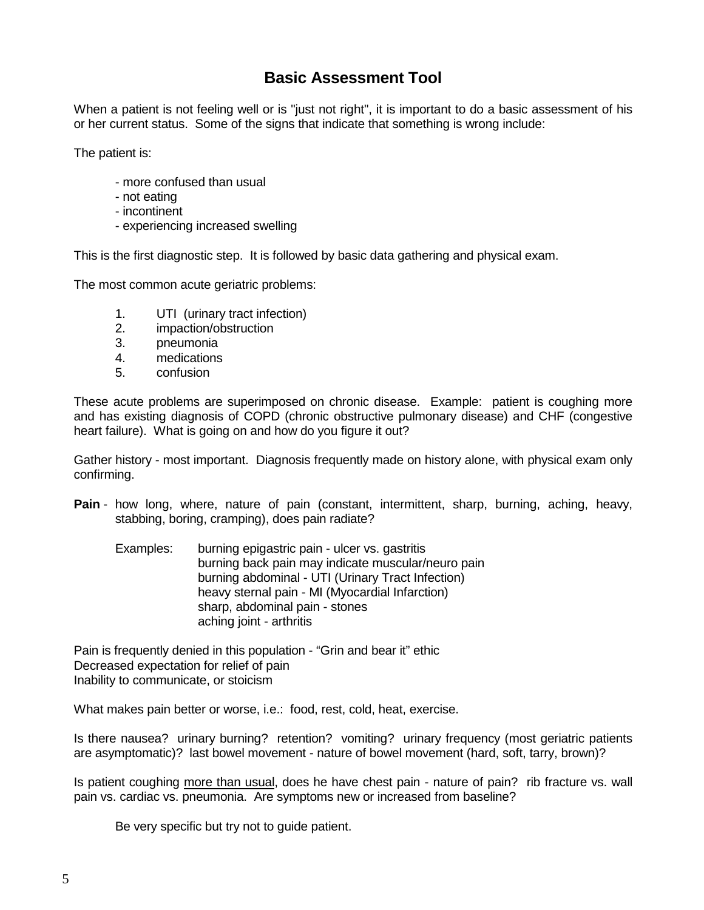# Basic Assessment Tool

When a patient is not feeling well or is "just not right", it is important to do a basic assessment of his or her current status. Some of the signs that indicate that something is wrong include:

The patient is:

- more confused than usual
- not eating
- incontinent
- experiencing increased swelling

This is the first diagnostic step. It is followed by basic data gathering and physical exam.

The most common acute geriatric problems:

1. UTI (urinary tract infection)
2. impaction/obstruction
3. pneumonia
4. medications
5. confusion

These acute problems are superimposed on chronic disease. Example: patient is coughing more and has existing diagnosis of COPD (chronic obstructive pulmonary disease) and CHF (congestive heart failure). What is going on and how do you figure it out?

Gather history - most important. Diagnosis frequently made on history alone, with physical exam only confirming.

**Pain** - how long, where, nature of pain (constant, intermittent, sharp, burning, aching, heavy, stabbing, boring, cramping), does pain radiate?

Examples:
- burning epigastric pain - ulcer vs. gastritis
- burning back pain may indicate muscular/neuro pain
- burning abdominal - UTI (Urinary Tract Infection)
- heavy sternal pain - MI (Myocardial Infarction)
- sharp, abdominal pain - stones
- aching joint - arthritis

Pain is frequently denied in this population - "Grin and bear it" ethic
Decreased expectation for relief of pain
Inability to communicate, or stoicism

What makes pain better or worse, i.e.: food, rest, cold, heat, exercise.

Is there nausea? urinary burning? retention? vomiting? urinary frequency (most geriatric patients are asymptomatic)? last bowel movement - nature of bowel movement (hard, soft, tarry, brown)?

Is patient coughing <u>more than usual</u>, does he have chest pain - nature of pain? rib fracture vs. wall pain vs. cardiac vs. pneumonia. Are symptoms new or increased from baseline?

Be very specific but try not to guide patient.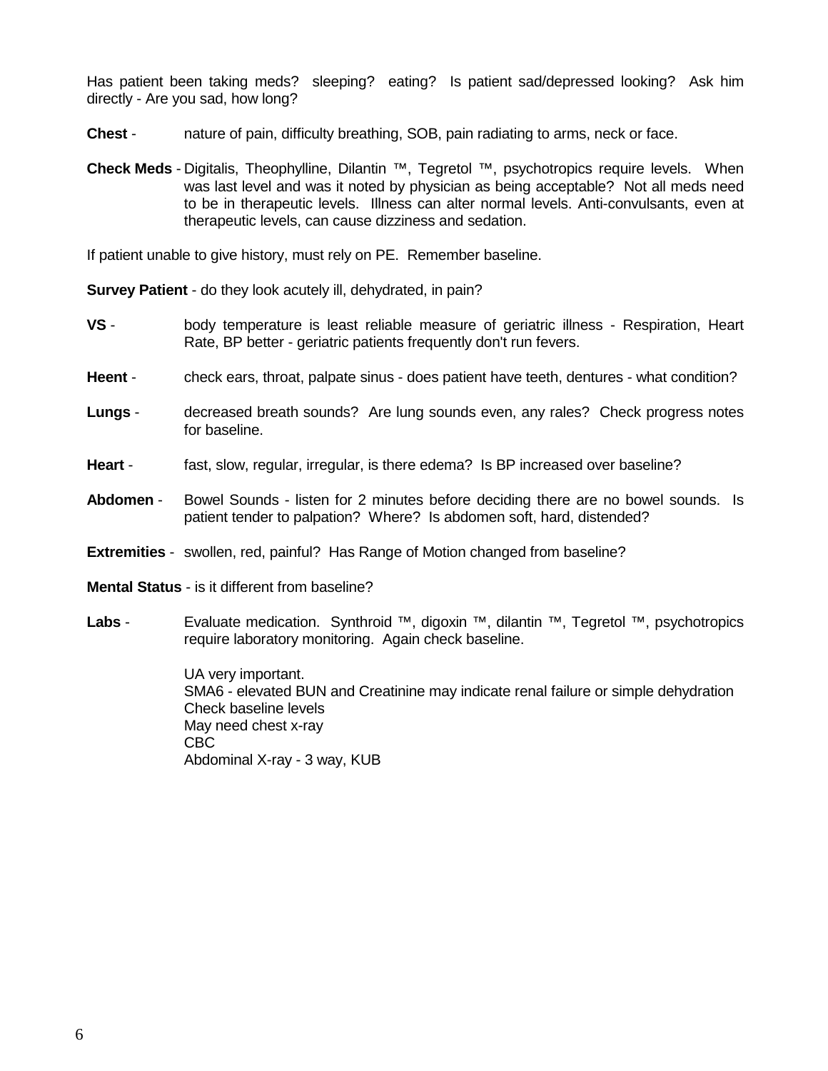Has patient been taking meds? sleeping? eating? Is patient sad/depressed looking? Ask him directly - Are you sad, how long?

**Chest** - nature of pain, difficulty breathing, SOB, pain radiating to arms, neck or face.

**Check Meds** - Digitalis, Theophylline, Dilantin ™, Tegretol ™, psychotropics require levels. When was last level and was it noted by physician as being acceptable? Not all meds need to be in therapeutic levels. Illness can alter normal levels. Anti-convulsants, even at therapeutic levels, can cause dizziness and sedation.

If patient unable to give history, must rely on PE. Remember baseline.

**Survey Patient** - do they look acutely ill, dehydrated, in pain?

**VS** - body temperature is least reliable measure of geriatric illness - Respiration, Heart Rate, BP better - geriatric patients frequently don't run fevers.

**Heent** - check ears, throat, palpate sinus - does patient have teeth, dentures - what condition?

**Lungs** - decreased breath sounds? Are lung sounds even, any rales? Check progress notes for baseline.

**Heart** - fast, slow, regular, irregular, is there edema? Is BP increased over baseline?

**Abdomen** - Bowel Sounds - listen for 2 minutes before deciding there are no bowel sounds. Is patient tender to palpation? Where? Is abdomen soft, hard, distended?

**Extremities** - swollen, red, painful? Has Range of Motion changed from baseline?

**Mental Status** - is it different from baseline?

**Labs** - Evaluate medication. Synthroid ™, digoxin ™, dilantin ™, Tegretol ™, psychotropics require laboratory monitoring. Again check baseline.

UA very important.
SMA6 - elevated BUN and Creatinine may indicate renal failure or simple dehydration
Check baseline levels
May need chest x-ray
CBC
Abdominal X-ray - 3 way, KUB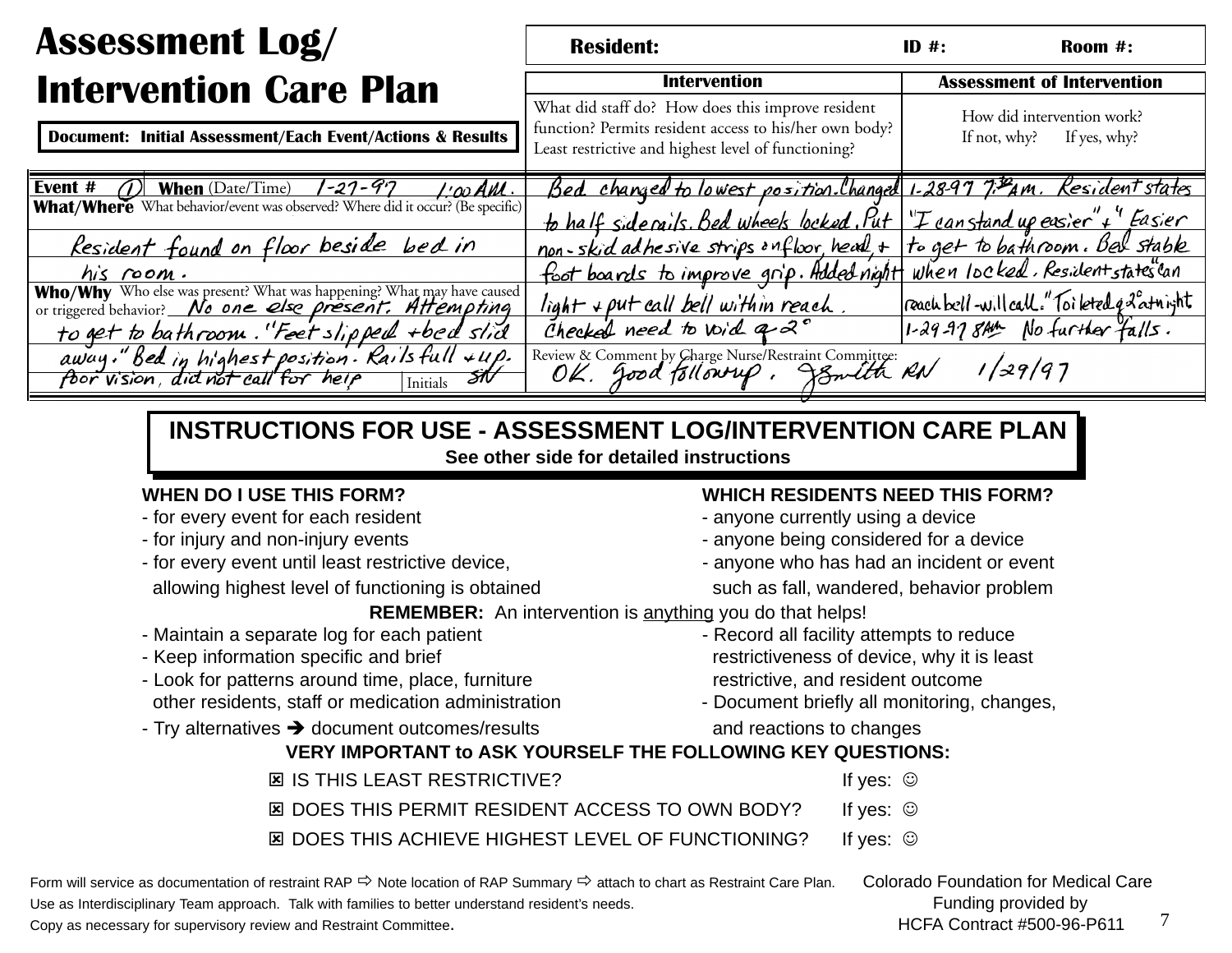# Assessment Log/ Intervention Care Plan

**Document: Initial Assessment/Each Event/Actions & Results**

**Resident:** **ID #:** **Room #:**

| **Event #** 1 **When** (Date/Time) 1-27-97 1:00 AM. | **Intervention** What did staff do? How does this improve resident function? Permits resident access to his/her own body? Least restrictive and highest level of functioning? | **Assessment of Intervention** How did intervention work? If not, why? If yes, why? |
|---|---|---|
| **What/Where** What behavior/event was observed? Where did it occur? (Be specific) Resident found on floor beside bed in his room. | Bed changed to lowest position. Changed to half siderails. Bed wheels locked. Put non-skid adhesive strips on floor, head, + foot boards to improve grip. Added night light + put call bell within reach. | 1-28-97 7:30 AM. Resident states "I can stand up easier" + "Easier to get to bathroom. Bed stable when locked. Resident states "can reach bell - will call." Toileted q 2° at night |
| **Who/Why** Who else was present? What was happening? What may have caused or triggered behavior? No one else present. Attempting to get to bathroom. "Feet slipped + bed slid away." Bed in highest position. Rails full + up. Poor vision, did not call for help. Initials SW | Checked need to void q 2° | 1-29-97 8 AM No further falls. |
| | Review & Comment by Charge Nurse/Restraint Committee: OK. Good followup. J Smith RN 1/29/97 | |

## INSTRUCTIONS FOR USE - ASSESSMENT LOG/INTERVENTION CARE PLAN

**See other side for detailed instructions**

**WHEN DO I USE THIS FORM?**
- for every event for each resident
- for injury and non-injury events
- for every event until least restrictive device, allowing highest level of functioning is obtained

**WHICH RESIDENTS NEED THIS FORM?**
- anyone currently using a device
- anyone being considered for a device
- anyone who has had an incident or event such as fall, wandered, behavior problem

**REMEMBER:** An intervention is anything you do that helps!

- Maintain a separate log for each patient
- Keep information specific and brief
- Look for patterns around time, place, furniture other residents, staff or medication administration
- Try alternatives ➔ document outcomes/results

- Record all facility attempts to reduce restrictiveness of device, why it is least restrictive, and resident outcome
- Document briefly all monitoring, changes, and reactions to changes

**VERY IMPORTANT to ASK YOURSELF THE FOLLOWING KEY QUESTIONS:**

- ☒ IS THIS LEAST RESTRICTIVE? If yes: ☺
- ☒ DOES THIS PERMIT RESIDENT ACCESS TO OWN BODY? If yes: ☺
- ☒ DOES THIS ACHIEVE HIGHEST LEVEL OF FUNCTIONING? If yes: ☺

Form will service as documentation of restraint RAP ⇨ Note location of RAP Summary ⇨ attach to chart as Restraint Care Plan.
Use as Interdisciplinary Team approach. Talk with families to better understand resident's needs.
Copy as necessary for supervisory review and Restraint Committee.

Colorado Foundation for Medical Care
Funding provided by
HCFA Contract #500-96-P611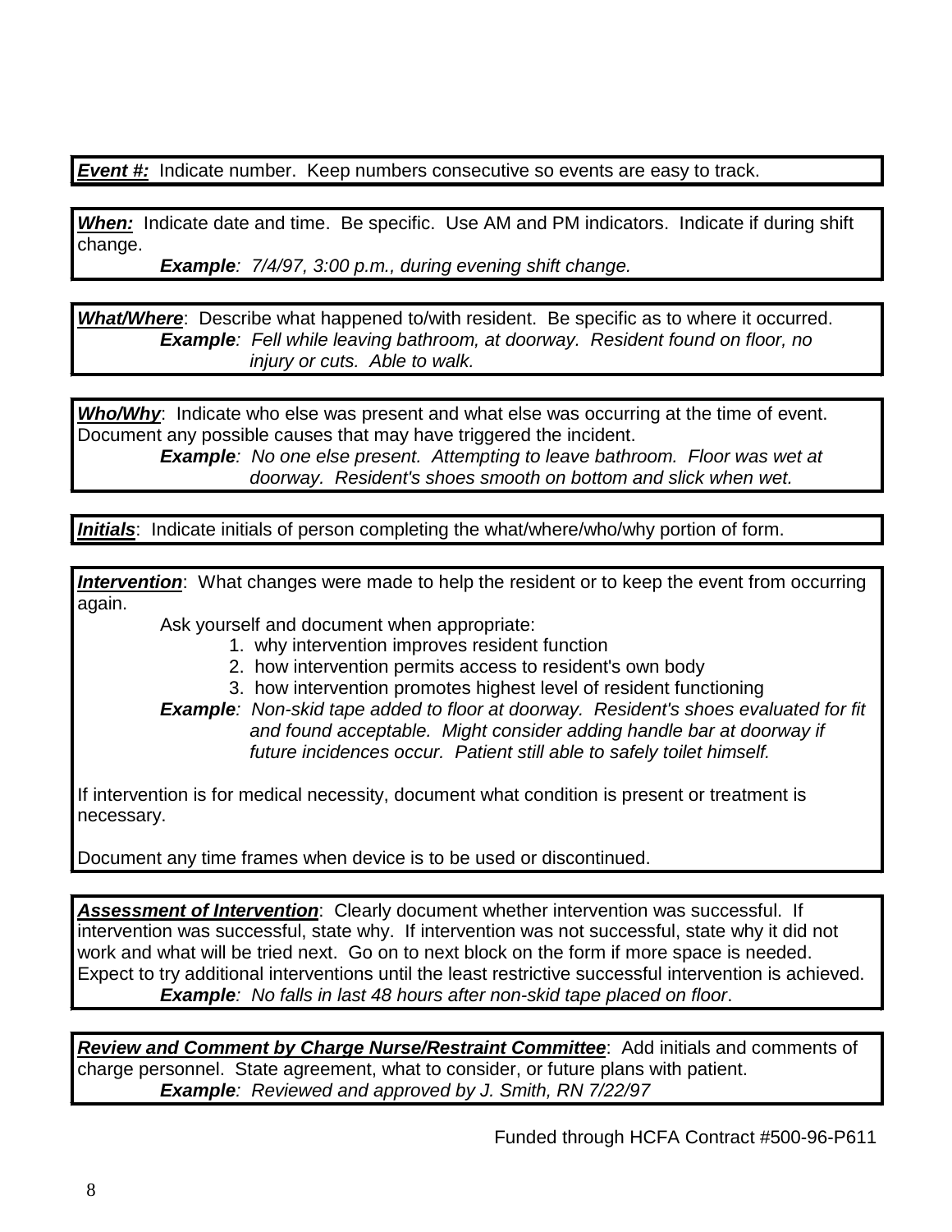***Event #:*** Indicate number. Keep numbers consecutive so events are easy to track.

***When:*** Indicate date and time. Be specific. Use AM and PM indicators. Indicate if during shift change.

> ***Example**: 7/4/97, 3:00 p.m., during evening shift change.*

***What/Where***: Describe what happened to/with resident. Be specific as to where it occurred.

> ***Example**: Fell while leaving bathroom, at doorway. Resident found on floor, no injury or cuts. Able to walk.*

***Who/Why***: Indicate who else was present and what else was occurring at the time of event. Document any possible causes that may have triggered the incident.

> ***Example**: No one else present. Attempting to leave bathroom. Floor was wet at doorway. Resident's shoes smooth on bottom and slick when wet.*

***Initials***: Indicate initials of person completing the what/where/who/why portion of form.

***Intervention***: What changes were made to help the resident or to keep the event from occurring again.

Ask yourself and document when appropriate:

1. why intervention improves resident function
2. how intervention permits access to resident's own body
3. how intervention promotes highest level of resident functioning

> ***Example**: Non-skid tape added to floor at doorway. Resident's shoes evaluated for fit and found acceptable. Might consider adding handle bar at doorway if future incidences occur. Patient still able to safely toilet himself.*

If intervention is for medical necessity, document what condition is present or treatment is necessary.

Document any time frames when device is to be used or discontinued.

***Assessment of Intervention***: Clearly document whether intervention was successful. If intervention was successful, state why. If intervention was not successful, state why it did not work and what will be tried next. Go on to next block on the form if more space is needed. Expect to try additional interventions until the least restrictive successful intervention is achieved.

> ***Example**: No falls in last 48 hours after non-skid tape placed on floor*.

***Review and Comment by Charge Nurse/Restraint Committee***: Add initials and comments of charge personnel. State agreement, what to consider, or future plans with patient.

> ***Example**: Reviewed and approved by J. Smith, RN 7/22/97*

Funded through HCFA Contract #500-96-P611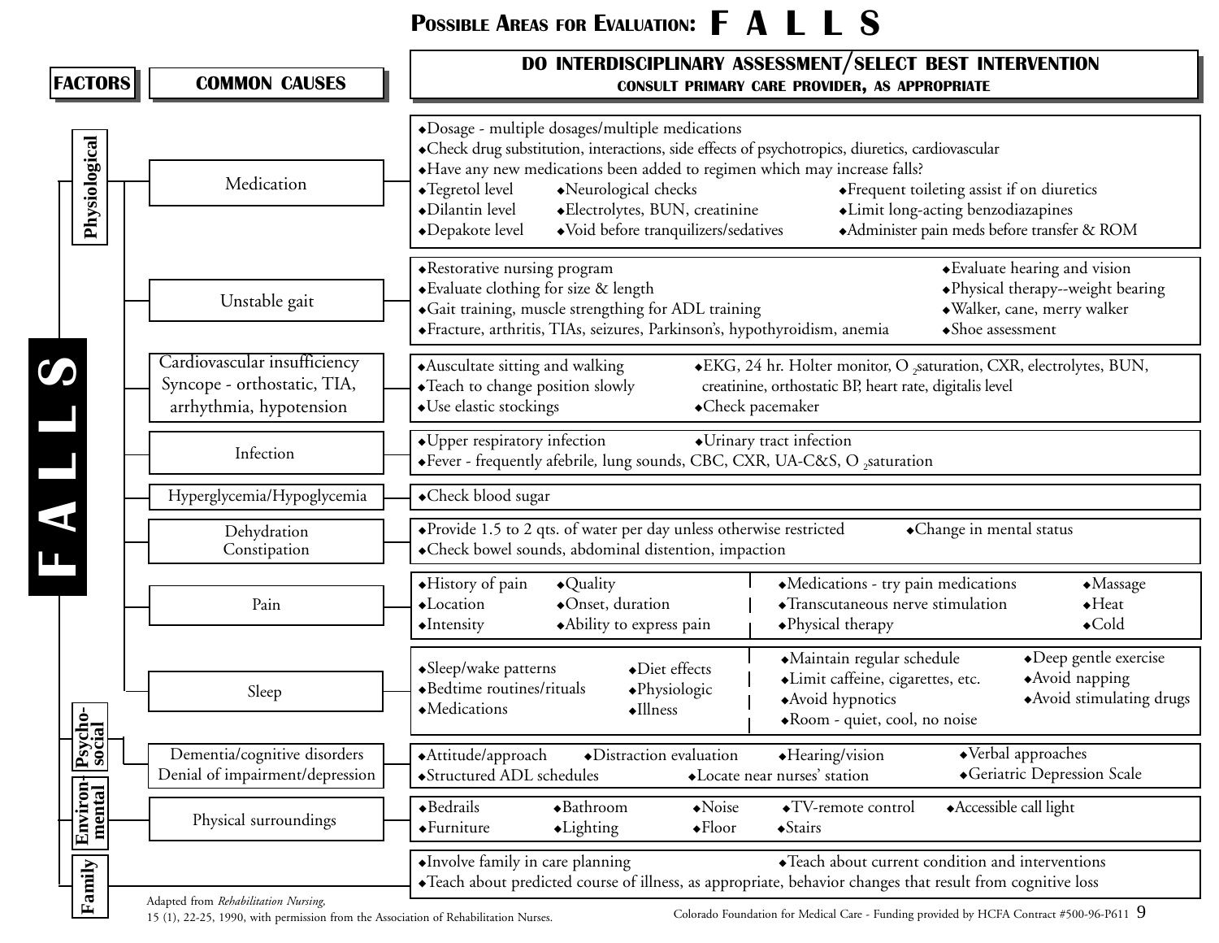# Possible Areas for Evaluation: F A L L S

| Factors | Common Causes | Do Interdisciplinary Assessment/Select Best Intervention (Consult primary care provider, as appropriate) |
|---|---|---|
| Physiological | Medication | • Dosage - multiple dosages/multiple medications<br>• Check drug substitution, interactions, side effects of psychotropics, diuretics, cardiovascular<br>• Have any new medications been added to regimen which may increase falls?<br>• Tegretol level • Neurological checks • Frequent toileting assist if on diuretics<br>• Dilantin level • Electrolytes, BUN, creatinine • Limit long-acting benzodiazapines<br>• Depakote level • Void before tranquilizers/sedatives • Administer pain meds before transfer & ROM |
| | Unstable gait | • Restorative nursing program<br>• Evaluate clothing for size & length<br>• Gait training, muscle strengthing for ADL training<br>• Fracture, arthritis, TIAs, seizures, Parkinson's, hypothyroidism, anemia<br>• Evaluate hearing and vision<br>• Physical therapy--weight bearing<br>• Walker, cane, merry walker<br>• Shoe assessment |
| | Cardiovascular insufficiency<br>Syncope - orthostatic, TIA, arrhythmia, hypotension | • Auscultate sitting and walking<br>• Teach to change position slowly<br>• Use elastic stockings<br>• EKG, 24 hr. Holter monitor, $O_2$ saturation, CXR, electrolytes, BUN, creatinine, orthostatic BP, heart rate, digitalis level<br>• Check pacemaker |
| | Infection | • Upper respiratory infection • Urinary tract infection<br>• Fever - frequently afebrile, lung sounds, CBC, CXR, UA-C&S, $O_2$ saturation |
| | Hyperglycemia/Hypoglycemia | • Check blood sugar |
| | Dehydration<br>Constipation | • Provide 1.5 to 2 qts. of water per day unless otherwise restricted • Change in mental status<br>• Check bowel sounds, abdominal distention, impaction |
| | Pain | • History of pain • Quality<br>• Location • Onset, duration<br>• Intensity • Ability to express pain<br>• Medications - try pain medications • Massage<br>• Transcutaneous nerve stimulation • Heat<br>• Physical therapy • Cold |
| | Sleep | • Sleep/wake patterns • Diet effects<br>• Bedtime routines/rituals • Physiologic<br>• Medications • Illness<br>• Maintain regular schedule • Deep gentle exercise<br>• Limit caffeine, cigarettes, etc. • Avoid napping<br>• Avoid hypnotics • Avoid stimulating drugs<br>• Room - quiet, cool, no noise |
| Psycho-social | Dementia/cognitive disorders<br>Denial of impairment/depression | • Attitude/approach • Distraction evaluation • Hearing/vision • Verbal approaches<br>• Structured ADL schedules • Locate near nurses' station • Geriatric Depression Scale |
| Environ-mental | Physical surroundings | • Bedrails • Bathroom • Noise • TV-remote control • Accessible call light<br>• Furniture • Lighting • Floor • Stairs |
| Family | | • Involve family in care planning • Teach about current condition and interventions<br>• Teach about predicted course of illness, as appropriate, behavior changes that result from cognitive loss |

Adapted from *Rehabilitation Nursing*, 15 (1), 22-25, 1990, with permission from the Association of Rehabilitation Nurses.

Colorado Foundation for Medical Care - Funding provided by HCFA Contract #500-96-P611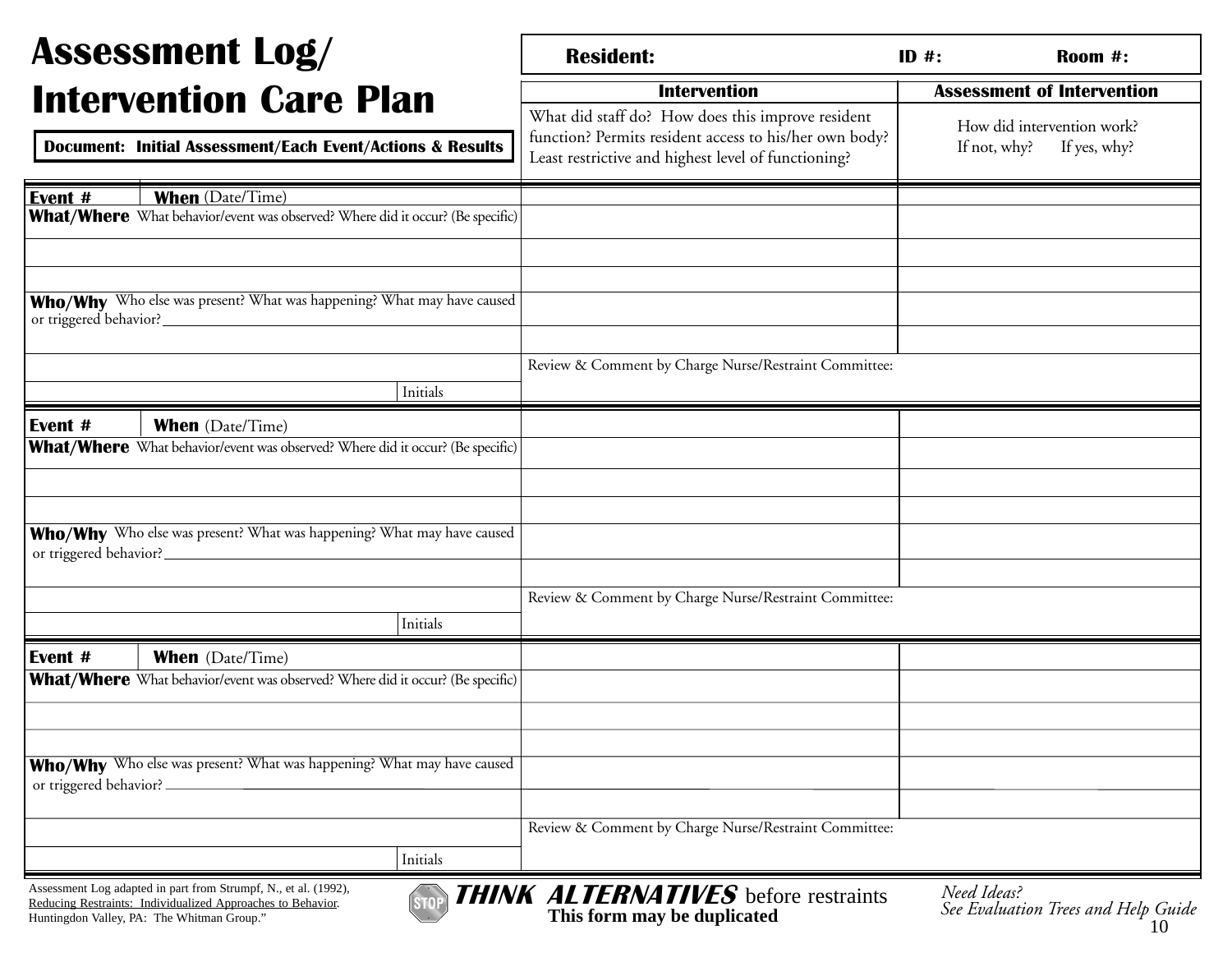# Assessment Log/ Intervention Care Plan

**Document: Initial Assessment/Each Event/Actions & Results**

**Resident:** **ID #:** **Room #:**

| | **Intervention** | **Assessment of Intervention** |
|---|---|---|
| | What did staff do? How does this improve resident function? Permits resident access to his/her own body? Least restrictive and highest level of functioning? | How did intervention work? If not, why? If yes, why? |
| **Event #** **When** (Date/Time) | | |
| **What/Where** What behavior/event was observed? Where did it occur? (Be specific) | | |
| | | |
| | | |
| **Who/Why** Who else was present? What was happening? What may have caused or triggered behavior? | | |
| | | |
| | Review & Comment by Charge Nurse/Restraint Committee: | |
| Initials | | |
| **Event #** **When** (Date/Time) | | |
| **What/Where** What behavior/event was observed? Where did it occur? (Be specific) | | |
| | | |
| | | |
| **Who/Why** Who else was present? What was happening? What may have caused or triggered behavior? | | |
| | | |
| | Review & Comment by Charge Nurse/Restraint Committee: | |
| Initials | | |
| **Event #** **When** (Date/Time) | | |
| **What/Where** What behavior/event was observed? Where did it occur? (Be specific) | | |
| | | |
| | | |
| **Who/Why** Who else was present? What was happening? What may have caused or triggered behavior? | | |
| | | |
| | Review & Comment by Charge Nurse/Restraint Committee: | |
| Initials | | |

Assessment Log adapted in part from Strumpf, N., et al. (1992), Reducing Restraints: Individualized Approaches to Behavior. Huntingdon Valley, PA: The Whitman Group."

***THINK ALTERNATIVES*** before restraints

**This form may be duplicated**

*Need Ideas? See Evaluation Trees and Help Guide*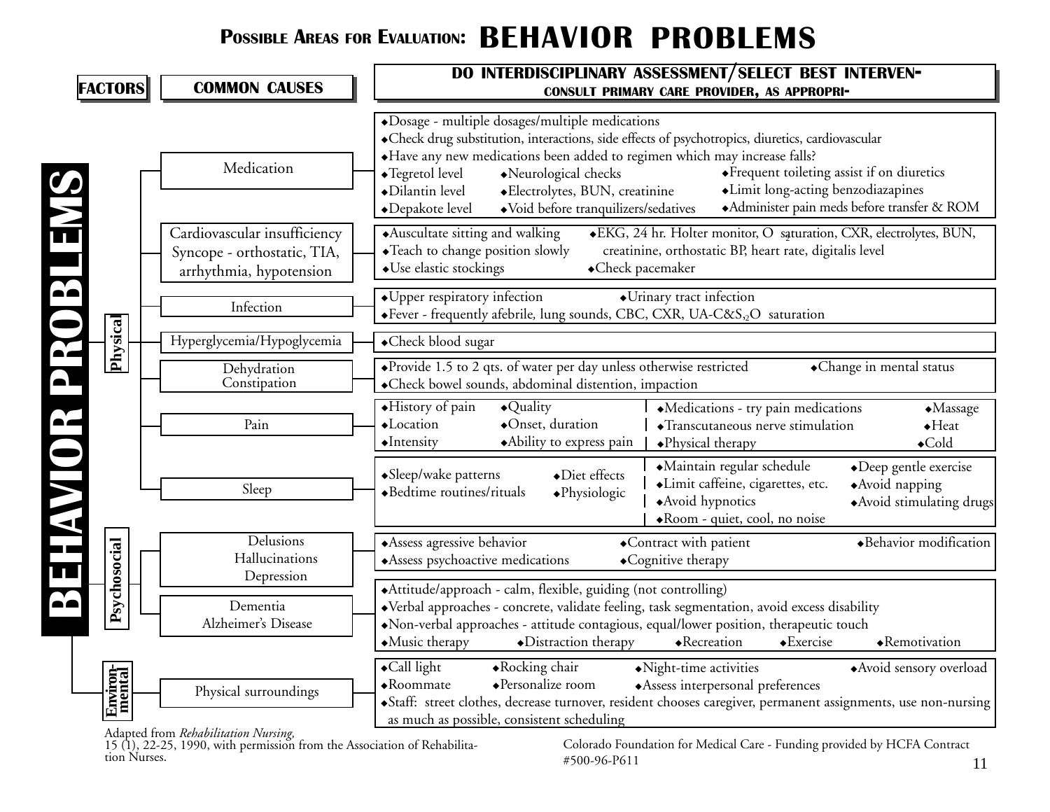# POSSIBLE AREAS FOR EVALUATION: BEHAVIOR PROBLEMS

| BEHAVIOR PROBLEMS — FACTORS | COMMON CAUSES | DO INTERDISCIPLINARY ASSESSMENT/SELECT BEST INTERVEN- CONSULT PRIMARY CARE PROVIDER, AS APPROPRI- |
|---|---|---|
| Physical | Medication | ◆Dosage - multiple dosages/multiple medications ◆Check drug substitution, interactions, side effects of psychotropics, diuretics, cardiovascular ◆Have any new medications been added to regimen which may increase falls? ◆Tegretol level ◆Dilantin level ◆Depakote level ◆Neurological checks ◆Electrolytes, BUN, creatinine ◆Void before tranquilizers/sedatives ◆Frequent toileting assist if on diuretics ◆Limit long-acting benzodiazapines ◆Administer pain meds before transfer & ROM |
| Physical | Cardiovascular insufficiency Syncope - orthostatic, TIA, arrhythmia, hypotension | ◆Auscultate sitting and walking ◆Teach to change position slowly ◆Use elastic stockings ◆EKG, 24 hr. Holter monitor, $O_2$ saturation, CXR, electrolytes, BUN, creatinine, orthostatic BP, heart rate, digitalis level ◆Check pacemaker |
| Physical | Infection | ◆Upper respiratory infection ◆Urinary tract infection ◆Fever - frequently afebrile, lung sounds, CBC, CXR, UA-C&S, $O_2$ saturation |
| Physical | Hyperglycemia/Hypoglycemia | ◆Check blood sugar |
| Physical | Dehydration Constipation | ◆Provide 1.5 to 2 qts. of water per day unless otherwise restricted ◆Change in mental status ◆Check bowel sounds, abdominal distention, impaction |
| Physical | Pain | ◆History of pain ◆Location ◆Intensity ◆Quality ◆Onset, duration ◆Ability to express pain \| ◆Medications - try pain medications ◆Transcutaneous nerve stimulation ◆Physical therapy ◆Massage ◆Heat ◆Cold |
| Physical | Sleep | ◆Sleep/wake patterns ◆Bedtime routines/rituals ◆Diet effects ◆Physiologic \| ◆Maintain regular schedule ◆Limit caffeine, cigarettes, etc. ◆Avoid hypnotics ◆Room - quiet, cool, no noise ◆Deep gentle exercise ◆Avoid napping ◆Avoid stimulating drugs |
| Psychosocial | Delusions Hallucinations Depression | ◆Assess agressive behavior ◆Assess psychoactive medications ◆Contract with patient ◆Cognitive therapy ◆Behavior modification |
| Psychosocial | Dementia Alzheimer's Disease | ◆Attitude/approach - calm, flexible, guiding (not controlling) ◆Verbal approaches - concrete, validate feeling, task segmentation, avoid excess disability ◆Non-verbal approaches - attitude contagious, equal/lower position, therapeutic touch ◆Music therapy ◆Distraction therapy ◆Recreation ◆Exercise ◆Remotivation |
| Environmental | Physical surroundings | ◆Call light ◆Roommate ◆Rocking chair ◆Personalize room ◆Night-time activities ◆Assess interpersonal preferences ◆Avoid sensory overload ◆Staff: street clothes, decrease turnover, resident chooses caregiver, permanent assignments, use non-nursing as much as possible, consistent scheduling |

Adapted from *Rehabilitation Nursing*, 15 (1), 22-25, 1990, with permission from the Association of Rehabilitation Nurses.

Colorado Foundation for Medical Care - Funding provided by HCFA Contract #500-96-P611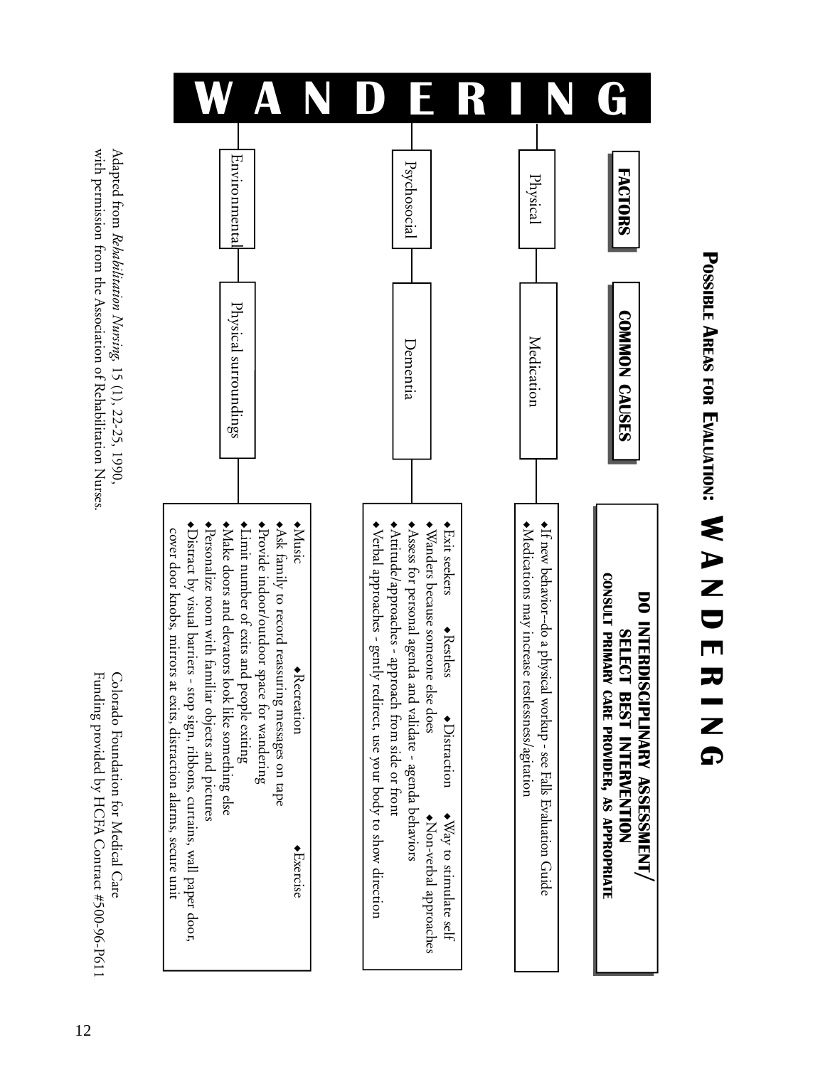# Possible Areas for Evaluation: WANDERING

| FACTORS | COMMON CAUSES | DO INTERDISCIPLINARY ASSESSMENT/ SELECT BEST INTERVENTION CONSULT PRIMARY CARE PROVIDER, AS APPROPRIATE |
| --- | --- | --- |
| Physical | Medication | ◆If new behavior--do a physical workup - see Falls Evaluation Guide<br>◆Medications may increase restlessness/agitation |
| Psychosocial | Dementia | ◆Exit seekers ◆Restless ◆Distraction ◆Way to stimulate self<br>◆Wanders because someone else does ◆Non-verbal approaches<br>◆Assess for personal agenda and validate - agenda behaviors<br>◆Attitude/approaches - approach from side or front<br>◆Verbal approaches - gently redirect, use your body to show direction |
| Environmental | Physical surroundings | ◆Music ◆Recreation ◆Exercise<br>◆Ask family to record reassuring messages on tape<br>◆Provide indoor/outdoor space for wandering<br>◆Limit number of exits and people exiting<br>◆Make doors and elevators look like something else<br>◆Personalize room with familiar objects and pictures<br>◆Distract by visual barriers - stop sign, ribbons, curtains, wall paper door, cover door knobs, mirrors at exits, distraction alarms, secure unit |

Adapted from *Rehabilitation Nursing*, 15 (1), 22-25, 1990, with permission from the Association of Rehabilitation Nurses.

Colorado Foundation for Medical Care
Funding provided by HCFA Contract #500-96-P611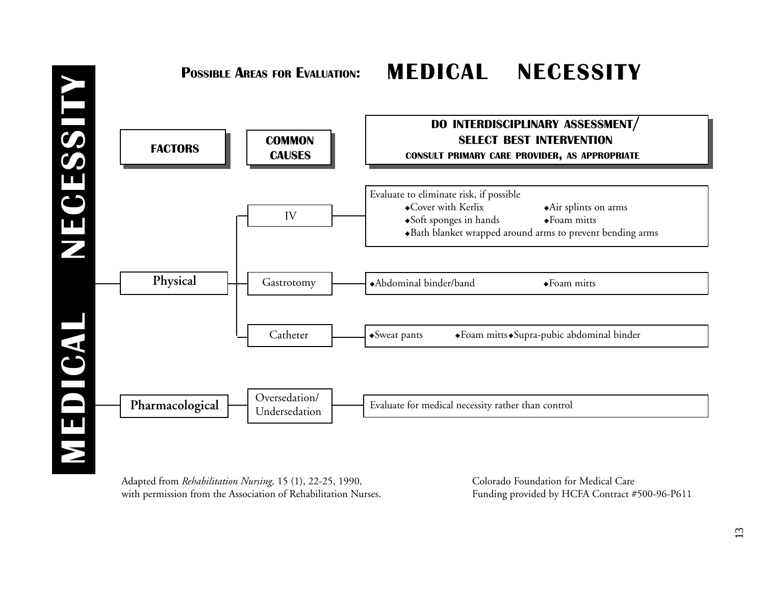# MEDICAL NECESSITY

## Possible Areas for Evaluation: MEDICAL NECESSITY

| FACTORS | COMMON CAUSES | DO INTERDISCIPLINARY ASSESSMENT/ SELECT BEST INTERVENTION<br>CONSULT PRIMARY CARE PROVIDER, AS APPROPRIATE |
| --- | --- | --- |
| Physical | IV | Evaluate to eliminate risk, if possible<br>◆Cover with Kerlix ◆Air splints on arms<br>◆Soft sponges in hands ◆Foam mitts<br>◆Bath blanket wrapped around arms to prevent bending arms |
| | Gastrotomy | ◆Abdominal binder/band ◆Foam mitts |
| | Catheter | ◆Sweat pants ◆Foam mitts ◆Supra-pubic abdominal binder |
| Pharmacological | Oversedation/ Undersedation | Evaluate for medical necessity rather than control |

Adapted from *Rehabilitation Nursing,* 15 (1), 22-25, 1990, with permission from the Association of Rehabilitation Nurses.

Colorado Foundation for Medical Care
Funding provided by HCFA Contract #500-96-P611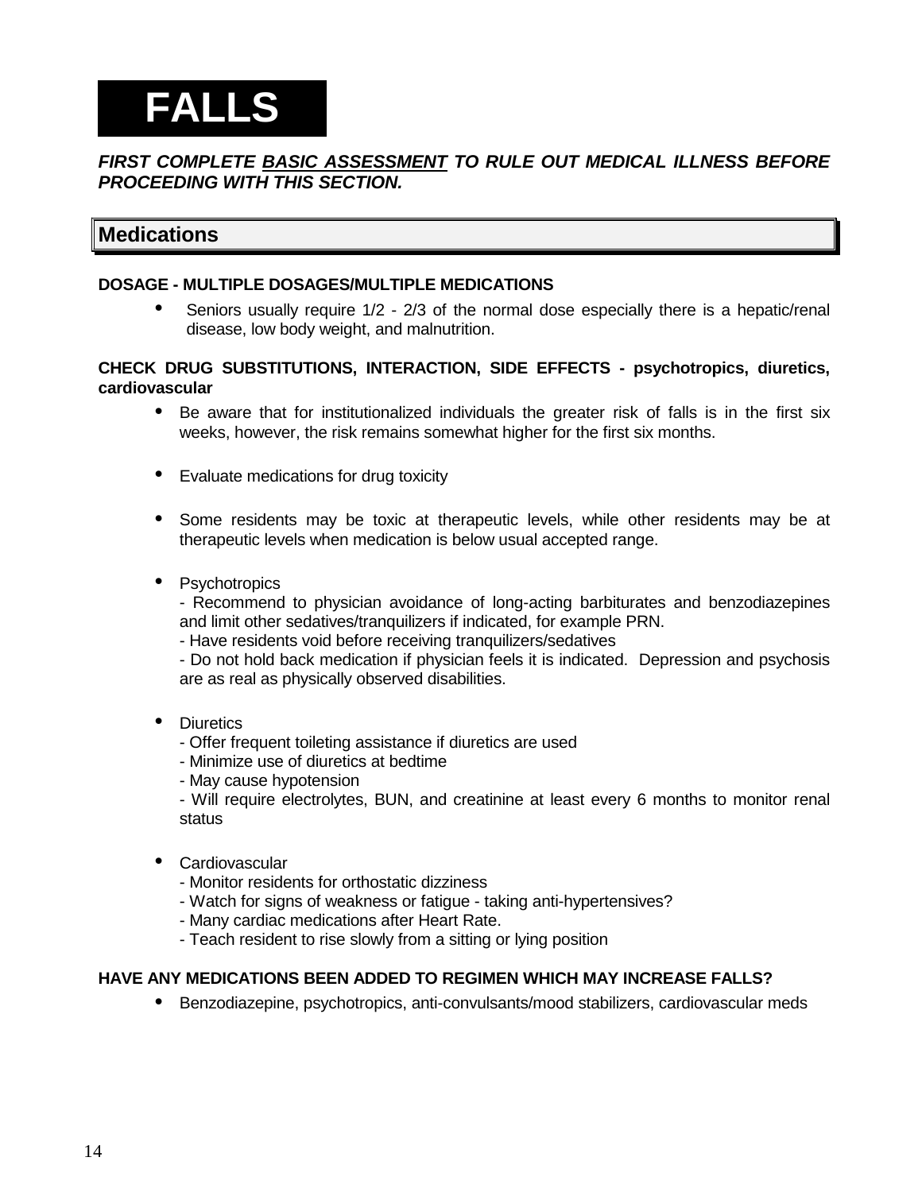# FALLS

***FIRST COMPLETE <u>BASIC ASSESSMENT</u> TO RULE OUT MEDICAL ILLNESS BEFORE PROCEEDING WITH THIS SECTION.***

## Medications

**DOSAGE - MULTIPLE DOSAGES/MULTIPLE MEDICATIONS**

- Seniors usually require 1/2 - 2/3 of the normal dose especially there is a hepatic/renal disease, low body weight, and malnutrition.

**CHECK DRUG SUBSTITUTIONS, INTERACTION, SIDE EFFECTS - psychotropics, diuretics, cardiovascular**

- Be aware that for institutionalized individuals the greater risk of falls is in the first six weeks, however, the risk remains somewhat higher for the first six months.
- Evaluate medications for drug toxicity
- Some residents may be toxic at therapeutic levels, while other residents may be at therapeutic levels when medication is below usual accepted range.
- Psychotropics
  - Recommend to physician avoidance of long-acting barbiturates and benzodiazepines and limit other sedatives/tranquilizers if indicated, for example PRN.
  - Have residents void before receiving tranquilizers/sedatives
  - Do not hold back medication if physician feels it is indicated. Depression and psychosis are as real as physically observed disabilities.
- Diuretics
  - Offer frequent toileting assistance if diuretics are used
  - Minimize use of diuretics at bedtime
  - May cause hypotension
  - Will require electrolytes, BUN, and creatinine at least every 6 months to monitor renal status
- Cardiovascular
  - Monitor residents for orthostatic dizziness
  - Watch for signs of weakness or fatigue - taking anti-hypertensives?
  - Many cardiac medications after Heart Rate.
  - Teach resident to rise slowly from a sitting or lying position

**HAVE ANY MEDICATIONS BEEN ADDED TO REGIMEN WHICH MAY INCREASE FALLS?**

- Benzodiazepine, psychotropics, anti-convulsants/mood stabilizers, cardiovascular meds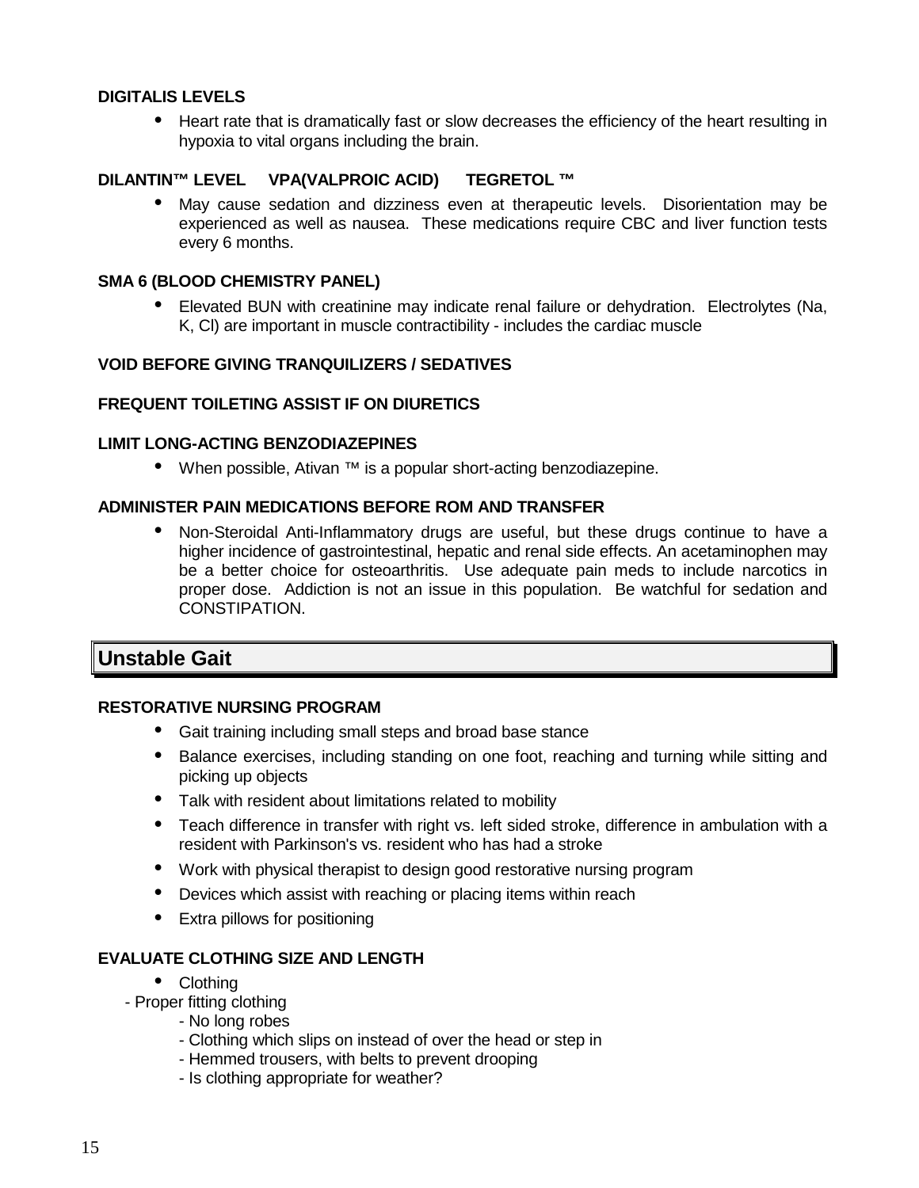**DIGITALIS LEVELS**

- Heart rate that is dramatically fast or slow decreases the efficiency of the heart resulting in hypoxia to vital organs including the brain.

**DILANTIN™ LEVEL VPA(VALPROIC ACID) TEGRETOL ™**

- May cause sedation and dizziness even at therapeutic levels. Disorientation may be experienced as well as nausea. These medications require CBC and liver function tests every 6 months.

**SMA 6 (BLOOD CHEMISTRY PANEL)**

- Elevated BUN with creatinine may indicate renal failure or dehydration. Electrolytes (Na, K, Cl) are important in muscle contractibility - includes the cardiac muscle

**VOID BEFORE GIVING TRANQUILIZERS / SEDATIVES**

**FREQUENT TOILETING ASSIST IF ON DIURETICS**

**LIMIT LONG-ACTING BENZODIAZEPINES**

- When possible, Ativan ™ is a popular short-acting benzodiazepine.

**ADMINISTER PAIN MEDICATIONS BEFORE ROM AND TRANSFER**

- Non-Steroidal Anti-Inflammatory drugs are useful, but these drugs continue to have a higher incidence of gastrointestinal, hepatic and renal side effects. An acetaminophen may be a better choice for osteoarthritis. Use adequate pain meds to include narcotics in proper dose. Addiction is not an issue in this population. Be watchful for sedation and CONSTIPATION.

## Unstable Gait

**RESTORATIVE NURSING PROGRAM**

- Gait training including small steps and broad base stance
- Balance exercises, including standing on one foot, reaching and turning while sitting and picking up objects
- Talk with resident about limitations related to mobility
- Teach difference in transfer with right vs. left sided stroke, difference in ambulation with a resident with Parkinson's vs. resident who has had a stroke
- Work with physical therapist to design good restorative nursing program
- Devices which assist with reaching or placing items within reach
- Extra pillows for positioning

**EVALUATE CLOTHING SIZE AND LENGTH**

- Clothing

- Proper fitting clothing
    - No long robes
    - Clothing which slips on instead of over the head or step in
    - Hemmed trousers, with belts to prevent drooping
    - Is clothing appropriate for weather?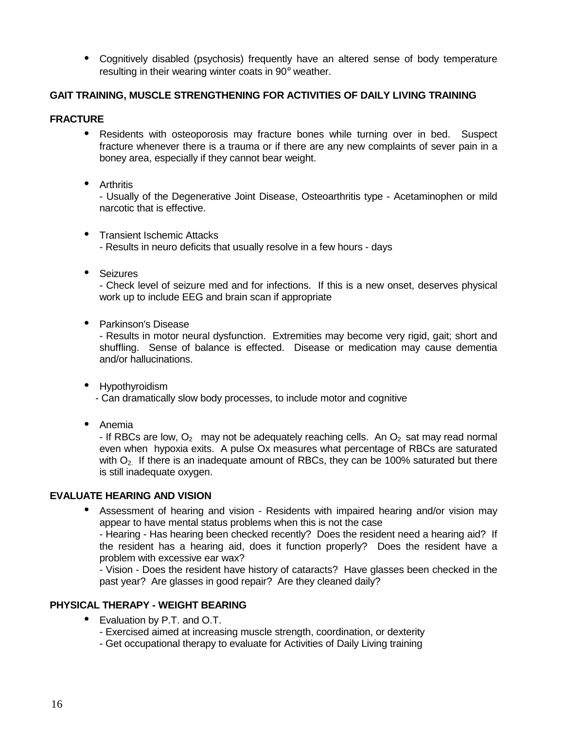- Cognitively disabled (psychosis) frequently have an altered sense of body temperature resulting in their wearing winter coats in 90° weather.

**GAIT TRAINING, MUSCLE STRENGTHENING FOR ACTIVITIES OF DAILY LIVING TRAINING**

**FRACTURE**

- Residents with osteoporosis may fracture bones while turning over in bed. Suspect fracture whenever there is a trauma or if there are any new complaints of sever pain in a boney area, especially if they cannot bear weight.

- Arthritis
  - Usually of the Degenerative Joint Disease, Osteoarthritis type - Acetaminophen or mild narcotic that is effective.

- Transient Ischemic Attacks
  - Results in neuro deficits that usually resolve in a few hours - days

- Seizures
  - Check level of seizure med and for infections. If this is a new onset, deserves physical work up to include EEG and brain scan if appropriate

- Parkinson's Disease
  - Results in motor neural dysfunction. Extremities may become very rigid, gait; short and shuffling. Sense of balance is effected. Disease or medication may cause dementia and/or hallucinations.

- Hypothyroidism
  - Can dramatically slow body processes, to include motor and cognitive

- Anemia
  - If RBCs are low, $O_2$ may not be adequately reaching cells. An $O_2$ sat may read normal even when hypoxia exits. A pulse Ox measures what percentage of RBCs are saturated with $O_2$. If there is an inadequate amount of RBCs, they can be 100% saturated but there is still inadequate oxygen.

**EVALUATE HEARING AND VISION**

- Assessment of hearing and vision - Residents with impaired hearing and/or vision may appear to have mental status problems when this is not the case
  - Hearing - Has hearing been checked recently? Does the resident need a hearing aid? If the resident has a hearing aid, does it function properly? Does the resident have a problem with excessive ear wax?
  - Vision - Does the resident have history of cataracts? Have glasses been checked in the past year? Are glasses in good repair? Are they cleaned daily?

**PHYSICAL THERAPY - WEIGHT BEARING**

- Evaluation by P.T. and O.T.
  - Exercised aimed at increasing muscle strength, coordination, or dexterity
  - Get occupational therapy to evaluate for Activities of Daily Living training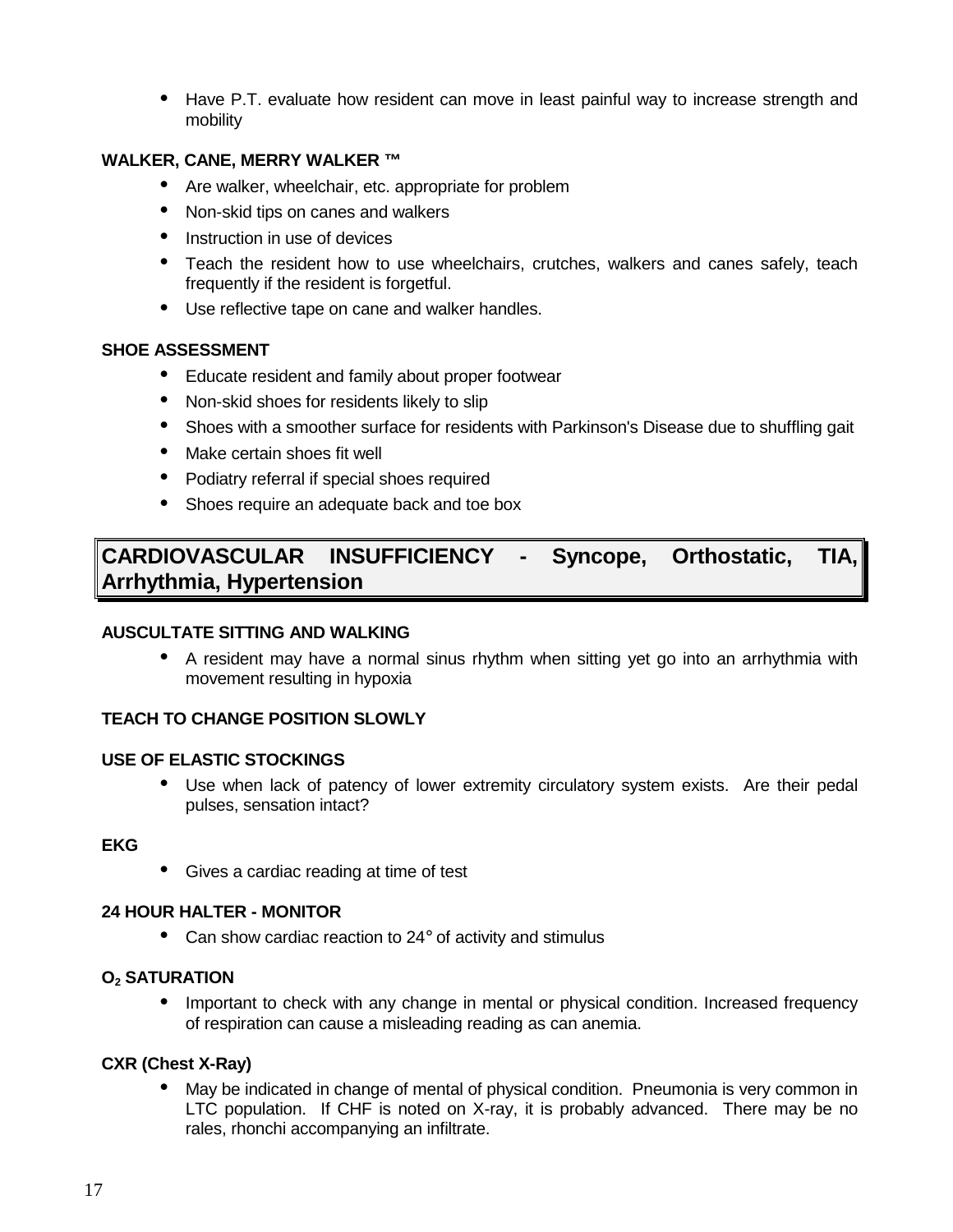- Have P.T. evaluate how resident can move in least painful way to increase strength and mobility

**WALKER, CANE, MERRY WALKER ™**

- Are walker, wheelchair, etc. appropriate for problem
- Non-skid tips on canes and walkers
- Instruction in use of devices
- Teach the resident how to use wheelchairs, crutches, walkers and canes safely, teach frequently if the resident is forgetful.
- Use reflective tape on cane and walker handles.

**SHOE ASSESSMENT**

- Educate resident and family about proper footwear
- Non-skid shoes for residents likely to slip
- Shoes with a smoother surface for residents with Parkinson's Disease due to shuffling gait
- Make certain shoes fit well
- Podiatry referral if special shoes required
- Shoes require an adequate back and toe box

## CARDIOVASCULAR INSUFFICIENCY - Syncope, Orthostatic, TIA, Arrhythmia, Hypertension

**AUSCULTATE SITTING AND WALKING**

- A resident may have a normal sinus rhythm when sitting yet go into an arrhythmia with movement resulting in hypoxia

**TEACH TO CHANGE POSITION SLOWLY**

**USE OF ELASTIC STOCKINGS**

- Use when lack of patency of lower extremity circulatory system exists. Are their pedal pulses, sensation intact?

**EKG**

- Gives a cardiac reading at time of test

**24 HOUR HALTER - MONITOR**

- Can show cardiac reaction to 24° of activity and stimulus

**$O_2$ SATURATION**

- Important to check with any change in mental or physical condition. Increased frequency of respiration can cause a misleading reading as can anemia.

**CXR (Chest X-Ray)**

- May be indicated in change of mental of physical condition. Pneumonia is very common in LTC population. If CHF is noted on X-ray, it is probably advanced. There may be no rales, rhonchi accompanying an infiltrate.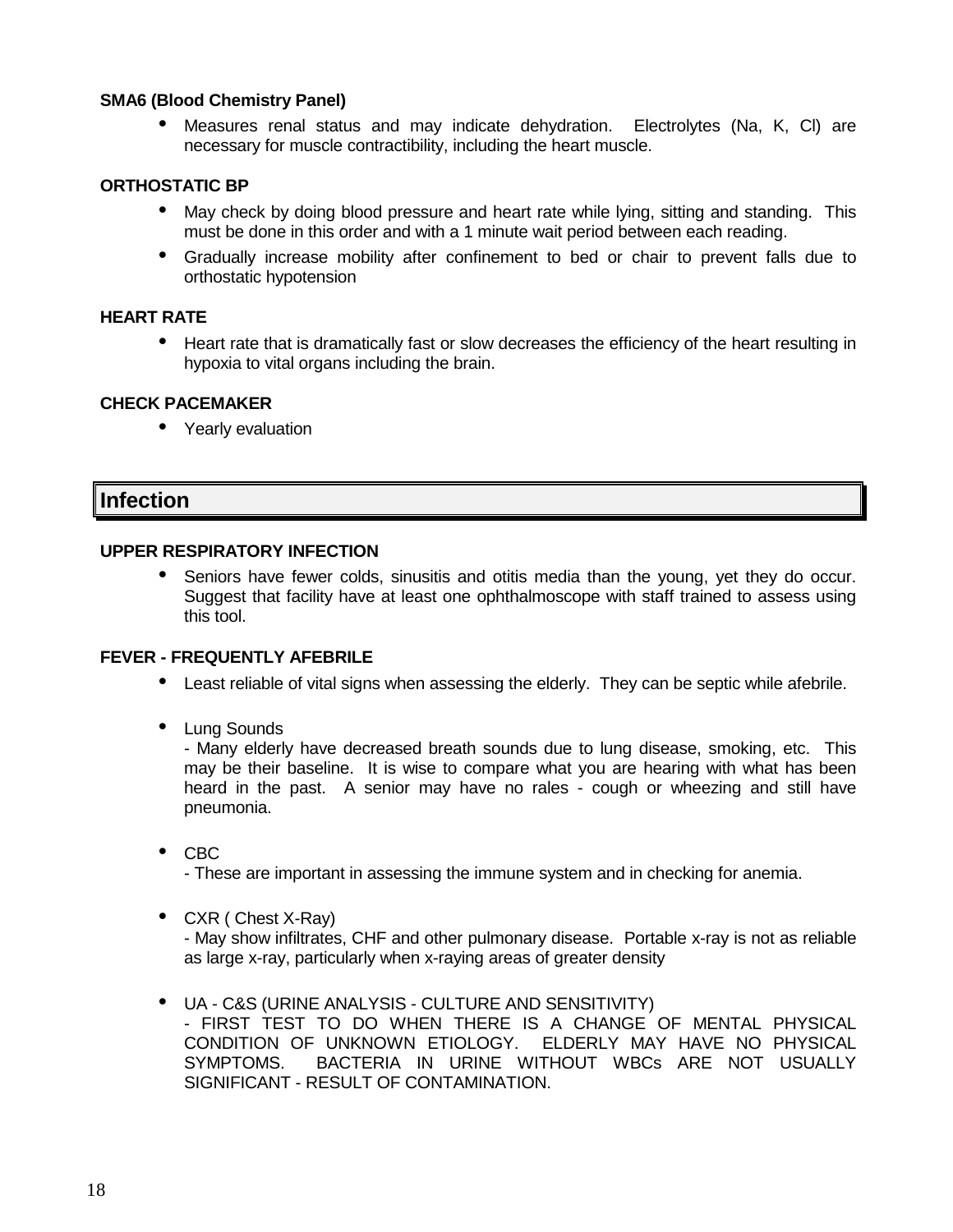**SMA6 (Blood Chemistry Panel)**

- Measures renal status and may indicate dehydration.  Electrolytes (Na, K, Cl) are necessary for muscle contractibility, including the heart muscle.

**ORTHOSTATIC BP**

- May check by doing blood pressure and heart rate while lying, sitting and standing.  This must be done in this order and with a 1 minute wait period between each reading.
- Gradually increase mobility after confinement to bed or chair to prevent falls due to orthostatic hypotension

**HEART RATE**

- Heart rate that is dramatically fast or slow decreases the efficiency of the heart resulting in hypoxia to vital organs including the brain.

**CHECK PACEMAKER**

- Yearly evaluation

## Infection

**UPPER RESPIRATORY INFECTION**

- Seniors have fewer colds, sinusitis and otitis media than the young, yet they do occur.  Suggest that facility have at least one ophthalmoscope with staff trained to assess using this tool.

**FEVER - FREQUENTLY AFEBRILE**

- Least reliable of vital signs when assessing the elderly.  They can be septic while afebrile.

- Lung Sounds
  - Many elderly have decreased breath sounds due to lung disease, smoking, etc.  This may be their baseline.  It is wise to compare what you are hearing with what has been heard in the past.  A senior may have no rales - cough or wheezing and still have pneumonia.

- CBC
  - These are important in assessing the immune system and in checking for anemia.

- CXR ( Chest X-Ray)
  - May show infiltrates, CHF and other pulmonary disease.  Portable x-ray is not as reliable as large x-ray, particularly when x-raying areas of greater density

- UA - C&S (URINE ANALYSIS - CULTURE AND SENSITIVITY)
  - FIRST TEST TO DO WHEN THERE IS A CHANGE OF MENTAL PHYSICAL CONDITION OF UNKNOWN ETIOLOGY.  ELDERLY MAY HAVE NO PHYSICAL SYMPTOMS.  BACTERIA IN URINE WITHOUT WBCs ARE NOT USUALLY SIGNIFICANT - RESULT OF CONTAMINATION.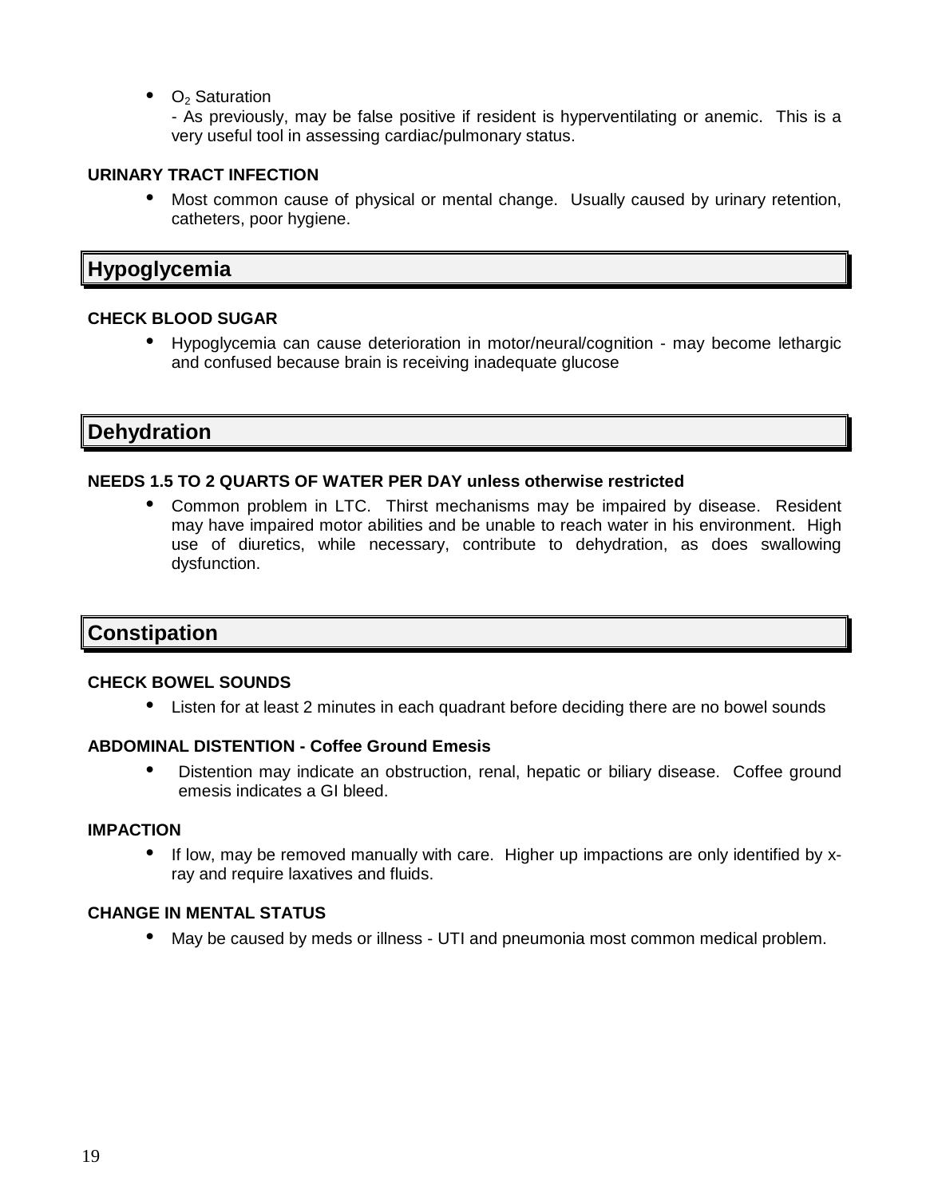- $O_2$ Saturation
  - As previously, may be false positive if resident is hyperventilating or anemic. This is a very useful tool in assessing cardiac/pulmonary status.

**URINARY TRACT INFECTION**

- Most common cause of physical or mental change. Usually caused by urinary retention, catheters, poor hygiene.

## Hypoglycemia

**CHECK BLOOD SUGAR**

- Hypoglycemia can cause deterioration in motor/neural/cognition - may become lethargic and confused because brain is receiving inadequate glucose

## Dehydration

**NEEDS 1.5 TO 2 QUARTS OF WATER PER DAY unless otherwise restricted**

- Common problem in LTC. Thirst mechanisms may be impaired by disease. Resident may have impaired motor abilities and be unable to reach water in his environment. High use of diuretics, while necessary, contribute to dehydration, as does swallowing dysfunction.

## Constipation

**CHECK BOWEL SOUNDS**

- Listen for at least 2 minutes in each quadrant before deciding there are no bowel sounds

**ABDOMINAL DISTENTION - Coffee Ground Emesis**

- Distention may indicate an obstruction, renal, hepatic or biliary disease. Coffee ground emesis indicates a GI bleed.

**IMPACTION**

- If low, may be removed manually with care. Higher up impactions are only identified by x-ray and require laxatives and fluids.

**CHANGE IN MENTAL STATUS**

- May be caused by meds or illness - UTI and pneumonia most common medical problem.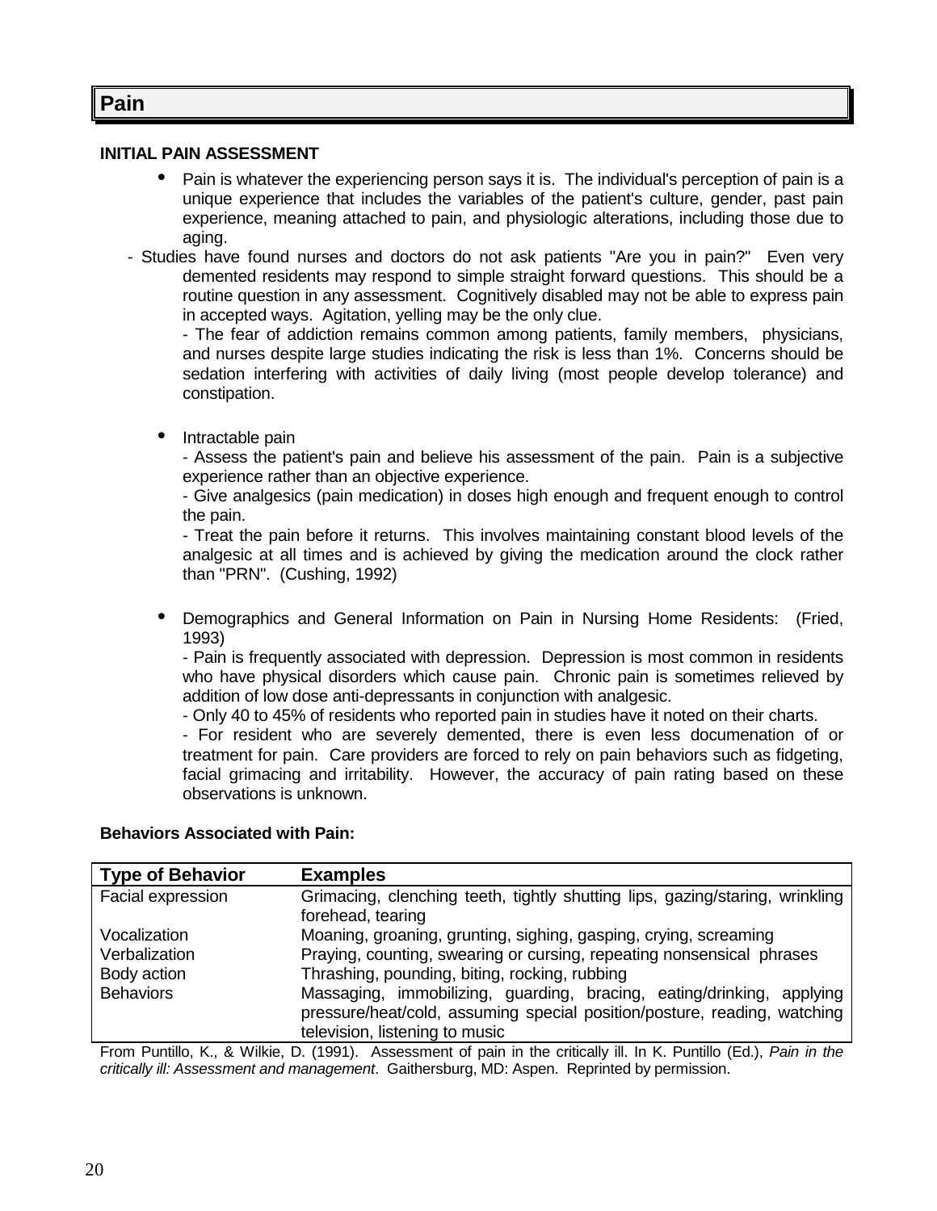# Pain

**INITIAL PAIN ASSESSMENT**

- Pain is whatever the experiencing person says it is. The individual's perception of pain is a unique experience that includes the variables of the patient's culture, gender, past pain experience, meaning attached to pain, and physiologic alterations, including those due to aging.

- Studies have found nurses and doctors do not ask patients "Are you in pain?" Even very demented residents may respond to simple straight forward questions. This should be a routine question in any assessment. Cognitively disabled may not be able to express pain in accepted ways. Agitation, yelling may be the only clue.

  - The fear of addiction remains common among patients, family members, physicians, and nurses despite large studies indicating the risk is less than 1%. Concerns should be sedation interfering with activities of daily living (most people develop tolerance) and constipation.

- Intractable pain
  - Assess the patient's pain and believe his assessment of the pain. Pain is a subjective experience rather than an objective experience.
  - Give analgesics (pain medication) in doses high enough and frequent enough to control the pain.
  - Treat the pain before it returns. This involves maintaining constant blood levels of the analgesic at all times and is achieved by giving the medication around the clock rather than "PRN". (Cushing, 1992)

- Demographics and General Information on Pain in Nursing Home Residents: (Fried, 1993)
  - Pain is frequently associated with depression. Depression is most common in residents who have physical disorders which cause pain. Chronic pain is sometimes relieved by addition of low dose anti-depressants in conjunction with analgesic.
  - Only 40 to 45% of residents who reported pain in studies have it noted on their charts.
  - For resident who are severely demented, there is even less documenation of or treatment for pain. Care providers are forced to rely on pain behaviors such as fidgeting, facial grimacing and irritability. However, the accuracy of pain rating based on these observations is unknown.

**Behaviors Associated with Pain:**

| Type of Behavior | Examples |
|---|---|
| Facial expression | Grimacing, clenching teeth, tightly shutting lips, gazing/staring, wrinkling forehead, tearing |
| Vocalization | Moaning, groaning, grunting, sighing, gasping, crying, screaming |
| Verbalization | Praying, counting, swearing or cursing, repeating nonsensical phrases |
| Body action | Thrashing, pounding, biting, rocking, rubbing |
| Behaviors | Massaging, immobilizing, guarding, bracing, eating/drinking, applying pressure/heat/cold, assuming special position/posture, reading, watching television, listening to music |

From Puntillo, K., & Wilkie, D. (1991). Assessment of pain in the critically ill. In K. Puntillo (Ed.), *Pain in the critically ill: Assessment and management*. Gaithersburg, MD: Aspen. Reprinted by permission.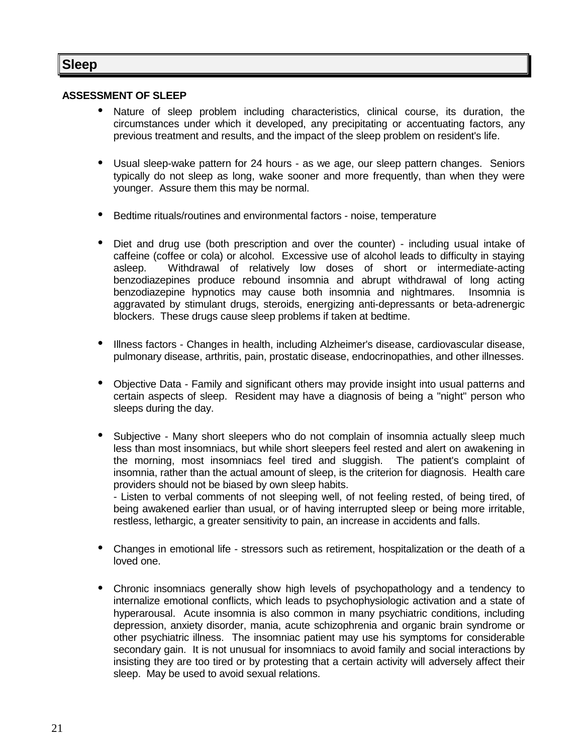## Sleep

**ASSESSMENT OF SLEEP**

- Nature of sleep problem including characteristics, clinical course, its duration, the circumstances under which it developed, any precipitating or accentuating factors, any previous treatment and results, and the impact of the sleep problem on resident's life.

- Usual sleep-wake pattern for 24 hours - as we age, our sleep pattern changes. Seniors typically do not sleep as long, wake sooner and more frequently, than when they were younger. Assure them this may be normal.

- Bedtime rituals/routines and environmental factors - noise, temperature

- Diet and drug use (both prescription and over the counter) - including usual intake of caffeine (coffee or cola) or alcohol. Excessive use of alcohol leads to difficulty in staying asleep. Withdrawal of relatively low doses of short or intermediate-acting benzodiazepines produce rebound insomnia and abrupt withdrawal of long acting benzodiazepine hypnotics may cause both insomnia and nightmares. Insomnia is aggravated by stimulant drugs, steroids, energizing anti-depressants or beta-adrenergic blockers. These drugs cause sleep problems if taken at bedtime.

- Illness factors - Changes in health, including Alzheimer's disease, cardiovascular disease, pulmonary disease, arthritis, pain, prostatic disease, endocrinopathies, and other illnesses.

- Objective Data - Family and significant others may provide insight into usual patterns and certain aspects of sleep. Resident may have a diagnosis of being a "night" person who sleeps during the day.

- Subjective - Many short sleepers who do not complain of insomnia actually sleep much less than most insomniacs, but while short sleepers feel rested and alert on awakening in the morning, most insomniacs feel tired and sluggish. The patient's complaint of insomnia, rather than the actual amount of sleep, is the criterion for diagnosis. Health care providers should not be biased by own sleep habits.
  - Listen to verbal comments of not sleeping well, of not feeling rested, of being tired, of being awakened earlier than usual, or of having interrupted sleep or being more irritable, restless, lethargic, a greater sensitivity to pain, an increase in accidents and falls.

- Changes in emotional life - stressors such as retirement, hospitalization or the death of a loved one.

- Chronic insomniacs generally show high levels of psychopathology and a tendency to internalize emotional conflicts, which leads to psychophysiologic activation and a state of hyperarousal. Acute insomnia is also common in many psychiatric conditions, including depression, anxiety disorder, mania, acute schizophrenia and organic brain syndrome or other psychiatric illness. The insomniac patient may use his symptoms for considerable secondary gain. It is not unusual for insomniacs to avoid family and social interactions by insisting they are too tired or by protesting that a certain activity will adversely affect their sleep. May be used to avoid sexual relations.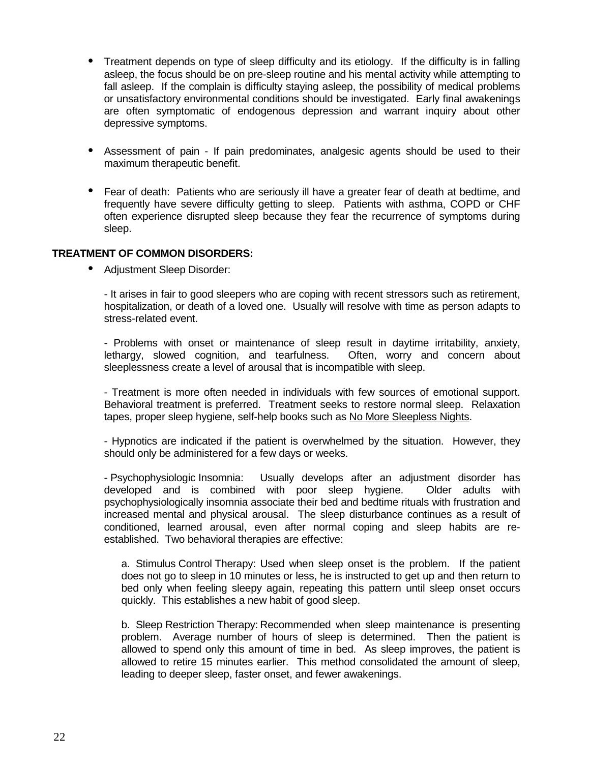- Treatment depends on type of sleep difficulty and its etiology. If the difficulty is in falling asleep, the focus should be on pre-sleep routine and his mental activity while attempting to fall asleep. If the complain is difficulty staying asleep, the possibility of medical problems or unsatisfactory environmental conditions should be investigated. Early final awakenings are often symptomatic of endogenous depression and warrant inquiry about other depressive symptoms.

- Assessment of pain - If pain predominates, analgesic agents should be used to their maximum therapeutic benefit.

- Fear of death: Patients who are seriously ill have a greater fear of death at bedtime, and frequently have severe difficulty getting to sleep. Patients with asthma, COPD or CHF often experience disrupted sleep because they fear the recurrence of symptoms during sleep.

**TREATMENT OF COMMON DISORDERS:**

- Adjustment Sleep Disorder:

  - It arises in fair to good sleepers who are coping with recent stressors such as retirement, hospitalization, or death of a loved one. Usually will resolve with time as person adapts to stress-related event.

  - Problems with onset or maintenance of sleep result in daytime irritability, anxiety, lethargy, slowed cognition, and tearfulness. Often, worry and concern about sleeplessness create a level of arousal that is incompatible with sleep.

  - Treatment is more often needed in individuals with few sources of emotional support. Behavioral treatment is preferred. Treatment seeks to restore normal sleep. Relaxation tapes, proper sleep hygiene, self-help books such as <u>No More Sleepless Nights</u>.

  - Hypnotics are indicated if the patient is overwhelmed by the situation. However, they should only be administered for a few days or weeks.

  - Psychophysiologic Insomnia: Usually develops after an adjustment disorder has developed and is combined with poor sleep hygiene. Older adults with psychophysiologically insomnia associate their bed and bedtime rituals with frustration and increased mental and physical arousal. The sleep disturbance continues as a result of conditioned, learned arousal, even after normal coping and sleep habits are re-established. Two behavioral therapies are effective:

    a. Stimulus Control Therapy: Used when sleep onset is the problem. If the patient does not go to sleep in 10 minutes or less, he is instructed to get up and then return to bed only when feeling sleepy again, repeating this pattern until sleep onset occurs quickly. This establishes a new habit of good sleep.

    b. Sleep Restriction Therapy: Recommended when sleep maintenance is presenting problem. Average number of hours of sleep is determined. Then the patient is allowed to spend only this amount of time in bed. As sleep improves, the patient is allowed to retire 15 minutes earlier. This method consolidated the amount of sleep, leading to deeper sleep, faster onset, and fewer awakenings.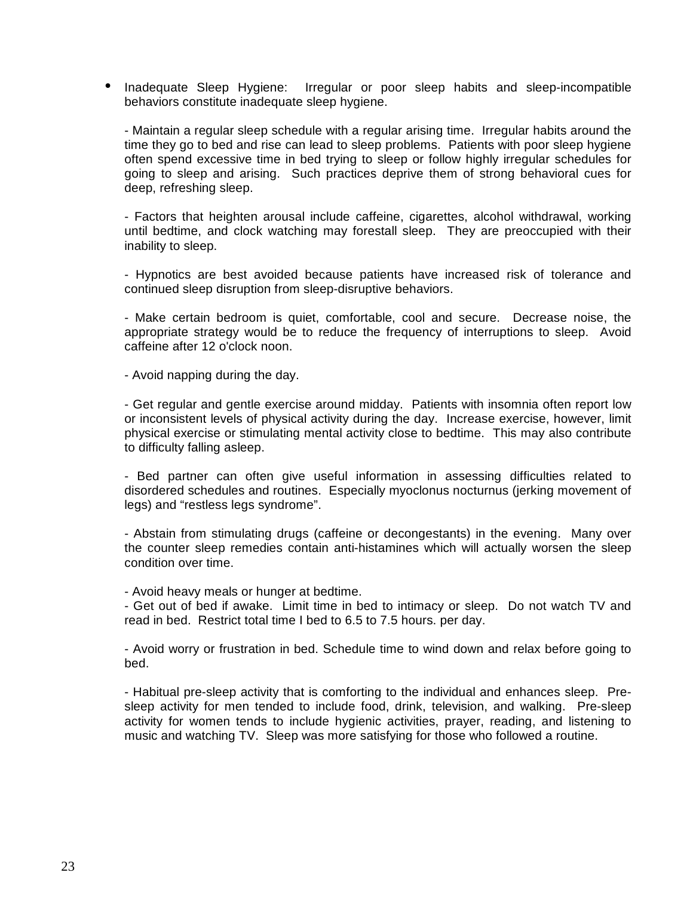- Inadequate Sleep Hygiene: Irregular or poor sleep habits and sleep-incompatible behaviors constitute inadequate sleep hygiene.

  - Maintain a regular sleep schedule with a regular arising time. Irregular habits around the time they go to bed and rise can lead to sleep problems. Patients with poor sleep hygiene often spend excessive time in bed trying to sleep or follow highly irregular schedules for going to sleep and arising. Such practices deprive them of strong behavioral cues for deep, refreshing sleep.

  - Factors that heighten arousal include caffeine, cigarettes, alcohol withdrawal, working until bedtime, and clock watching may forestall sleep. They are preoccupied with their inability to sleep.

  - Hypnotics are best avoided because patients have increased risk of tolerance and continued sleep disruption from sleep-disruptive behaviors.

  - Make certain bedroom is quiet, comfortable, cool and secure. Decrease noise, the appropriate strategy would be to reduce the frequency of interruptions to sleep. Avoid caffeine after 12 o'clock noon.

  - Avoid napping during the day.

  - Get regular and gentle exercise around midday. Patients with insomnia often report low or inconsistent levels of physical activity during the day. Increase exercise, however, limit physical exercise or stimulating mental activity close to bedtime. This may also contribute to difficulty falling asleep.

  - Bed partner can often give useful information in assessing difficulties related to disordered schedules and routines. Especially myoclonus nocturnus (jerking movement of legs) and “restless legs syndrome”.

  - Abstain from stimulating drugs (caffeine or decongestants) in the evening. Many over the counter sleep remedies contain anti-histamines which will actually worsen the sleep condition over time.

  - Avoid heavy meals or hunger at bedtime.
  - Get out of bed if awake. Limit time in bed to intimacy or sleep. Do not watch TV and read in bed. Restrict total time I bed to 6.5 to 7.5 hours. per day.

  - Avoid worry or frustration in bed. Schedule time to wind down and relax before going to bed.

  - Habitual pre-sleep activity that is comforting to the individual and enhances sleep. Pre-sleep activity for men tended to include food, drink, television, and walking. Pre-sleep activity for women tends to include hygienic activities, prayer, reading, and listening to music and watching TV. Sleep was more satisfying for those who followed a routine.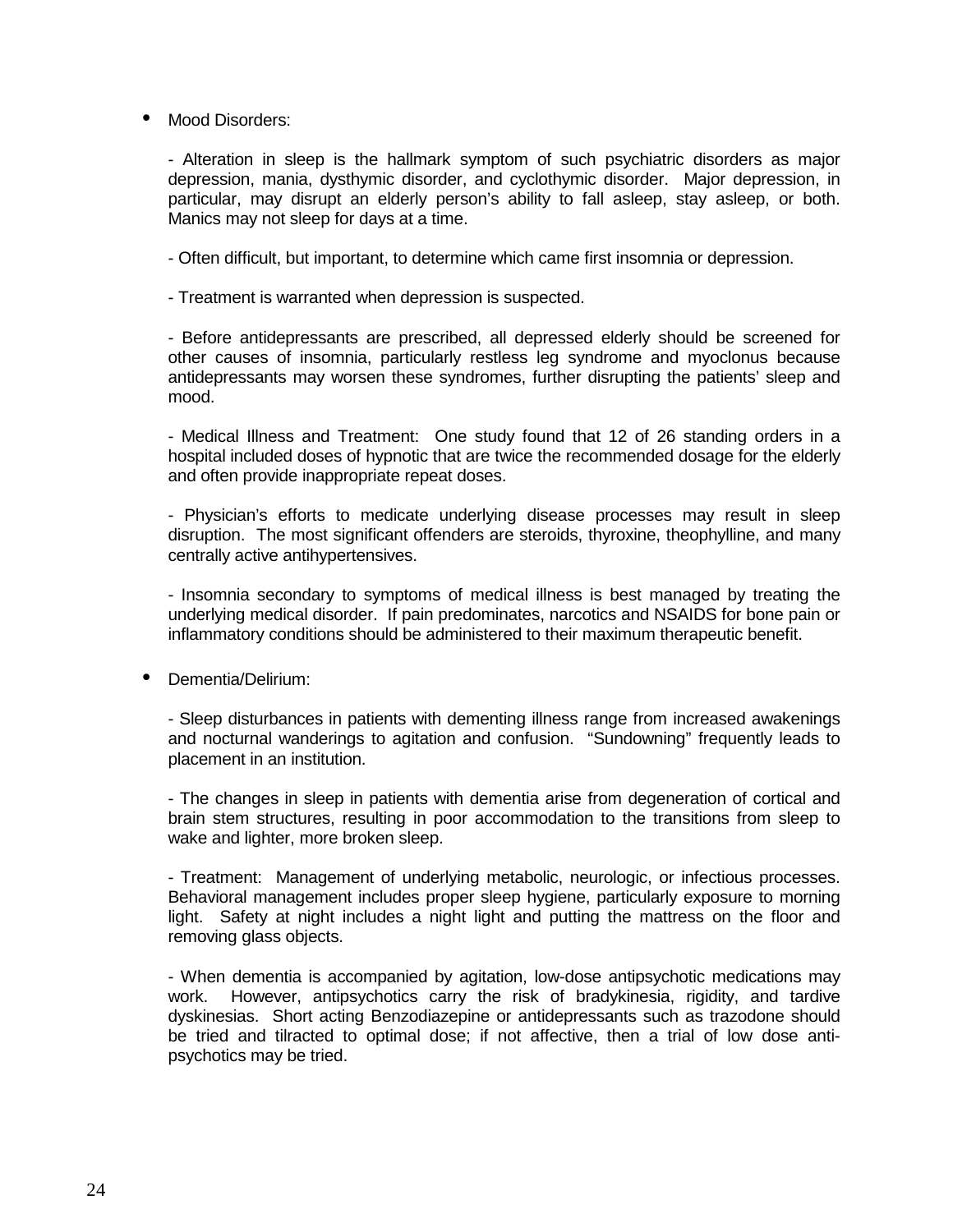- Mood Disorders:

  - Alteration in sleep is the hallmark symptom of such psychiatric disorders as major depression, mania, dysthymic disorder, and cyclothymic disorder. Major depression, in particular, may disrupt an elderly person's ability to fall asleep, stay asleep, or both. Manics may not sleep for days at a time.

  - Often difficult, but important, to determine which came first insomnia or depression.

  - Treatment is warranted when depression is suspected.

  - Before antidepressants are prescribed, all depressed elderly should be screened for other causes of insomnia, particularly restless leg syndrome and myoclonus because antidepressants may worsen these syndromes, further disrupting the patients' sleep and mood.

  - Medical Illness and Treatment: One study found that 12 of 26 standing orders in a hospital included doses of hypnotic that are twice the recommended dosage for the elderly and often provide inappropriate repeat doses.

  - Physician's efforts to medicate underlying disease processes may result in sleep disruption. The most significant offenders are steroids, thyroxine, theophylline, and many centrally active antihypertensives.

  - Insomnia secondary to symptoms of medical illness is best managed by treating the underlying medical disorder. If pain predominates, narcotics and NSAIDS for bone pain or inflammatory conditions should be administered to their maximum therapeutic benefit.

- Dementia/Delirium:

  - Sleep disturbances in patients with dementing illness range from increased awakenings and nocturnal wanderings to agitation and confusion. "Sundowning" frequently leads to placement in an institution.

  - The changes in sleep in patients with dementia arise from degeneration of cortical and brain stem structures, resulting in poor accommodation to the transitions from sleep to wake and lighter, more broken sleep.

  - Treatment: Management of underlying metabolic, neurologic, or infectious processes. Behavioral management includes proper sleep hygiene, particularly exposure to morning light. Safety at night includes a night light and putting the mattress on the floor and removing glass objects.

  - When dementia is accompanied by agitation, low-dose antipsychotic medications may work. However, antipsychotics carry the risk of bradykinesia, rigidity, and tardive dyskinesias. Short acting Benzodiazepine or antidepressants such as trazodone should be tried and tilracted to optimal dose; if not affective, then a trial of low dose anti-psychotics may be tried.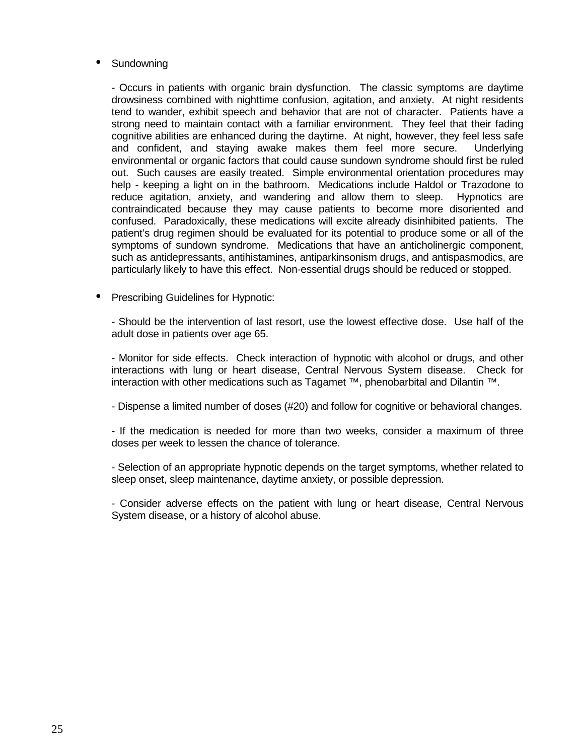- Sundowning

  - Occurs in patients with organic brain dysfunction. The classic symptoms are daytime drowsiness combined with nighttime confusion, agitation, and anxiety. At night residents tend to wander, exhibit speech and behavior that are not of character. Patients have a strong need to maintain contact with a familiar environment. They feel that their fading cognitive abilities are enhanced during the daytime. At night, however, they feel less safe and confident, and staying awake makes them feel more secure. Underlying environmental or organic factors that could cause sundown syndrome should first be ruled out. Such causes are easily treated. Simple environmental orientation procedures may help - keeping a light on in the bathroom. Medications include Haldol or Trazodone to reduce agitation, anxiety, and wandering and allow them to sleep. Hypnotics are contraindicated because they may cause patients to become more disoriented and confused. Paradoxically, these medications will excite already disinhibited patients. The patient's drug regimen should be evaluated for its potential to produce some or all of the symptoms of sundown syndrome. Medications that have an anticholinergic component, such as antidepressants, antihistamines, antiparkinsonism drugs, and antispasmodics, are particularly likely to have this effect. Non-essential drugs should be reduced or stopped.

- Prescribing Guidelines for Hypnotic:

  - Should be the intervention of last resort, use the lowest effective dose. Use half of the adult dose in patients over age 65.

  - Monitor for side effects. Check interaction of hypnotic with alcohol or drugs, and other interactions with lung or heart disease, Central Nervous System disease. Check for interaction with other medications such as Tagamet ™, phenobarbital and Dilantin ™.

  - Dispense a limited number of doses (#20) and follow for cognitive or behavioral changes.

  - If the medication is needed for more than two weeks, consider a maximum of three doses per week to lessen the chance of tolerance.

  - Selection of an appropriate hypnotic depends on the target symptoms, whether related to sleep onset, sleep maintenance, daytime anxiety, or possible depression.

  - Consider adverse effects on the patient with lung or heart disease, Central Nervous System disease, or a history of alcohol abuse.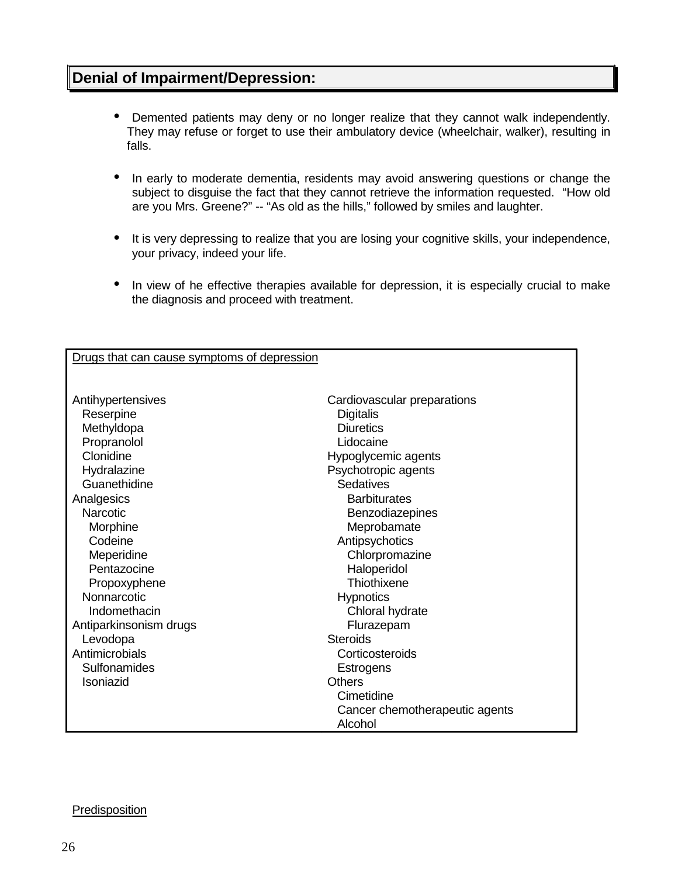## Denial of Impairment/Depression:

- Demented patients may deny or no longer realize that they cannot walk independently. They may refuse or forget to use their ambulatory device (wheelchair, walker), resulting in falls.
- In early to moderate dementia, residents may avoid answering questions or change the subject to disguise the fact that they cannot retrieve the information requested. "How old are you Mrs. Greene?" -- "As old as the hills," followed by smiles and laughter.
- It is very depressing to realize that you are losing your cognitive skills, your independence, your privacy, indeed your life.
- In view of he effective therapies available for depression, it is especially crucial to make the diagnosis and proceed with treatment.

<u>Drugs that can cause symptoms of depression</u>

- Antihypertensives
  - Reserpine
  - Methyldopa
  - Propranolol
  - Clonidine
  - Hydralazine
  - Guanethidine
- Analgesics
  - Narcotic
    - Morphine
    - Codeine
    - Meperidine
    - Pentazocine
    - Propoxyphene
  - Nonnarcotic
    - Indomethacin
- Antiparkinsonism drugs
  - Levodopa
- Antimicrobials
  - Sulfonamides
  - Isoniazid
- Cardiovascular preparations
  - Digitalis
  - Diuretics
  - Lidocaine
- Hypoglycemic agents
- Psychotropic agents
  - Sedatives
    - Barbiturates
    - Benzodiazepines
    - Meprobamate
  - Antipsychotics
    - Chlorpromazine
    - Haloperidol
    - Thiothixene
  - Hypnotics
    - Chloral hydrate
    - Flurazepam
- Steroids
  - Corticosteroids
  - Estrogens
- Others
  - Cimetidine
  - Cancer chemotherapeutic agents
  - Alcohol

<u>Predisposition</u>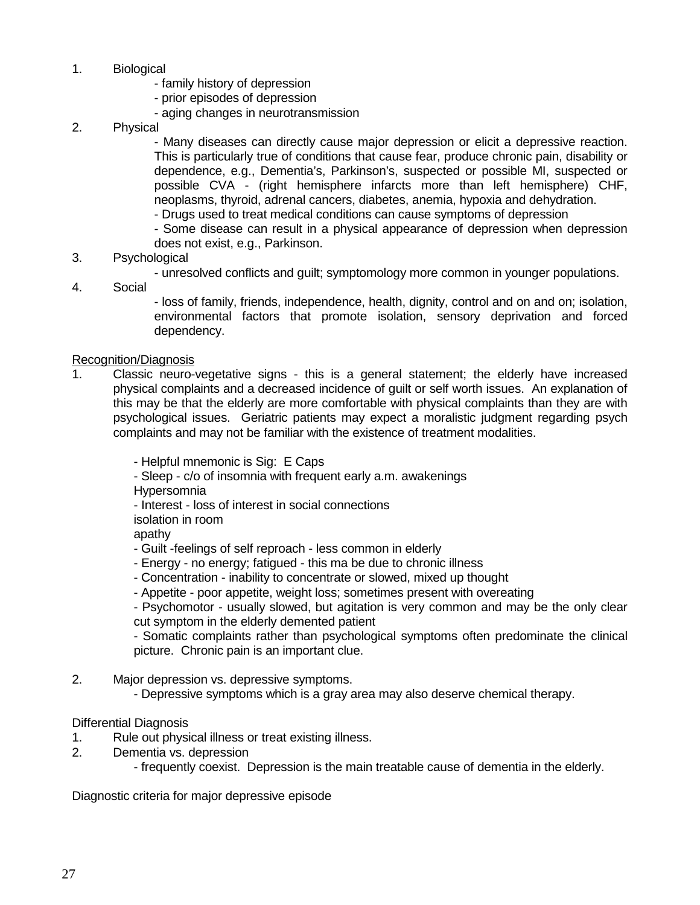1. Biological
   - family history of depression
   - prior episodes of depression
   - aging changes in neurotransmission
2. Physical
   - Many diseases can directly cause major depression or elicit a depressive reaction. This is particularly true of conditions that cause fear, produce chronic pain, disability or dependence, e.g., Dementia's, Parkinson's, suspected or possible MI, suspected or possible CVA - (right hemisphere infarcts more than left hemisphere) CHF, neoplasms, thyroid, adrenal cancers, diabetes, anemia, hypoxia and dehydration.
   - Drugs used to treat medical conditions can cause symptoms of depression
   - Some disease can result in a physical appearance of depression when depression does not exist, e.g., Parkinson.
3. Psychological
   - unresolved conflicts and guilt; symptomology more common in younger populations.
4. Social
   - loss of family, friends, independence, health, dignity, control and on and on; isolation, environmental factors that promote isolation, sensory deprivation and forced dependency.

<u>Recognition/Diagnosis</u>

1. Classic neuro-vegetative signs - this is a general statement; the elderly have increased physical complaints and a decreased incidence of guilt or self worth issues. An explanation of this may be that the elderly are more comfortable with physical complaints than they are with psychological issues. Geriatric patients may expect a moralistic judgment regarding psych complaints and may not be familiar with the existence of treatment modalities.

   - Helpful mnemonic is Sig: E Caps
   - Sleep - c/o of insomnia with frequent early a.m. awakenings
   Hypersomnia
   - Interest - loss of interest in social connections
   isolation in room
   apathy
   - Guilt -feelings of self reproach - less common in elderly
   - Energy - no energy; fatigued - this ma be due to chronic illness
   - Concentration - inability to concentrate or slowed, mixed up thought
   - Appetite - poor appetite, weight loss; sometimes present with overeating
   - Psychomotor - usually slowed, but agitation is very common and may be the only clear cut symptom in the elderly demented patient
   - Somatic complaints rather than psychological symptoms often predominate the clinical picture. Chronic pain is an important clue.

2. Major depression vs. depressive symptoms.
   - Depressive symptoms which is a gray area may also deserve chemical therapy.

Differential Diagnosis

1. Rule out physical illness or treat existing illness.
2. Dementia vs. depression
   - frequently coexist. Depression is the main treatable cause of dementia in the elderly.

Diagnostic criteria for major depressive episode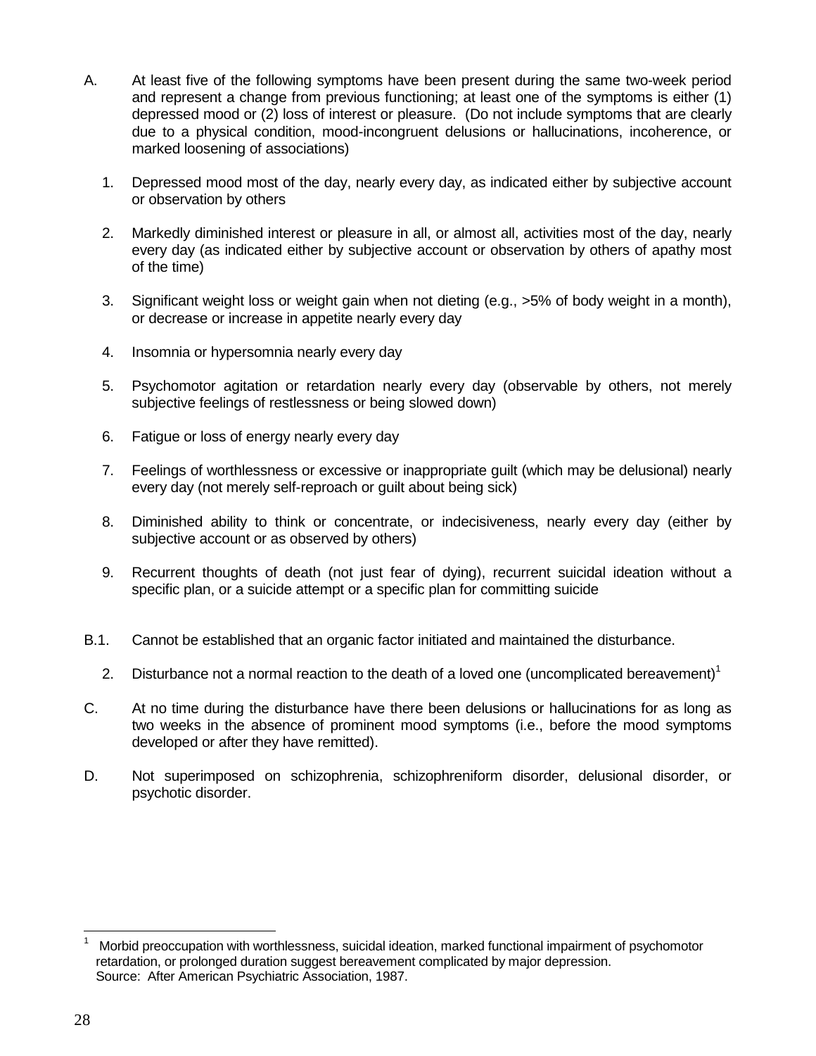A. At least five of the following symptoms have been present during the same two-week period and represent a change from previous functioning; at least one of the symptoms is either (1) depressed mood or (2) loss of interest or pleasure. (Do not include symptoms that are clearly due to a physical condition, mood-incongruent delusions or hallucinations, incoherence, or marked loosening of associations)

1. Depressed mood most of the day, nearly every day, as indicated either by subjective account or observation by others
2. Markedly diminished interest or pleasure in all, or almost all, activities most of the day, nearly every day (as indicated either by subjective account or observation by others of apathy most of the time)
3. Significant weight loss or weight gain when not dieting (e.g., >5% of body weight in a month), or decrease or increase in appetite nearly every day
4. Insomnia or hypersomnia nearly every day
5. Psychomotor agitation or retardation nearly every day (observable by others, not merely subjective feelings of restlessness or being slowed down)
6. Fatigue or loss of energy nearly every day
7. Feelings of worthlessness or excessive or inappropriate guilt (which may be delusional) nearly every day (not merely self-reproach or guilt about being sick)
8. Diminished ability to think or concentrate, or indecisiveness, nearly every day (either by subjective account or as observed by others)
9. Recurrent thoughts of death (not just fear of dying), recurrent suicidal ideation without a specific plan, or a suicide attempt or a specific plan for committing suicide

B.1. Cannot be established that an organic factor initiated and maintained the disturbance.

2. Disturbance not a normal reaction to the death of a loved one (uncomplicated bereavement)[1]

C. At no time during the disturbance have there been delusions or hallucinations for as long as two weeks in the absence of prominent mood symptoms (i.e., before the mood symptoms developed or after they have remitted).

D. Not superimposed on schizophrenia, schizophreniform disorder, delusional disorder, or psychotic disorder.

---

[1] Morbid preoccupation with worthlessness, suicidal ideation, marked functional impairment of psychomotor retardation, or prolonged duration suggest bereavement complicated by major depression.

Source: After American Psychiatric Association, 1987.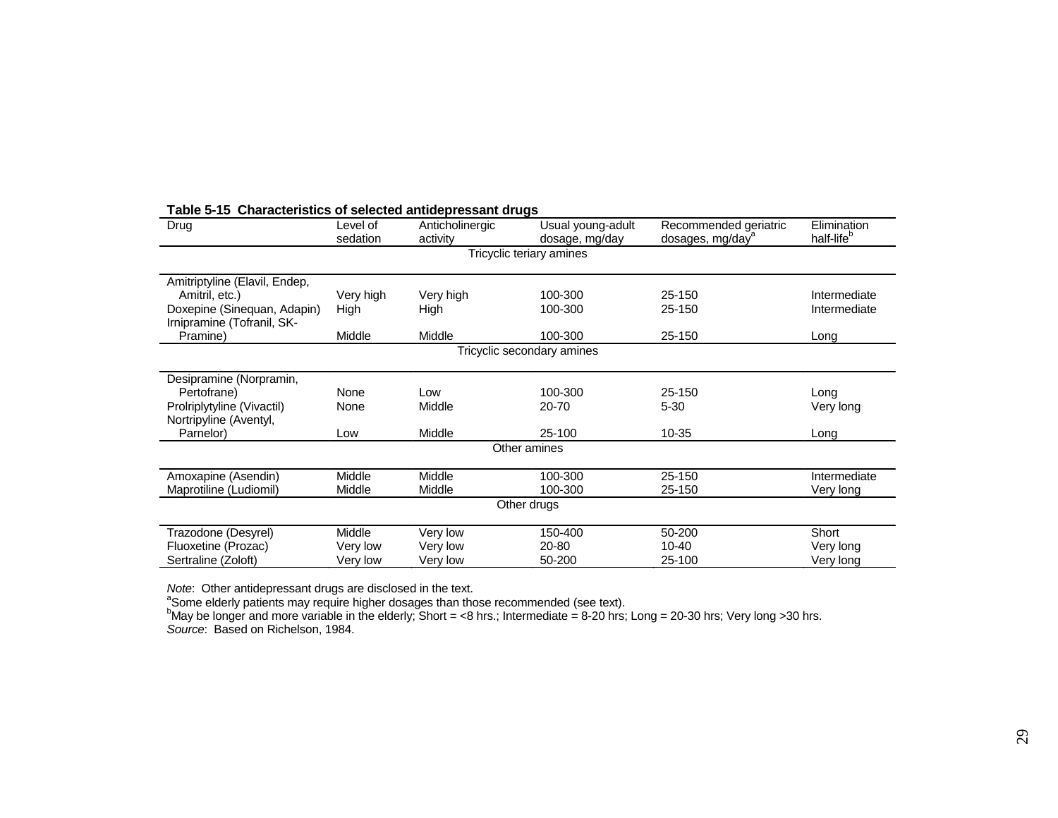**Table 5-15 Characteristics of selected antidepressant drugs**

| Drug | Level of sedation | Anticholinergic activity | Usual young-adult dosage, mg/day | Recommended geriatric dosages, mg/day[a] | Elimination half-life[b] |
|---|---|---|---|---|---|
| Tricyclic teriary amines | | | | | |
| Amitriptyline (Elavil, Endep, Amitril, etc.) | Very high | Very high | 100-300 | 25-150 | Intermediate |
| Doxepine (Sinequan, Adapin) | High | High | 100-300 | 25-150 | Intermediate |
| Irnipramine (Tofranil, SK-Pramine) | Middle | Middle | 100-300 | 25-150 | Long |
| Tricyclic secondary amines | | | | | |
| Desipramine (Norpramin, Pertofrane) | None | Low | 100-300 | 25-150 | Long |
| Prolriplytyline (Vivactil) | None | Middle | 20-70 | 5-30 | Very long |
| Nortripyline (Aventyl, Parnelor) | Low | Middle | 25-100 | 10-35 | Long |
| Other amines | | | | | |
| Amoxapine (Asendin) | Middle | Middle | 100-300 | 25-150 | Intermediate |
| Maprotiline (Ludiomil) | Middle | Middle | 100-300 | 25-150 | Very long |
| Other drugs | | | | | |
| Trazodone (Desyrel) | Middle | Very low | 150-400 | 50-200 | Short |
| Fluoxetine (Prozac) | Very low | Very low | 20-80 | 10-40 | Very long |
| Sertraline (Zoloft) | Very low | Very low | 50-200 | 25-100 | Very long |

*Note*: Other antidepressant drugs are disclosed in the text.
[a]Some elderly patients may require higher dosages than those recommended (see text).
[b]May be longer and more variable in the elderly; Short = <8 hrs.; Intermediate = 8-20 hrs; Long = 20-30 hrs; Very long >30 hrs.
*Source*: Based on Richelson, 1984.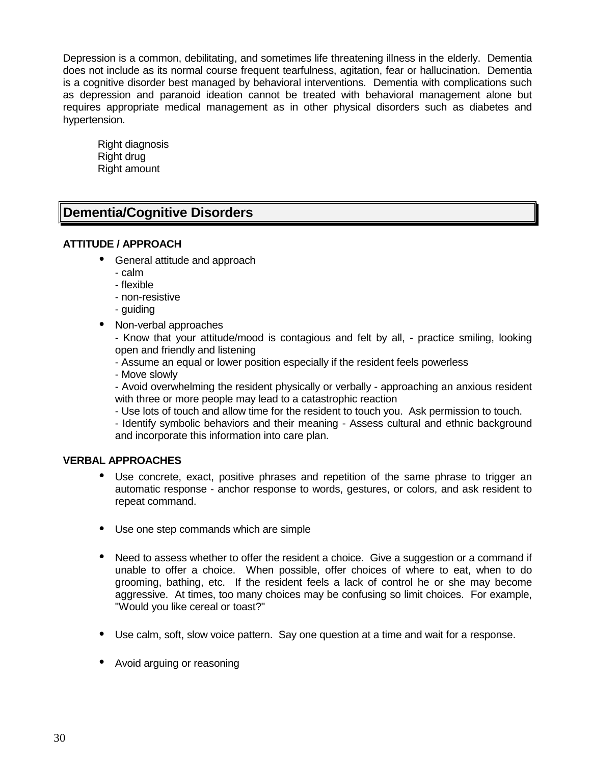Depression is a common, debilitating, and sometimes life threatening illness in the elderly. Dementia does not include as its normal course frequent tearfulness, agitation, fear or hallucination. Dementia is a cognitive disorder best managed by behavioral interventions. Dementia with complications such as depression and paranoid ideation cannot be treated with behavioral management alone but requires appropriate medical management as in other physical disorders such as diabetes and hypertension.

Right diagnosis
Right drug
Right amount

## Dementia/Cognitive Disorders

**ATTITUDE / APPROACH**

- General attitude and approach
  - calm
  - flexible
  - non-resistive
  - guiding
- Non-verbal approaches
  - Know that your attitude/mood is contagious and felt by all, - practice smiling, looking open and friendly and listening
  - Assume an equal or lower position especially if the resident feels powerless
  - Move slowly
  - Avoid overwhelming the resident physically or verbally - approaching an anxious resident with three or more people may lead to a catastrophic reaction
  - Use lots of touch and allow time for the resident to touch you. Ask permission to touch.
  - Identify symbolic behaviors and their meaning - Assess cultural and ethnic background and incorporate this information into care plan.

**VERBAL APPROACHES**

- Use concrete, exact, positive phrases and repetition of the same phrase to trigger an automatic response - anchor response to words, gestures, or colors, and ask resident to repeat command.
- Use one step commands which are simple
- Need to assess whether to offer the resident a choice. Give a suggestion or a command if unable to offer a choice. When possible, offer choices of where to eat, when to do grooming, bathing, etc. If the resident feels a lack of control he or she may become aggressive. At times, too many choices may be confusing so limit choices. For example, "Would you like cereal or toast?"
- Use calm, soft, slow voice pattern. Say one question at a time and wait for a response.
- Avoid arguing or reasoning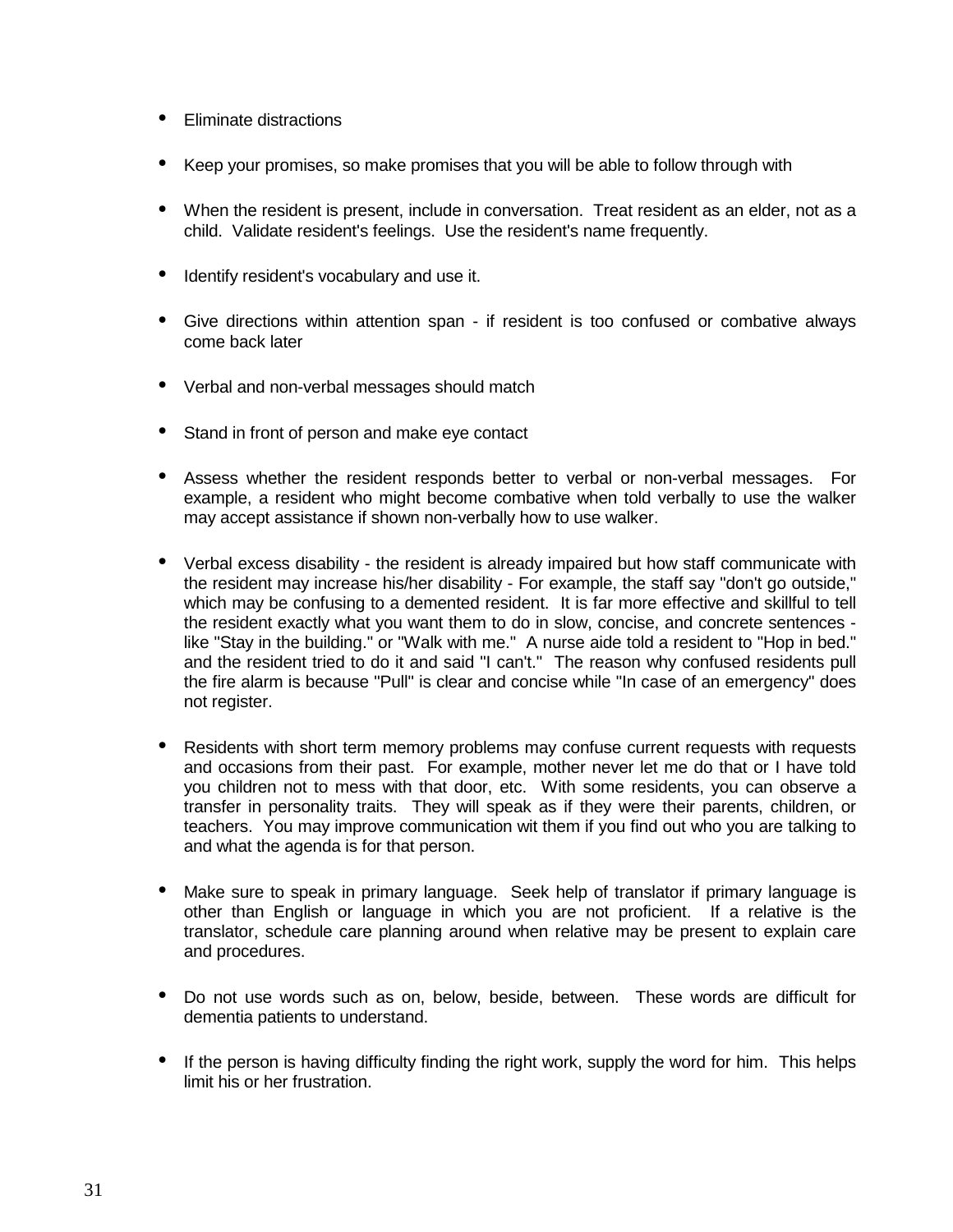- Eliminate distractions

- Keep your promises, so make promises that you will be able to follow through with

- When the resident is present, include in conversation. Treat resident as an elder, not as a child. Validate resident's feelings. Use the resident's name frequently.

- Identify resident's vocabulary and use it.

- Give directions within attention span - if resident is too confused or combative always come back later

- Verbal and non-verbal messages should match

- Stand in front of person and make eye contact

- Assess whether the resident responds better to verbal or non-verbal messages. For example, a resident who might become combative when told verbally to use the walker may accept assistance if shown non-verbally how to use walker.

- Verbal excess disability - the resident is already impaired but how staff communicate with the resident may increase his/her disability - For example, the staff say "don't go outside," which may be confusing to a demented resident. It is far more effective and skillful to tell the resident exactly what you want them to do in slow, concise, and concrete sentences - like "Stay in the building." or "Walk with me." A nurse aide told a resident to "Hop in bed." and the resident tried to do it and said "I can't." The reason why confused residents pull the fire alarm is because "Pull" is clear and concise while "In case of an emergency" does not register.

- Residents with short term memory problems may confuse current requests with requests and occasions from their past. For example, mother never let me do that or I have told you children not to mess with that door, etc. With some residents, you can observe a transfer in personality traits. They will speak as if they were their parents, children, or teachers. You may improve communication wit them if you find out who you are talking to and what the agenda is for that person.

- Make sure to speak in primary language. Seek help of translator if primary language is other than English or language in which you are not proficient. If a relative is the translator, schedule care planning around when relative may be present to explain care and procedures.

- Do not use words such as on, below, beside, between. These words are difficult for dementia patients to understand.

- If the person is having difficulty finding the right work, supply the word for him. This helps limit his or her frustration.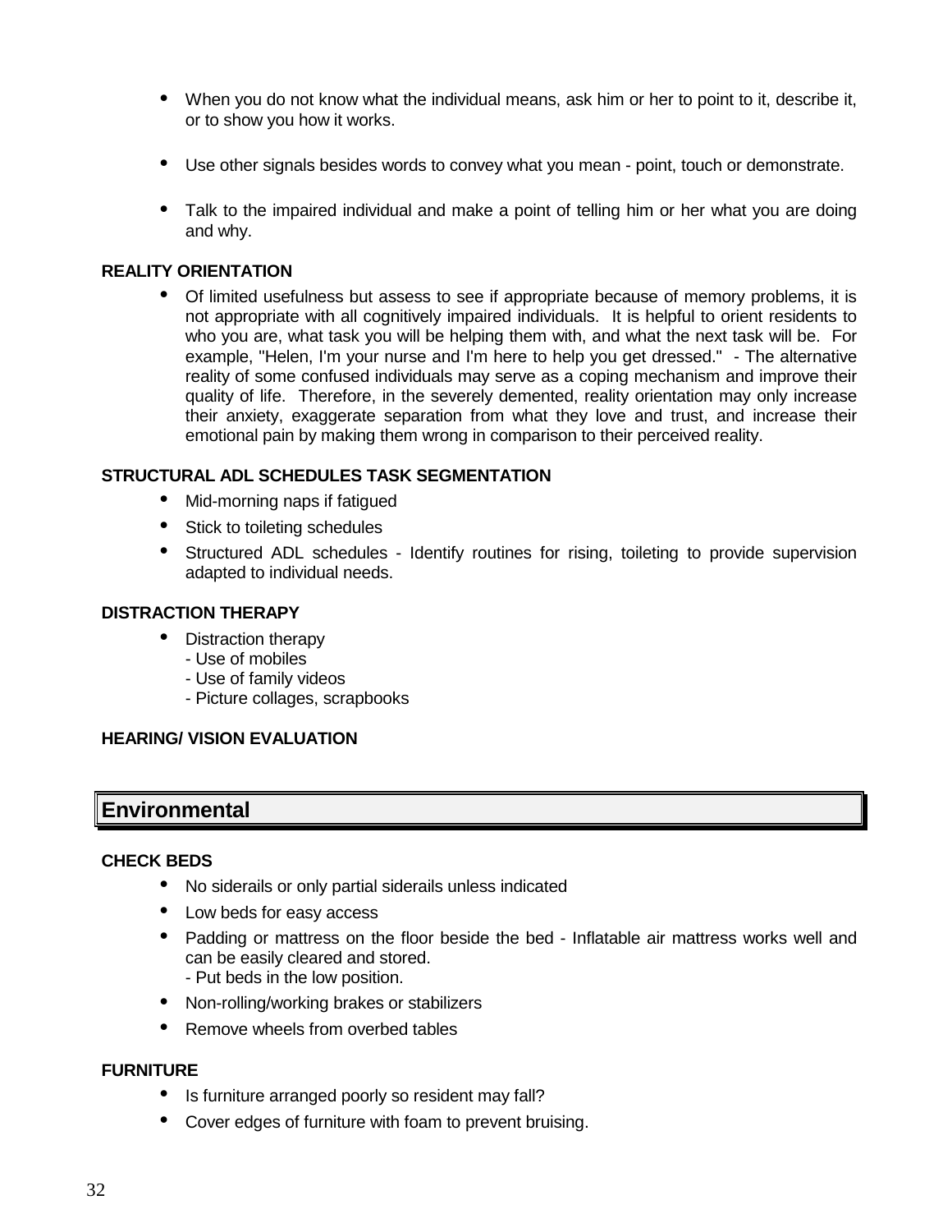- When you do not know what the individual means, ask him or her to point to it, describe it, or to show you how it works.

- Use other signals besides words to convey what you mean - point, touch or demonstrate.

- Talk to the impaired individual and make a point of telling him or her what you are doing and why.

**REALITY ORIENTATION**

- Of limited usefulness but assess to see if appropriate because of memory problems, it is not appropriate with all cognitively impaired individuals. It is helpful to orient residents to who you are, what task you will be helping them with, and what the next task will be. For example, "Helen, I'm your nurse and I'm here to help you get dressed." - The alternative reality of some confused individuals may serve as a coping mechanism and improve their quality of life. Therefore, in the severely demented, reality orientation may only increase their anxiety, exaggerate separation from what they love and trust, and increase their emotional pain by making them wrong in comparison to their perceived reality.

**STRUCTURAL ADL SCHEDULES TASK SEGMENTATION**

- Mid-morning naps if fatigued
- Stick to toileting schedules
- Structured ADL schedules - Identify routines for rising, toileting to provide supervision adapted to individual needs.

**DISTRACTION THERAPY**

- Distraction therapy
  - Use of mobiles
  - Use of family videos
  - Picture collages, scrapbooks

**HEARING/ VISION EVALUATION**

## Environmental

**CHECK BEDS**

- No siderails or only partial siderails unless indicated
- Low beds for easy access
- Padding or mattress on the floor beside the bed - Inflatable air mattress works well and can be easily cleared and stored.
  - Put beds in the low position.
- Non-rolling/working brakes or stabilizers
- Remove wheels from overbed tables

**FURNITURE**

- Is furniture arranged poorly so resident may fall?
- Cover edges of furniture with foam to prevent bruising.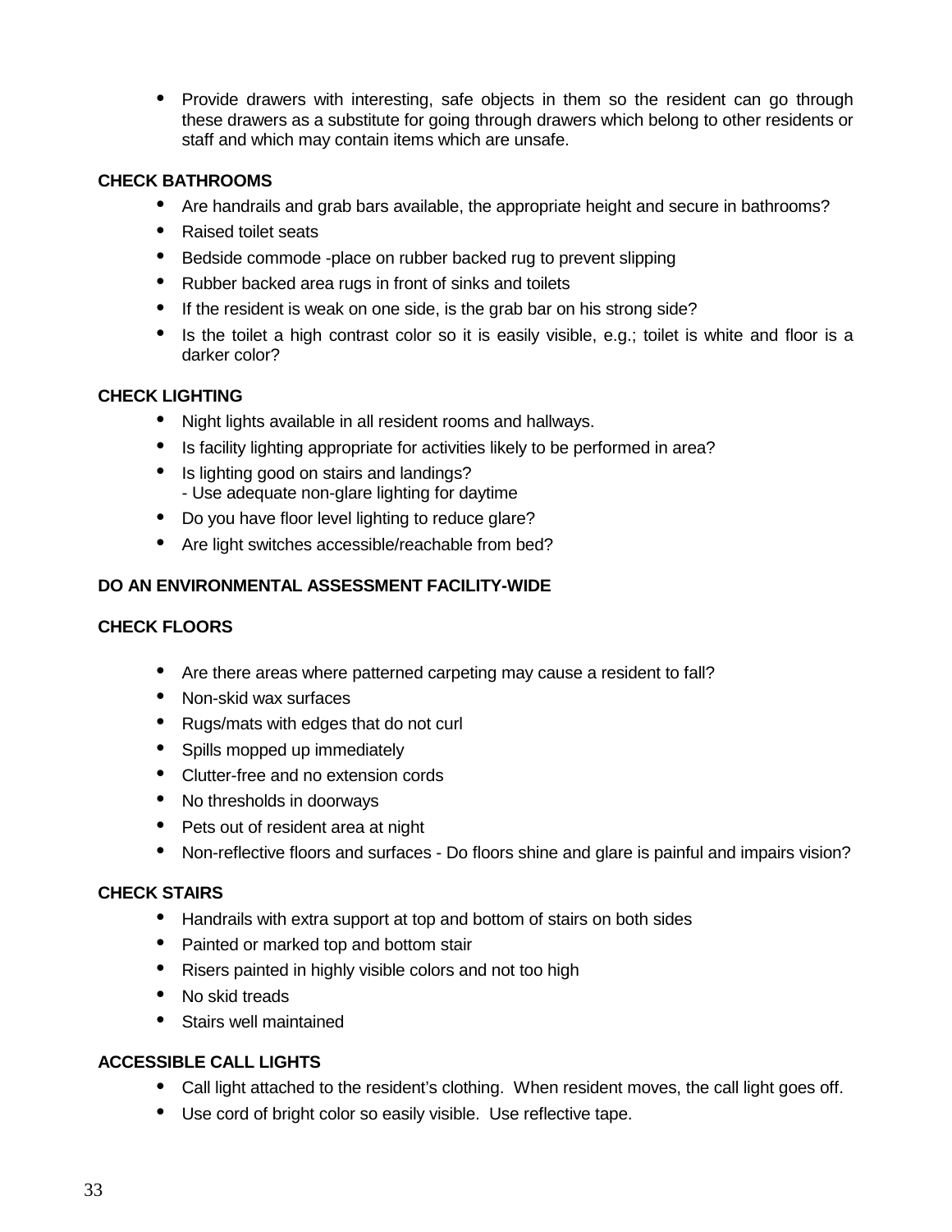- Provide drawers with interesting, safe objects in them so the resident can go through these drawers as a substitute for going through drawers which belong to other residents or staff and which may contain items which are unsafe.

**CHECK BATHROOMS**

- Are handrails and grab bars available, the appropriate height and secure in bathrooms?
- Raised toilet seats
- Bedside commode -place on rubber backed rug to prevent slipping
- Rubber backed area rugs in front of sinks and toilets
- If the resident is weak on one side, is the grab bar on his strong side?
- Is the toilet a high contrast color so it is easily visible, e.g.; toilet is white and floor is a darker color?

**CHECK LIGHTING**

- Night lights available in all resident rooms and hallways.
- Is facility lighting appropriate for activities likely to be performed in area?
- Is lighting good on stairs and landings?
  - Use adequate non-glare lighting for daytime
- Do you have floor level lighting to reduce glare?
- Are light switches accessible/reachable from bed?

**DO AN ENVIRONMENTAL ASSESSMENT FACILITY-WIDE**

**CHECK FLOORS**

- Are there areas where patterned carpeting may cause a resident to fall?
- Non-skid wax surfaces
- Rugs/mats with edges that do not curl
- Spills mopped up immediately
- Clutter-free and no extension cords
- No thresholds in doorways
- Pets out of resident area at night
- Non-reflective floors and surfaces - Do floors shine and glare is painful and impairs vision?

**CHECK STAIRS**

- Handrails with extra support at top and bottom of stairs on both sides
- Painted or marked top and bottom stair
- Risers painted in highly visible colors and not too high
- No skid treads
- Stairs well maintained

**ACCESSIBLE CALL LIGHTS**

- Call light attached to the resident's clothing. When resident moves, the call light goes off.
- Use cord of bright color so easily visible. Use reflective tape.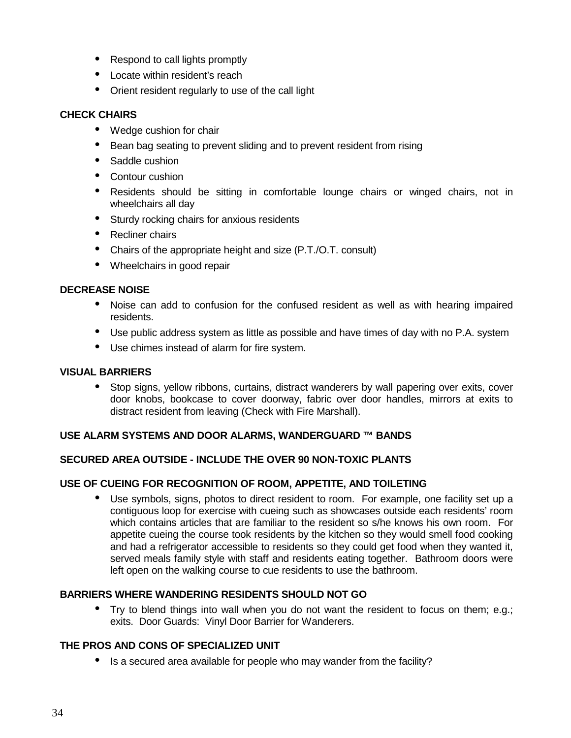- Respond to call lights promptly
- Locate within resident's reach
- Orient resident regularly to use of the call light

**CHECK CHAIRS**

- Wedge cushion for chair
- Bean bag seating to prevent sliding and to prevent resident from rising
- Saddle cushion
- Contour cushion
- Residents should be sitting in comfortable lounge chairs or winged chairs, not in wheelchairs all day
- Sturdy rocking chairs for anxious residents
- Recliner chairs
- Chairs of the appropriate height and size (P.T./O.T. consult)
- Wheelchairs in good repair

**DECREASE NOISE**

- Noise can add to confusion for the confused resident as well as with hearing impaired residents.
- Use public address system as little as possible and have times of day with no P.A. system
- Use chimes instead of alarm for fire system.

**VISUAL BARRIERS**

- Stop signs, yellow ribbons, curtains, distract wanderers by wall papering over exits, cover door knobs, bookcase to cover doorway, fabric over door handles, mirrors at exits to distract resident from leaving (Check with Fire Marshall).

**USE ALARM SYSTEMS AND DOOR ALARMS, WANDERGUARD ™ BANDS**

**SECURED AREA OUTSIDE - INCLUDE THE OVER 90 NON-TOXIC PLANTS**

**USE OF CUEING FOR RECOGNITION OF ROOM, APPETITE, AND TOILETING**

- Use symbols, signs, photos to direct resident to room. For example, one facility set up a contiguous loop for exercise with cueing such as showcases outside each residents' room which contains articles that are familiar to the resident so s/he knows his own room. For appetite cueing the course took residents by the kitchen so they would smell food cooking and had a refrigerator accessible to residents so they could get food when they wanted it, served meals family style with staff and residents eating together. Bathroom doors were left open on the walking course to cue residents to use the bathroom.

**BARRIERS WHERE WANDERING RESIDENTS SHOULD NOT GO**

- Try to blend things into wall when you do not want the resident to focus on them; e.g.; exits. Door Guards: Vinyl Door Barrier for Wanderers.

**THE PROS AND CONS OF SPECIALIZED UNIT**

- Is a secured area available for people who may wander from the facility?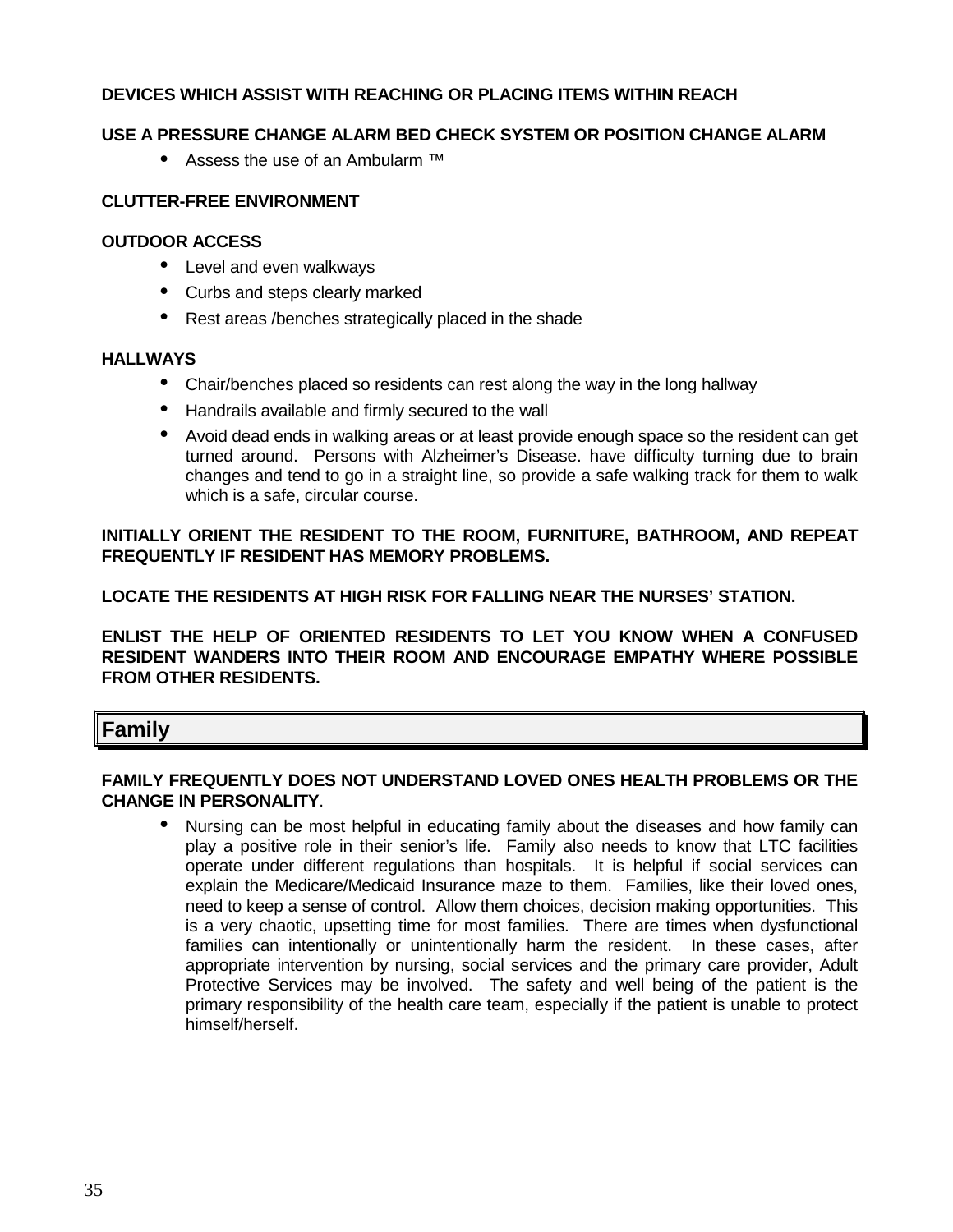**DEVICES WHICH ASSIST WITH REACHING OR PLACING ITEMS WITHIN REACH**

**USE A PRESSURE CHANGE ALARM BED CHECK SYSTEM OR POSITION CHANGE ALARM**

- Assess the use of an Ambularm ™

**CLUTTER-FREE ENVIRONMENT**

**OUTDOOR ACCESS**

- Level and even walkways
- Curbs and steps clearly marked
- Rest areas /benches strategically placed in the shade

**HALLWAYS**

- Chair/benches placed so residents can rest along the way in the long hallway
- Handrails available and firmly secured to the wall
- Avoid dead ends in walking areas or at least provide enough space so the resident can get turned around. Persons with Alzheimer's Disease. have difficulty turning due to brain changes and tend to go in a straight line, so provide a safe walking track for them to walk which is a safe, circular course.

**INITIALLY ORIENT THE RESIDENT TO THE ROOM, FURNITURE, BATHROOM, AND REPEAT FREQUENTLY IF RESIDENT HAS MEMORY PROBLEMS.**

**LOCATE THE RESIDENTS AT HIGH RISK FOR FALLING NEAR THE NURSES' STATION.**

**ENLIST THE HELP OF ORIENTED RESIDENTS TO LET YOU KNOW WHEN A CONFUSED RESIDENT WANDERS INTO THEIR ROOM AND ENCOURAGE EMPATHY WHERE POSSIBLE FROM OTHER RESIDENTS.**

## Family

**FAMILY FREQUENTLY DOES NOT UNDERSTAND LOVED ONES HEALTH PROBLEMS OR THE CHANGE IN PERSONALITY**.

- Nursing can be most helpful in educating family about the diseases and how family can play a positive role in their senior's life. Family also needs to know that LTC facilities operate under different regulations than hospitals. It is helpful if social services can explain the Medicare/Medicaid Insurance maze to them. Families, like their loved ones, need to keep a sense of control. Allow them choices, decision making opportunities. This is a very chaotic, upsetting time for most families. There are times when dysfunctional families can intentionally or unintentionally harm the resident. In these cases, after appropriate intervention by nursing, social services and the primary care provider, Adult Protective Services may be involved. The safety and well being of the patient is the primary responsibility of the health care team, especially if the patient is unable to protect himself/herself.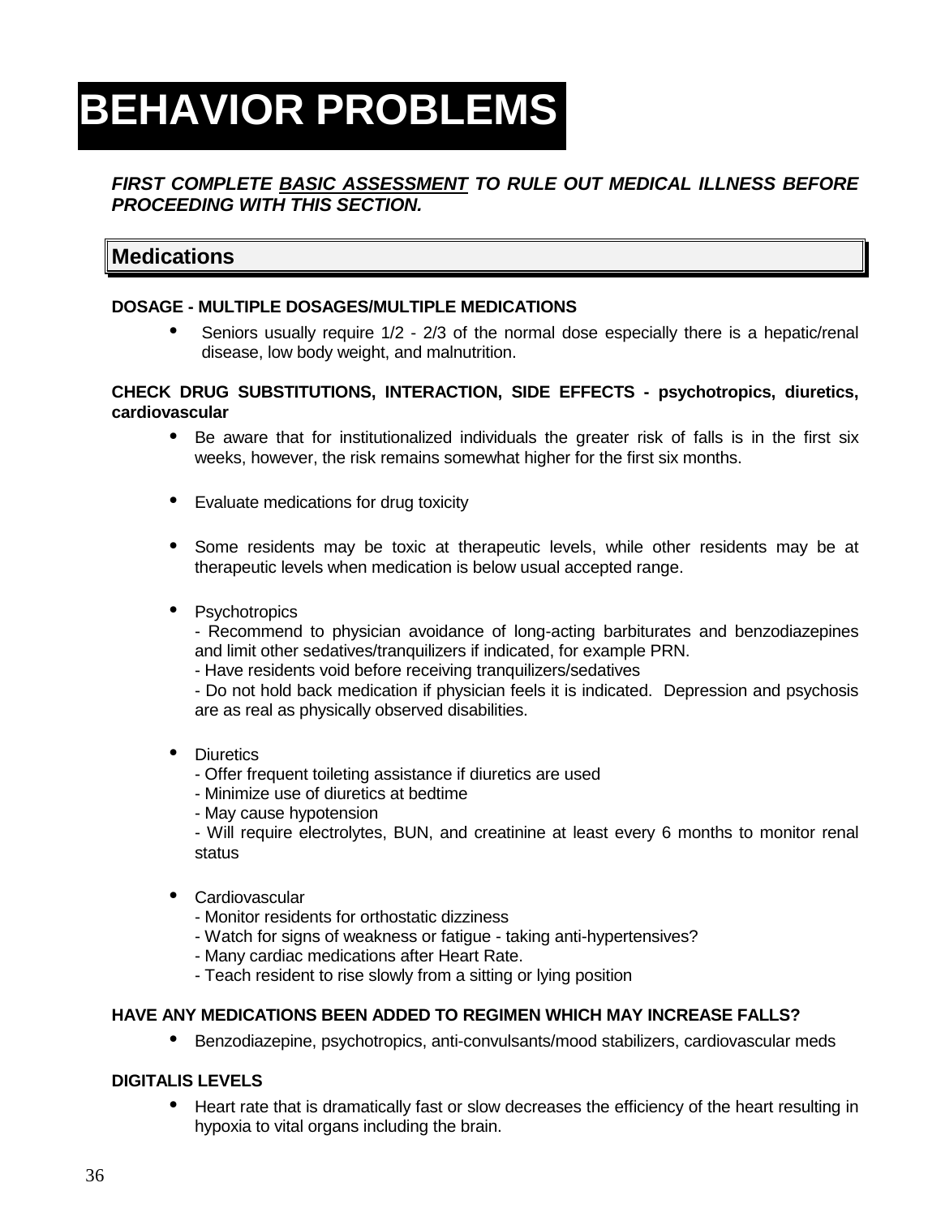# BEHAVIOR PROBLEMS

***FIRST COMPLETE <u>BASIC ASSESSMENT</u> TO RULE OUT MEDICAL ILLNESS BEFORE PROCEEDING WITH THIS SECTION.***

## Medications

**DOSAGE - MULTIPLE DOSAGES/MULTIPLE MEDICATIONS**

- Seniors usually require 1/2 - 2/3 of the normal dose especially there is a hepatic/renal disease, low body weight, and malnutrition.

**CHECK DRUG SUBSTITUTIONS, INTERACTION, SIDE EFFECTS - psychotropics, diuretics, cardiovascular**

- Be aware that for institutionalized individuals the greater risk of falls is in the first six weeks, however, the risk remains somewhat higher for the first six months.

- Evaluate medications for drug toxicity

- Some residents may be toxic at therapeutic levels, while other residents may be at therapeutic levels when medication is below usual accepted range.

- Psychotropics
  - Recommend to physician avoidance of long-acting barbiturates and benzodiazepines and limit other sedatives/tranquilizers if indicated, for example PRN.
  - Have residents void before receiving tranquilizers/sedatives
  - Do not hold back medication if physician feels it is indicated. Depression and psychosis are as real as physically observed disabilities.

- Diuretics
  - Offer frequent toileting assistance if diuretics are used
  - Minimize use of diuretics at bedtime
  - May cause hypotension
  - Will require electrolytes, BUN, and creatinine at least every 6 months to monitor renal status

- Cardiovascular
  - Monitor residents for orthostatic dizziness
  - Watch for signs of weakness or fatigue - taking anti-hypertensives?
  - Many cardiac medications after Heart Rate.
  - Teach resident to rise slowly from a sitting or lying position

**HAVE ANY MEDICATIONS BEEN ADDED TO REGIMEN WHICH MAY INCREASE FALLS?**

- Benzodiazepine, psychotropics, anti-convulsants/mood stabilizers, cardiovascular meds

**DIGITALIS LEVELS**

- Heart rate that is dramatically fast or slow decreases the efficiency of the heart resulting in hypoxia to vital organs including the brain.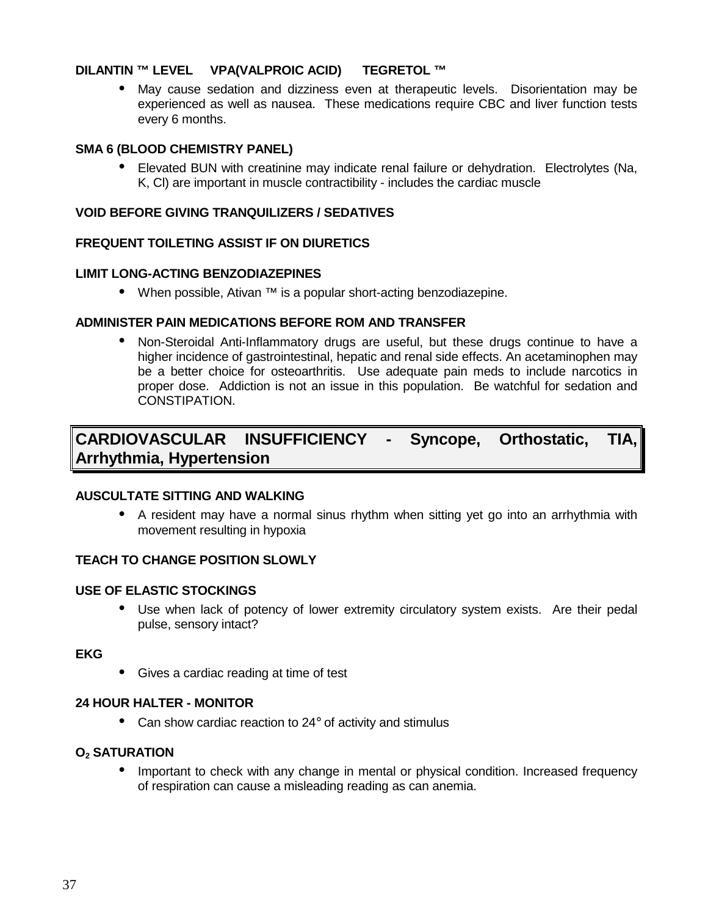**DILANTIN ™ LEVEL VPA(VALPROIC ACID) TEGRETOL ™**

- May cause sedation and dizziness even at therapeutic levels. Disorientation may be experienced as well as nausea. These medications require CBC and liver function tests every 6 months.

**SMA 6 (BLOOD CHEMISTRY PANEL)**

- Elevated BUN with creatinine may indicate renal failure or dehydration. Electrolytes (Na, K, Cl) are important in muscle contractibility - includes the cardiac muscle

**VOID BEFORE GIVING TRANQUILIZERS / SEDATIVES**

**FREQUENT TOILETING ASSIST IF ON DIURETICS**

**LIMIT LONG-ACTING BENZODIAZEPINES**

- When possible, Ativan ™ is a popular short-acting benzodiazepine.

**ADMINISTER PAIN MEDICATIONS BEFORE ROM AND TRANSFER**

- Non-Steroidal Anti-Inflammatory drugs are useful, but these drugs continue to have a higher incidence of gastrointestinal, hepatic and renal side effects. An acetaminophen may be a better choice for osteoarthritis. Use adequate pain meds to include narcotics in proper dose. Addiction is not an issue in this population. Be watchful for sedation and CONSTIPATION.

## CARDIOVASCULAR INSUFFICIENCY - Syncope, Orthostatic, TIA, Arrhythmia, Hypertension

**AUSCULTATE SITTING AND WALKING**

- A resident may have a normal sinus rhythm when sitting yet go into an arrhythmia with movement resulting in hypoxia

**TEACH TO CHANGE POSITION SLOWLY**

**USE OF ELASTIC STOCKINGS**

- Use when lack of potency of lower extremity circulatory system exists. Are their pedal pulse, sensory intact?

**EKG**

- Gives a cardiac reading at time of test

**24 HOUR HALTER - MONITOR**

- Can show cardiac reaction to 24° of activity and stimulus

**$O_2$ SATURATION**

- Important to check with any change in mental or physical condition. Increased frequency of respiration can cause a misleading reading as can anemia.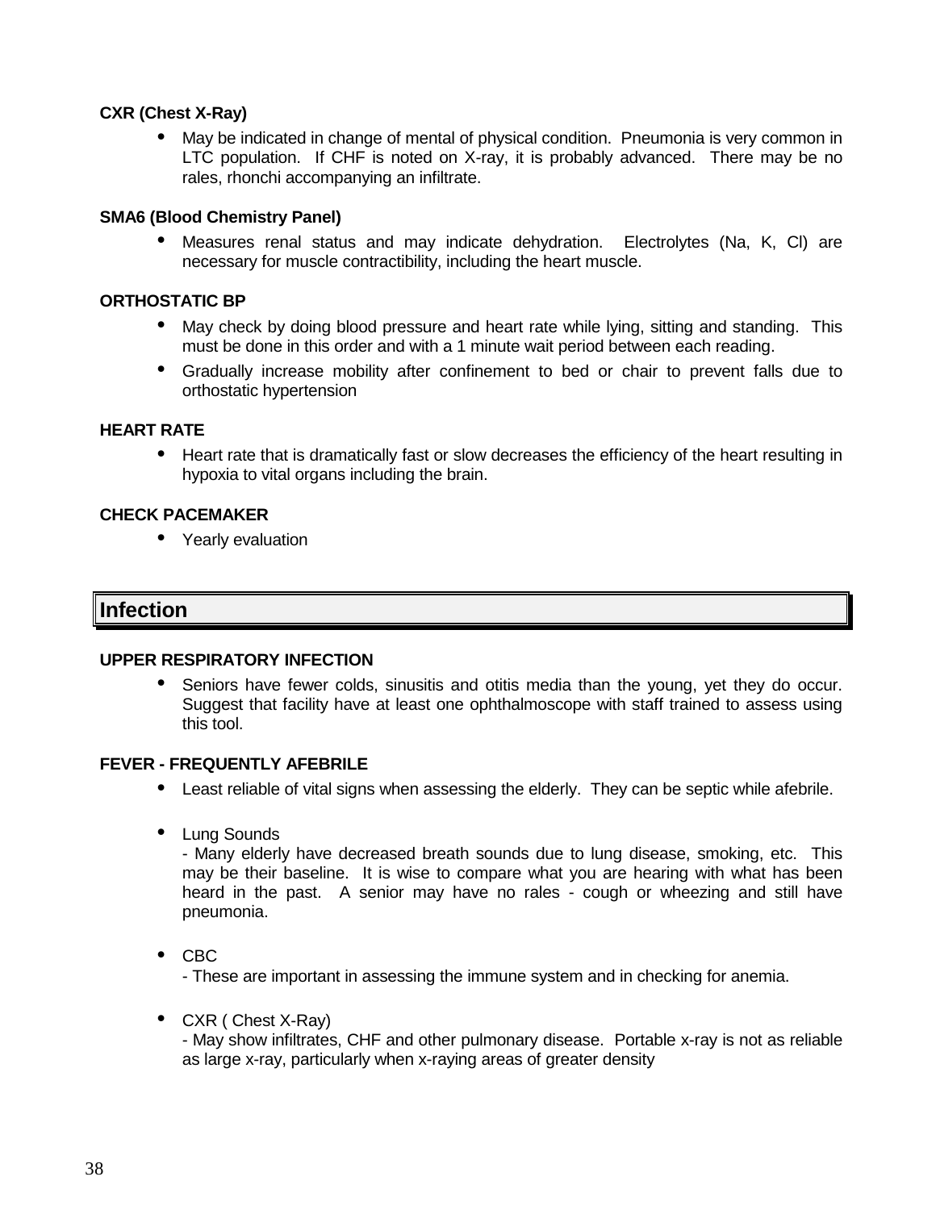**CXR (Chest X-Ray)**

- May be indicated in change of mental of physical condition. Pneumonia is very common in LTC population. If CHF is noted on X-ray, it is probably advanced. There may be no rales, rhonchi accompanying an infiltrate.

**SMA6 (Blood Chemistry Panel)**

- Measures renal status and may indicate dehydration. Electrolytes (Na, K, Cl) are necessary for muscle contractibility, including the heart muscle.

**ORTHOSTATIC BP**

- May check by doing blood pressure and heart rate while lying, sitting and standing. This must be done in this order and with a 1 minute wait period between each reading.
- Gradually increase mobility after confinement to bed or chair to prevent falls due to orthostatic hypertension

**HEART RATE**

- Heart rate that is dramatically fast or slow decreases the efficiency of the heart resulting in hypoxia to vital organs including the brain.

**CHECK PACEMAKER**

- Yearly evaluation

## Infection

**UPPER RESPIRATORY INFECTION**

- Seniors have fewer colds, sinusitis and otitis media than the young, yet they do occur. Suggest that facility have at least one ophthalmoscope with staff trained to assess using this tool.

**FEVER - FREQUENTLY AFEBRILE**

- Least reliable of vital signs when assessing the elderly. They can be septic while afebrile.

- Lung Sounds
  - Many elderly have decreased breath sounds due to lung disease, smoking, etc. This may be their baseline. It is wise to compare what you are hearing with what has been heard in the past. A senior may have no rales - cough or wheezing and still have pneumonia.

- CBC
  - These are important in assessing the immune system and in checking for anemia.

- CXR ( Chest X-Ray)
  - May show infiltrates, CHF and other pulmonary disease. Portable x-ray is not as reliable as large x-ray, particularly when x-raying areas of greater density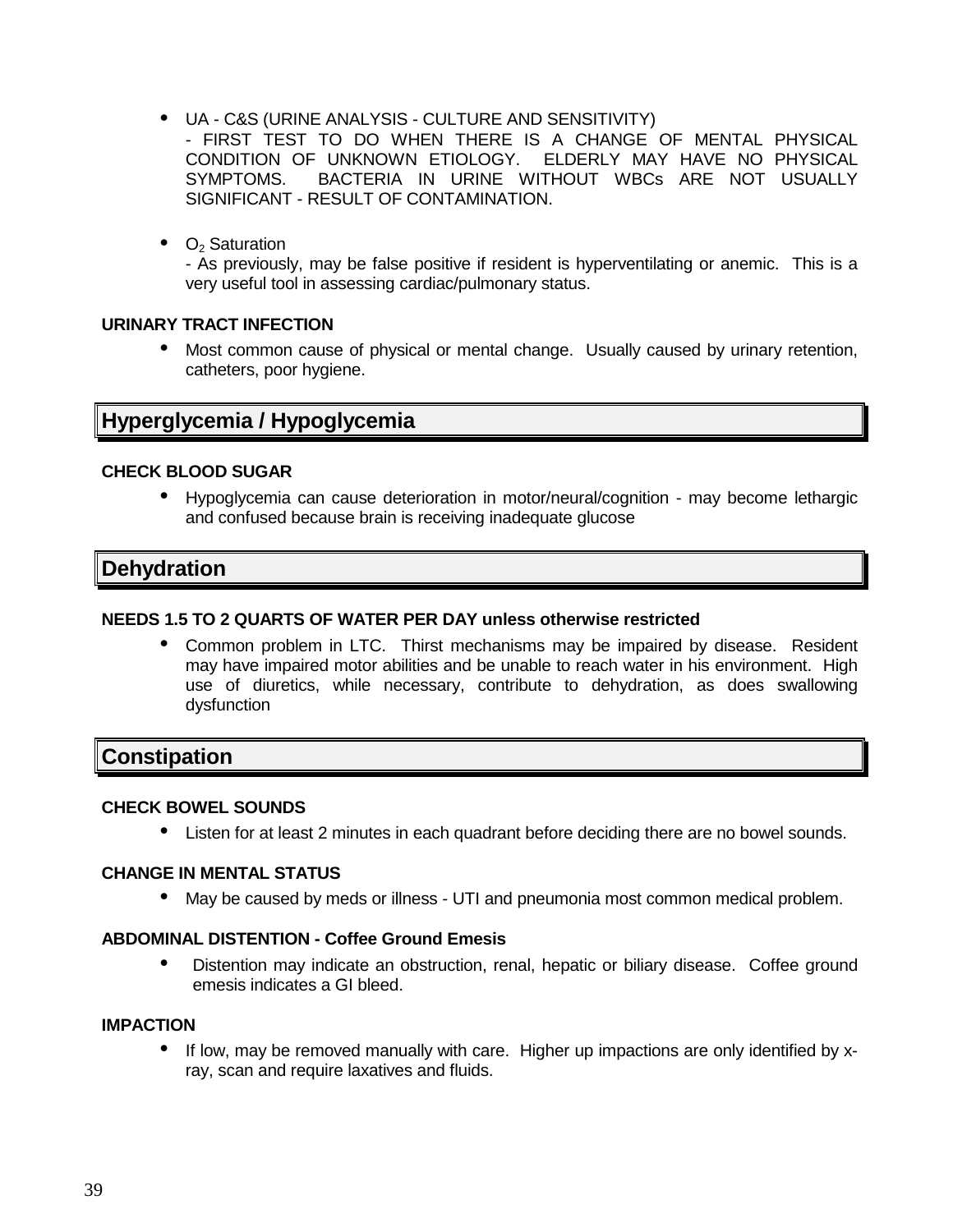- UA - C&S (URINE ANALYSIS - CULTURE AND SENSITIVITY)
  - FIRST TEST TO DO WHEN THERE IS A CHANGE OF MENTAL PHYSICAL CONDITION OF UNKNOWN ETIOLOGY. ELDERLY MAY HAVE NO PHYSICAL SYMPTOMS. BACTERIA IN URINE WITHOUT WBCs ARE NOT USUALLY SIGNIFICANT - RESULT OF CONTAMINATION.

- $O_2$ Saturation
  - As previously, may be false positive if resident is hyperventilating or anemic. This is a very useful tool in assessing cardiac/pulmonary status.

**URINARY TRACT INFECTION**

- Most common cause of physical or mental change. Usually caused by urinary retention, catheters, poor hygiene.

## Hyperglycemia / Hypoglycemia

**CHECK BLOOD SUGAR**

- Hypoglycemia can cause deterioration in motor/neural/cognition - may become lethargic and confused because brain is receiving inadequate glucose

## Dehydration

**NEEDS 1.5 TO 2 QUARTS OF WATER PER DAY unless otherwise restricted**

- Common problem in LTC. Thirst mechanisms may be impaired by disease. Resident may have impaired motor abilities and be unable to reach water in his environment. High use of diuretics, while necessary, contribute to dehydration, as does swallowing dysfunction

## Constipation

**CHECK BOWEL SOUNDS**

- Listen for at least 2 minutes in each quadrant before deciding there are no bowel sounds.

**CHANGE IN MENTAL STATUS**

- May be caused by meds or illness - UTI and pneumonia most common medical problem.

**ABDOMINAL DISTENTION - Coffee Ground Emesis**

- Distention may indicate an obstruction, renal, hepatic or biliary disease. Coffee ground emesis indicates a GI bleed.

**IMPACTION**

- If low, may be removed manually with care. Higher up impactions are only identified by x-ray, scan and require laxatives and fluids.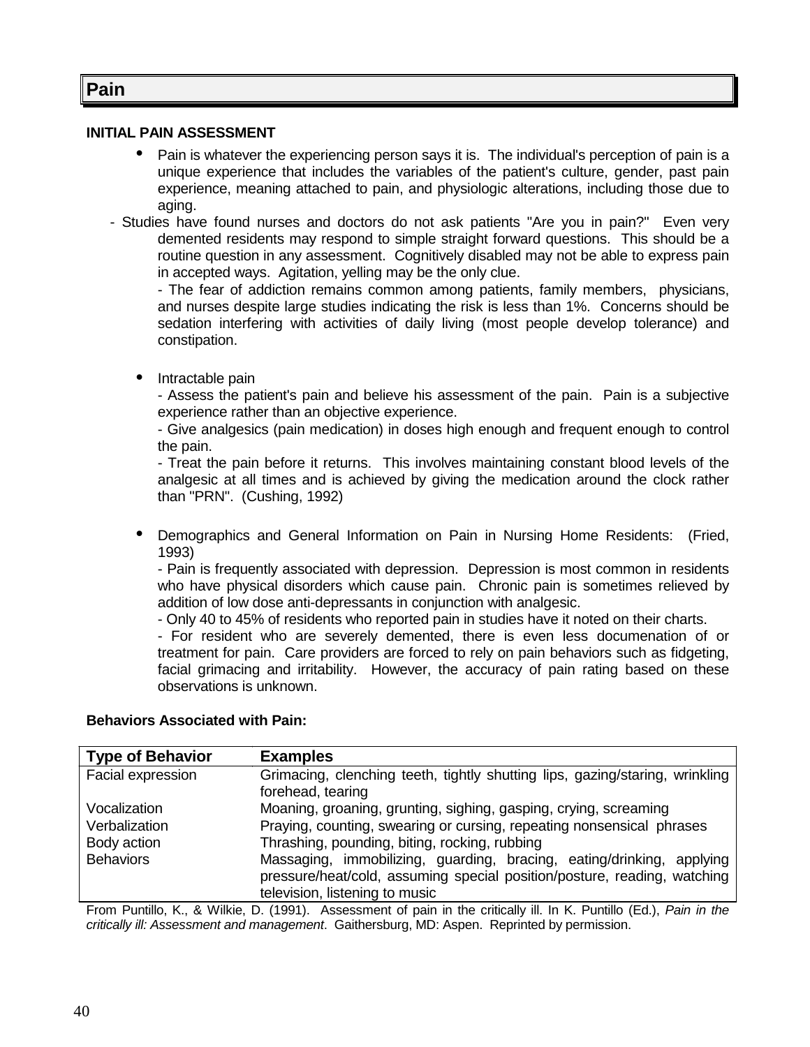## Pain

**INITIAL PAIN ASSESSMENT**

- Pain is whatever the experiencing person says it is. The individual's perception of pain is a unique experience that includes the variables of the patient's culture, gender, past pain experience, meaning attached to pain, and physiologic alterations, including those due to aging.

- Studies have found nurses and doctors do not ask patients "Are you in pain?" Even very demented residents may respond to simple straight forward questions. This should be a routine question in any assessment. Cognitively disabled may not be able to express pain in accepted ways. Agitation, yelling may be the only clue.

  - The fear of addiction remains common among patients, family members, physicians, and nurses despite large studies indicating the risk is less than 1%. Concerns should be sedation interfering with activities of daily living (most people develop tolerance) and constipation.

- Intractable pain
  - Assess the patient's pain and believe his assessment of the pain. Pain is a subjective experience rather than an objective experience.
  - Give analgesics (pain medication) in doses high enough and frequent enough to control the pain.
  - Treat the pain before it returns. This involves maintaining constant blood levels of the analgesic at all times and is achieved by giving the medication around the clock rather than "PRN". (Cushing, 1992)

- Demographics and General Information on Pain in Nursing Home Residents: (Fried, 1993)
  - Pain is frequently associated with depression. Depression is most common in residents who have physical disorders which cause pain. Chronic pain is sometimes relieved by addition of low dose anti-depressants in conjunction with analgesic.
  - Only 40 to 45% of residents who reported pain in studies have it noted on their charts.
  - For resident who are severely demented, there is even less documenation of or treatment for pain. Care providers are forced to rely on pain behaviors such as fidgeting, facial grimacing and irritability. However, the accuracy of pain rating based on these observations is unknown.

**Behaviors Associated with Pain:**

| Type of Behavior | Examples |
|---|---|
| Facial expression | Grimacing, clenching teeth, tightly shutting lips, gazing/staring, wrinkling forehead, tearing |
| Vocalization | Moaning, groaning, grunting, sighing, gasping, crying, screaming |
| Verbalization | Praying, counting, swearing or cursing, repeating nonsensical phrases |
| Body action | Thrashing, pounding, biting, rocking, rubbing |
| Behaviors | Massaging, immobilizing, guarding, bracing, eating/drinking, applying pressure/heat/cold, assuming special position/posture, reading, watching television, listening to music |

From Puntillo, K., & Wilkie, D. (1991). Assessment of pain in the critically ill. In K. Puntillo (Ed.), *Pain in the critically ill: Assessment and management*. Gaithersburg, MD: Aspen. Reprinted by permission.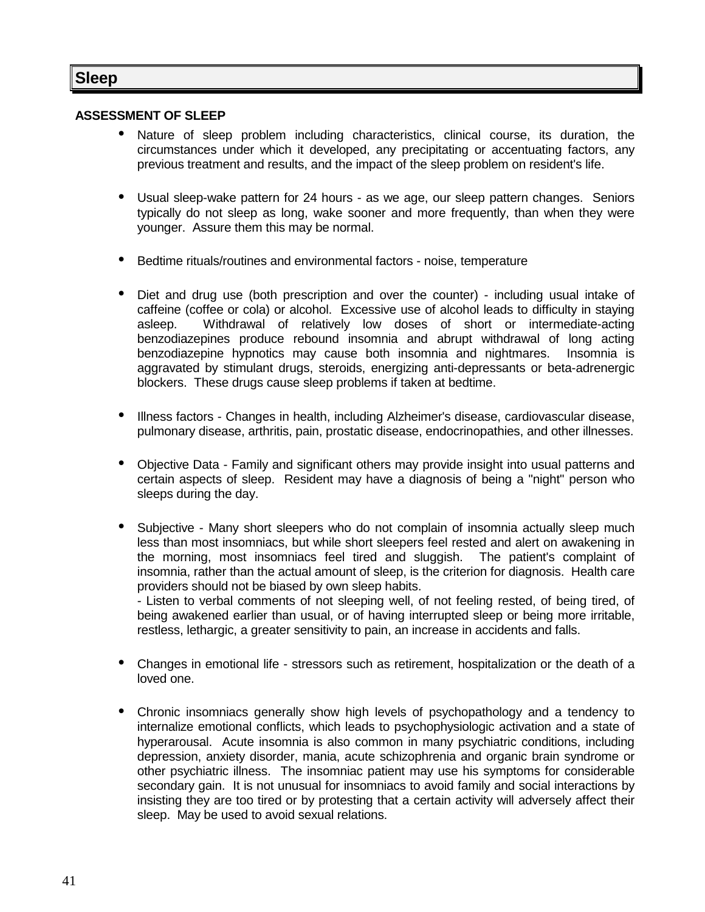# Sleep

**ASSESSMENT OF SLEEP**

- Nature of sleep problem including characteristics, clinical course, its duration, the circumstances under which it developed, any precipitating or accentuating factors, any previous treatment and results, and the impact of the sleep problem on resident's life.

- Usual sleep-wake pattern for 24 hours - as we age, our sleep pattern changes. Seniors typically do not sleep as long, wake sooner and more frequently, than when they were younger. Assure them this may be normal.

- Bedtime rituals/routines and environmental factors - noise, temperature

- Diet and drug use (both prescription and over the counter) - including usual intake of caffeine (coffee or cola) or alcohol. Excessive use of alcohol leads to difficulty in staying asleep. Withdrawal of relatively low doses of short or intermediate-acting benzodiazepines produce rebound insomnia and abrupt withdrawal of long acting benzodiazepine hypnotics may cause both insomnia and nightmares. Insomnia is aggravated by stimulant drugs, steroids, energizing anti-depressants or beta-adrenergic blockers. These drugs cause sleep problems if taken at bedtime.

- Illness factors - Changes in health, including Alzheimer's disease, cardiovascular disease, pulmonary disease, arthritis, pain, prostatic disease, endocrinopathies, and other illnesses.

- Objective Data - Family and significant others may provide insight into usual patterns and certain aspects of sleep. Resident may have a diagnosis of being a "night" person who sleeps during the day.

- Subjective - Many short sleepers who do not complain of insomnia actually sleep much less than most insomniacs, but while short sleepers feel rested and alert on awakening in the morning, most insomniacs feel tired and sluggish. The patient's complaint of insomnia, rather than the actual amount of sleep, is the criterion for diagnosis. Health care providers should not be biased by own sleep habits.
  - Listen to verbal comments of not sleeping well, of not feeling rested, of being tired, of being awakened earlier than usual, or of having interrupted sleep or being more irritable, restless, lethargic, a greater sensitivity to pain, an increase in accidents and falls.

- Changes in emotional life - stressors such as retirement, hospitalization or the death of a loved one.

- Chronic insomniacs generally show high levels of psychopathology and a tendency to internalize emotional conflicts, which leads to psychophysiologic activation and a state of hyperarousal. Acute insomnia is also common in many psychiatric conditions, including depression, anxiety disorder, mania, acute schizophrenia and organic brain syndrome or other psychiatric illness. The insomniac patient may use his symptoms for considerable secondary gain. It is not unusual for insomniacs to avoid family and social interactions by insisting they are too tired or by protesting that a certain activity will adversely affect their sleep. May be used to avoid sexual relations.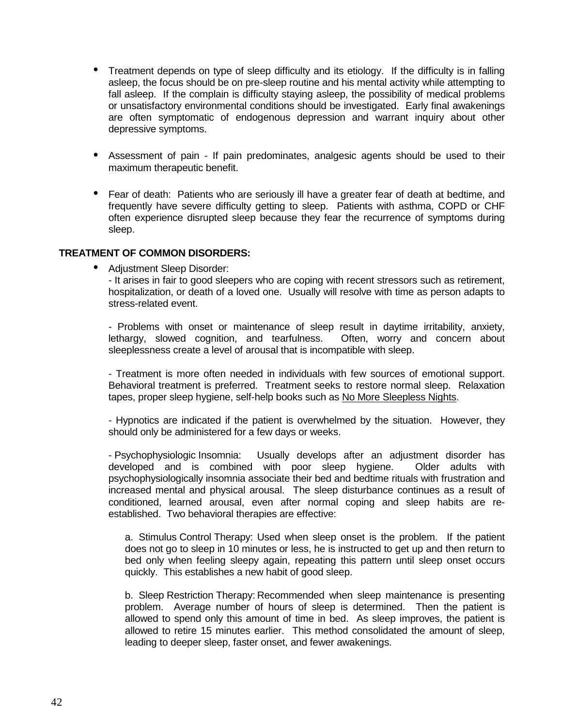- Treatment depends on type of sleep difficulty and its etiology. If the difficulty is in falling asleep, the focus should be on pre-sleep routine and his mental activity while attempting to fall asleep. If the complain is difficulty staying asleep, the possibility of medical problems or unsatisfactory environmental conditions should be investigated. Early final awakenings are often symptomatic of endogenous depression and warrant inquiry about other depressive symptoms.

- Assessment of pain - If pain predominates, analgesic agents should be used to their maximum therapeutic benefit.

- Fear of death: Patients who are seriously ill have a greater fear of death at bedtime, and frequently have severe difficulty getting to sleep. Patients with asthma, COPD or CHF often experience disrupted sleep because they fear the recurrence of symptoms during sleep.

**TREATMENT OF COMMON DISORDERS:**

- Adjustment Sleep Disorder:
  - It arises in fair to good sleepers who are coping with recent stressors such as retirement, hospitalization, or death of a loved one. Usually will resolve with time as person adapts to stress-related event.

  - Problems with onset or maintenance of sleep result in daytime irritability, anxiety, lethargy, slowed cognition, and tearfulness. Often, worry and concern about sleeplessness create a level of arousal that is incompatible with sleep.

  - Treatment is more often needed in individuals with few sources of emotional support. Behavioral treatment is preferred. Treatment seeks to restore normal sleep. Relaxation tapes, proper sleep hygiene, self-help books such as <u>No More Sleepless Nights</u>.

  - Hypnotics are indicated if the patient is overwhelmed by the situation. However, they should only be administered for a few days or weeks.

  - Psychophysiologic Insomnia: Usually develops after an adjustment disorder has developed and is combined with poor sleep hygiene. Older adults with psychophysiologically insomnia associate their bed and bedtime rituals with frustration and increased mental and physical arousal. The sleep disturbance continues as a result of conditioned, learned arousal, even after normal coping and sleep habits are re-established. Two behavioral therapies are effective:

    a. Stimulus Control Therapy: Used when sleep onset is the problem. If the patient does not go to sleep in 10 minutes or less, he is instructed to get up and then return to bed only when feeling sleepy again, repeating this pattern until sleep onset occurs quickly. This establishes a new habit of good sleep.

    b. Sleep Restriction Therapy: Recommended when sleep maintenance is presenting problem. Average number of hours of sleep is determined. Then the patient is allowed to spend only this amount of time in bed. As sleep improves, the patient is allowed to retire 15 minutes earlier. This method consolidated the amount of sleep, leading to deeper sleep, faster onset, and fewer awakenings.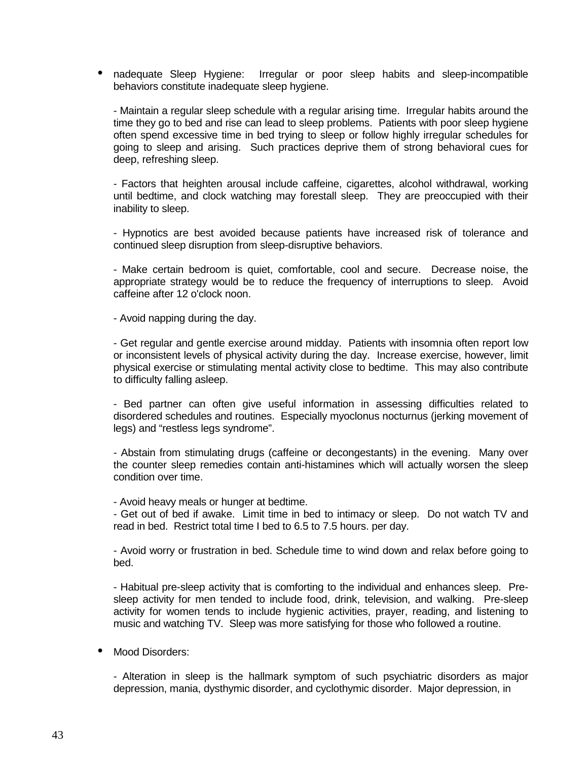- nadequate Sleep Hygiene: Irregular or poor sleep habits and sleep-incompatible behaviors constitute inadequate sleep hygiene.

  - Maintain a regular sleep schedule with a regular arising time. Irregular habits around the time they go to bed and rise can lead to sleep problems. Patients with poor sleep hygiene often spend excessive time in bed trying to sleep or follow highly irregular schedules for going to sleep and arising. Such practices deprive them of strong behavioral cues for deep, refreshing sleep.

  - Factors that heighten arousal include caffeine, cigarettes, alcohol withdrawal, working until bedtime, and clock watching may forestall sleep. They are preoccupied with their inability to sleep.

  - Hypnotics are best avoided because patients have increased risk of tolerance and continued sleep disruption from sleep-disruptive behaviors.

  - Make certain bedroom is quiet, comfortable, cool and secure. Decrease noise, the appropriate strategy would be to reduce the frequency of interruptions to sleep. Avoid caffeine after 12 o'clock noon.

  - Avoid napping during the day.

  - Get regular and gentle exercise around midday. Patients with insomnia often report low or inconsistent levels of physical activity during the day. Increase exercise, however, limit physical exercise or stimulating mental activity close to bedtime. This may also contribute to difficulty falling asleep.

  - Bed partner can often give useful information in assessing difficulties related to disordered schedules and routines. Especially myoclonus nocturnus (jerking movement of legs) and "restless legs syndrome".

  - Abstain from stimulating drugs (caffeine or decongestants) in the evening. Many over the counter sleep remedies contain anti-histamines which will actually worsen the sleep condition over time.

  - Avoid heavy meals or hunger at bedtime.
  - Get out of bed if awake. Limit time in bed to intimacy or sleep. Do not watch TV and read in bed. Restrict total time I bed to 6.5 to 7.5 hours. per day.

  - Avoid worry or frustration in bed. Schedule time to wind down and relax before going to bed.

  - Habitual pre-sleep activity that is comforting to the individual and enhances sleep. Pre-sleep activity for men tended to include food, drink, television, and walking. Pre-sleep activity for women tends to include hygienic activities, prayer, reading, and listening to music and watching TV. Sleep was more satisfying for those who followed a routine.

- Mood Disorders:

  - Alteration in sleep is the hallmark symptom of such psychiatric disorders as major depression, mania, dysthymic disorder, and cyclothymic disorder. Major depression, in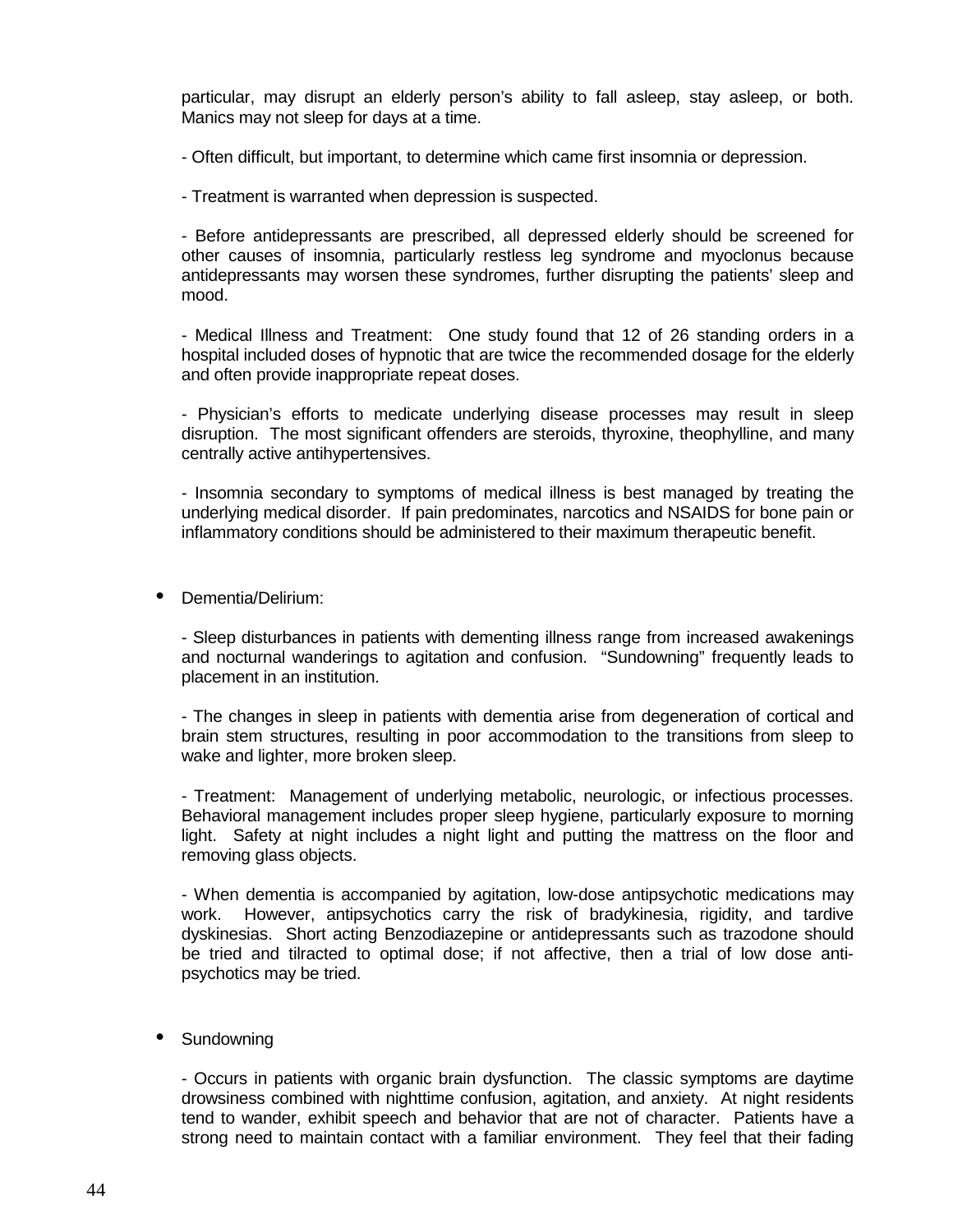particular, may disrupt an elderly person's ability to fall asleep, stay asleep, or both. Manics may not sleep for days at a time.

- Often difficult, but important, to determine which came first insomnia or depression.

- Treatment is warranted when depression is suspected.

- Before antidepressants are prescribed, all depressed elderly should be screened for other causes of insomnia, particularly restless leg syndrome and myoclonus because antidepressants may worsen these syndromes, further disrupting the patients' sleep and mood.

- Medical Illness and Treatment: One study found that 12 of 26 standing orders in a hospital included doses of hypnotic that are twice the recommended dosage for the elderly and often provide inappropriate repeat doses.

- Physician's efforts to medicate underlying disease processes may result in sleep disruption. The most significant offenders are steroids, thyroxine, theophylline, and many centrally active antihypertensives.

- Insomnia secondary to symptoms of medical illness is best managed by treating the underlying medical disorder. If pain predominates, narcotics and NSAIDS for bone pain or inflammatory conditions should be administered to their maximum therapeutic benefit.

- Dementia/Delirium:

  - Sleep disturbances in patients with dementing illness range from increased awakenings and nocturnal wanderings to agitation and confusion. "Sundowning" frequently leads to placement in an institution.

  - The changes in sleep in patients with dementia arise from degeneration of cortical and brain stem structures, resulting in poor accommodation to the transitions from sleep to wake and lighter, more broken sleep.

  - Treatment: Management of underlying metabolic, neurologic, or infectious processes. Behavioral management includes proper sleep hygiene, particularly exposure to morning light. Safety at night includes a night light and putting the mattress on the floor and removing glass objects.

  - When dementia is accompanied by agitation, low-dose antipsychotic medications may work. However, antipsychotics carry the risk of bradykinesia, rigidity, and tardive dyskinesias. Short acting Benzodiazepine or antidepressants such as trazodone should be tried and tilracted to optimal dose; if not affective, then a trial of low dose anti-psychotics may be tried.

- Sundowning

  - Occurs in patients with organic brain dysfunction. The classic symptoms are daytime drowsiness combined with nighttime confusion, agitation, and anxiety. At night residents tend to wander, exhibit speech and behavior that are not of character. Patients have a strong need to maintain contact with a familiar environment. They feel that their fading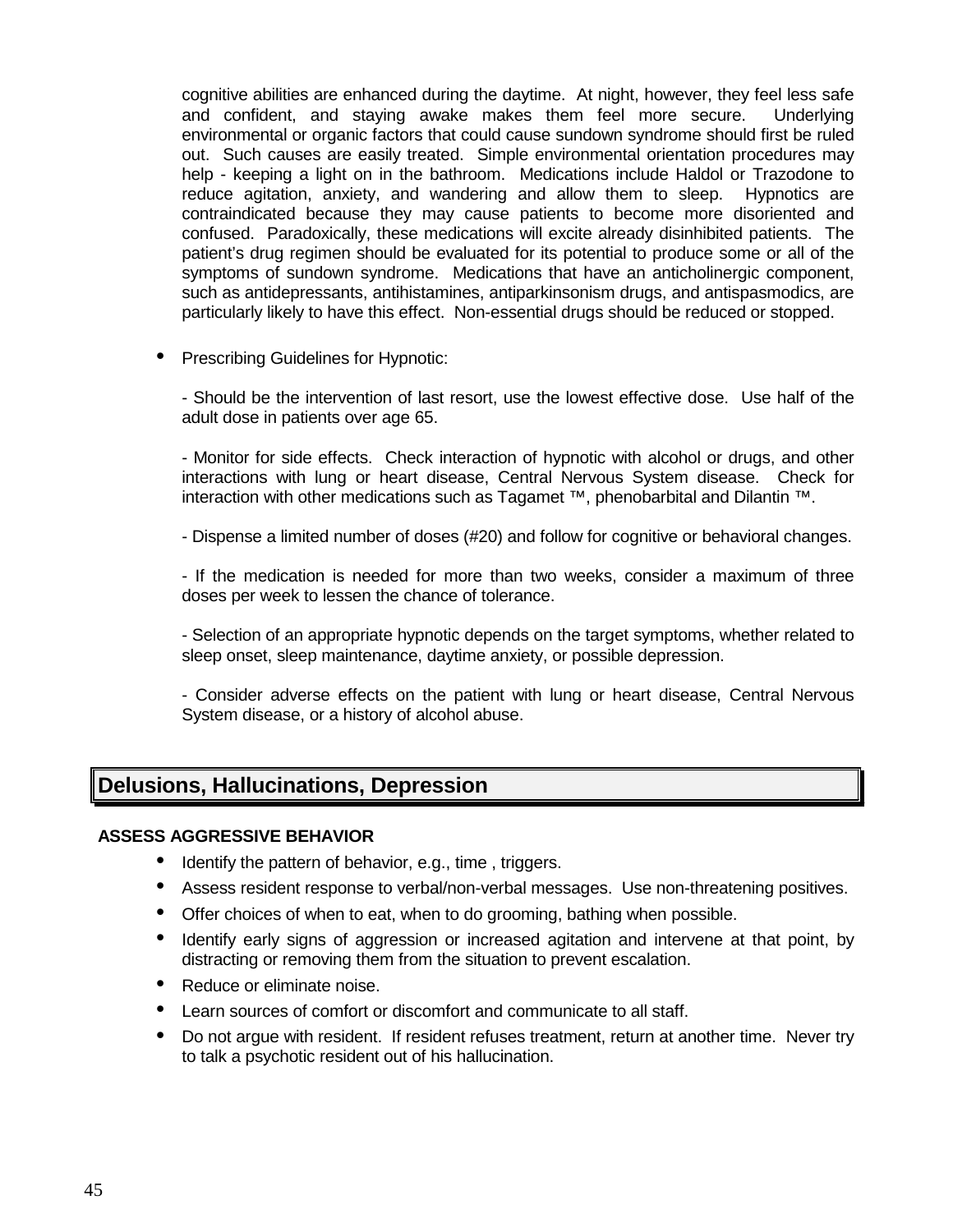cognitive abilities are enhanced during the daytime. At night, however, they feel less safe and confident, and staying awake makes them feel more secure. Underlying environmental or organic factors that could cause sundown syndrome should first be ruled out. Such causes are easily treated. Simple environmental orientation procedures may help - keeping a light on in the bathroom. Medications include Haldol or Trazodone to reduce agitation, anxiety, and wandering and allow them to sleep. Hypnotics are contraindicated because they may cause patients to become more disoriented and confused. Paradoxically, these medications will excite already disinhibited patients. The patient's drug regimen should be evaluated for its potential to produce some or all of the symptoms of sundown syndrome. Medications that have an anticholinergic component, such as antidepressants, antihistamines, antiparkinsonism drugs, and antispasmodics, are particularly likely to have this effect. Non-essential drugs should be reduced or stopped.

- Prescribing Guidelines for Hypnotic:

  - Should be the intervention of last resort, use the lowest effective dose. Use half of the adult dose in patients over age 65.

  - Monitor for side effects. Check interaction of hypnotic with alcohol or drugs, and other interactions with lung or heart disease, Central Nervous System disease. Check for interaction with other medications such as Tagamet ™, phenobarbital and Dilantin ™.

  - Dispense a limited number of doses (#20) and follow for cognitive or behavioral changes.

  - If the medication is needed for more than two weeks, consider a maximum of three doses per week to lessen the chance of tolerance.

  - Selection of an appropriate hypnotic depends on the target symptoms, whether related to sleep onset, sleep maintenance, daytime anxiety, or possible depression.

  - Consider adverse effects on the patient with lung or heart disease, Central Nervous System disease, or a history of alcohol abuse.

## Delusions, Hallucinations, Depression

### ASSESS AGGRESSIVE BEHAVIOR

- Identify the pattern of behavior, e.g., time , triggers.
- Assess resident response to verbal/non-verbal messages. Use non-threatening positives.
- Offer choices of when to eat, when to do grooming, bathing when possible.
- Identify early signs of aggression or increased agitation and intervene at that point, by distracting or removing them from the situation to prevent escalation.
- Reduce or eliminate noise.
- Learn sources of comfort or discomfort and communicate to all staff.
- Do not argue with resident. If resident refuses treatment, return at another time. Never try to talk a psychotic resident out of his hallucination.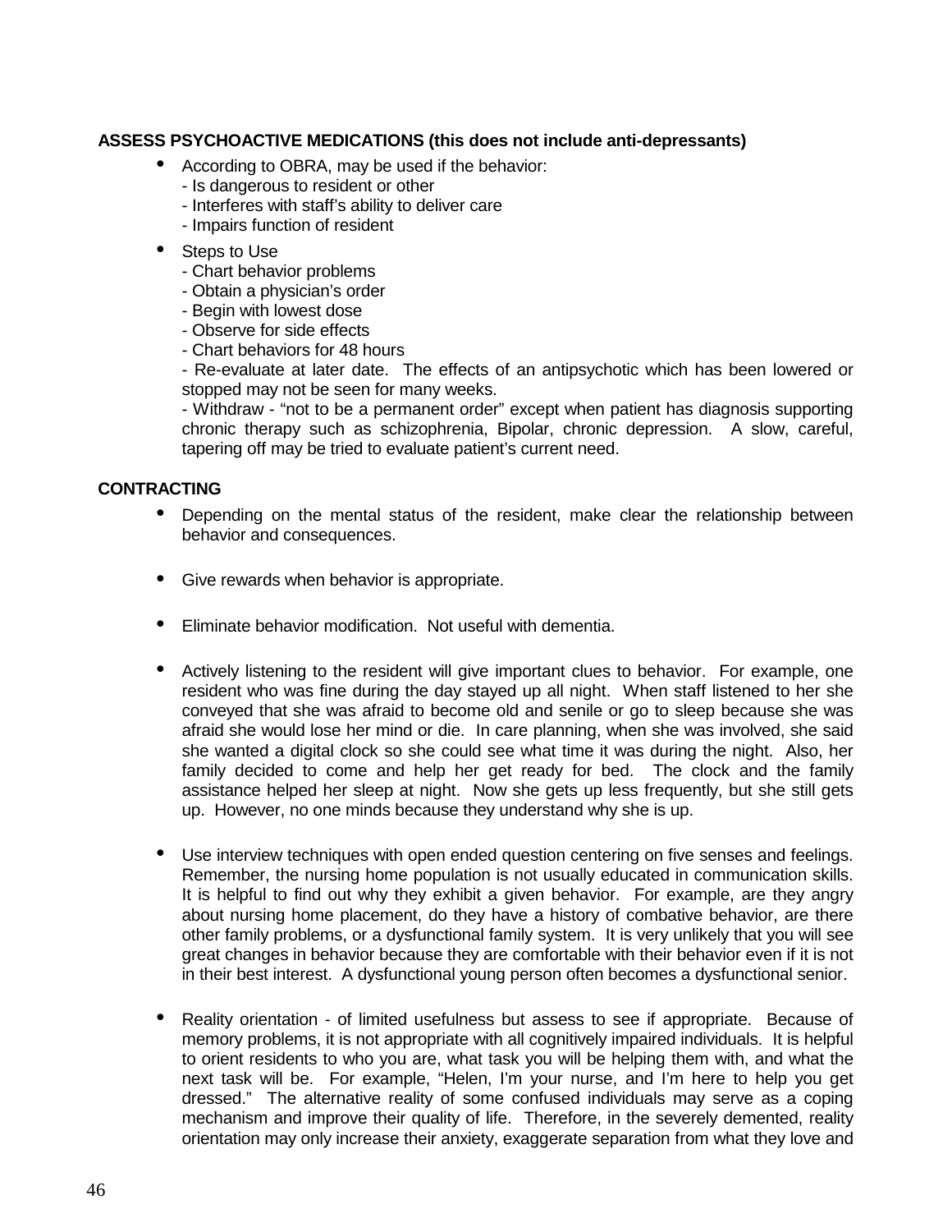**ASSESS PSYCHOACTIVE MEDICATIONS (this does not include anti-depressants)**

- According to OBRA, may be used if the behavior:
  - Is dangerous to resident or other
  - Interferes with staff's ability to deliver care
  - Impairs function of resident
- Steps to Use
  - Chart behavior problems
  - Obtain a physician's order
  - Begin with lowest dose
  - Observe for side effects
  - Chart behaviors for 48 hours
  - Re-evaluate at later date. The effects of an antipsychotic which has been lowered or stopped may not be seen for many weeks.
  - Withdraw - "not to be a permanent order" except when patient has diagnosis supporting chronic therapy such as schizophrenia, Bipolar, chronic depression. A slow, careful, tapering off may be tried to evaluate patient's current need.

**CONTRACTING**

- Depending on the mental status of the resident, make clear the relationship between behavior and consequences.
- Give rewards when behavior is appropriate.
- Eliminate behavior modification. Not useful with dementia.
- Actively listening to the resident will give important clues to behavior. For example, one resident who was fine during the day stayed up all night. When staff listened to her she conveyed that she was afraid to become old and senile or go to sleep because she was afraid she would lose her mind or die. In care planning, when she was involved, she said she wanted a digital clock so she could see what time it was during the night. Also, her family decided to come and help her get ready for bed. The clock and the family assistance helped her sleep at night. Now she gets up less frequently, but she still gets up. However, no one minds because they understand why she is up.
- Use interview techniques with open ended question centering on five senses and feelings. Remember, the nursing home population is not usually educated in communication skills. It is helpful to find out why they exhibit a given behavior. For example, are they angry about nursing home placement, do they have a history of combative behavior, are there other family problems, or a dysfunctional family system. It is very unlikely that you will see great changes in behavior because they are comfortable with their behavior even if it is not in their best interest. A dysfunctional young person often becomes a dysfunctional senior.
- Reality orientation - of limited usefulness but assess to see if appropriate. Because of memory problems, it is not appropriate with all cognitively impaired individuals. It is helpful to orient residents to who you are, what task you will be helping them with, and what the next task will be. For example, "Helen, I'm your nurse, and I'm here to help you get dressed." The alternative reality of some confused individuals may serve as a coping mechanism and improve their quality of life. Therefore, in the severely demented, reality orientation may only increase their anxiety, exaggerate separation from what they love and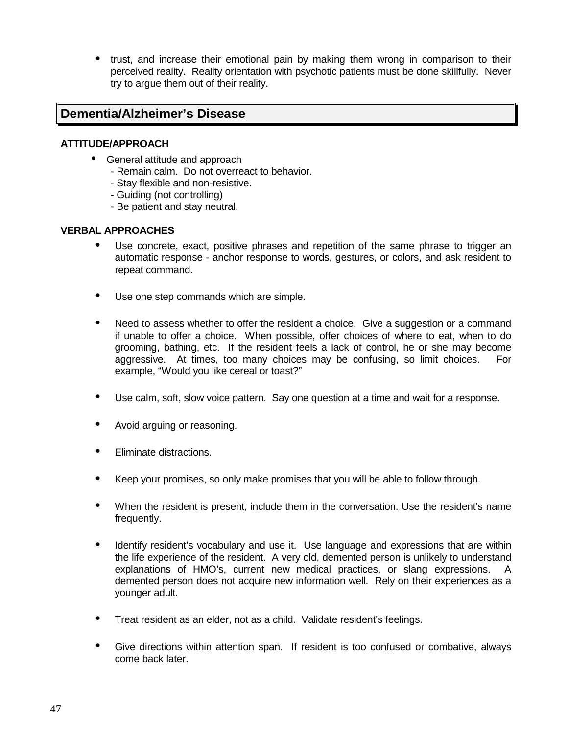- trust, and increase their emotional pain by making them wrong in comparison to their perceived reality. Reality orientation with psychotic patients must be done skillfully. Never try to argue them out of their reality.

## Dementia/Alzheimer's Disease

**ATTITUDE/APPROACH**

- General attitude and approach
  - Remain calm. Do not overreact to behavior.
  - Stay flexible and non-resistive.
  - Guiding (not controlling)
  - Be patient and stay neutral.

**VERBAL APPROACHES**

- Use concrete, exact, positive phrases and repetition of the same phrase to trigger an automatic response - anchor response to words, gestures, or colors, and ask resident to repeat command.

- Use one step commands which are simple.

- Need to assess whether to offer the resident a choice. Give a suggestion or a command if unable to offer a choice. When possible, offer choices of where to eat, when to do grooming, bathing, etc. If the resident feels a lack of control, he or she may become aggressive. At times, too many choices may be confusing, so limit choices. For example, "Would you like cereal or toast?"

- Use calm, soft, slow voice pattern. Say one question at a time and wait for a response.

- Avoid arguing or reasoning.

- Eliminate distractions.

- Keep your promises, so only make promises that you will be able to follow through.

- When the resident is present, include them in the conversation. Use the resident's name frequently.

- Identify resident's vocabulary and use it. Use language and expressions that are within the life experience of the resident. A very old, demented person is unlikely to understand explanations of HMO's, current new medical practices, or slang expressions. A demented person does not acquire new information well. Rely on their experiences as a younger adult.

- Treat resident as an elder, not as a child. Validate resident's feelings.

- Give directions within attention span. If resident is too confused or combative, always come back later.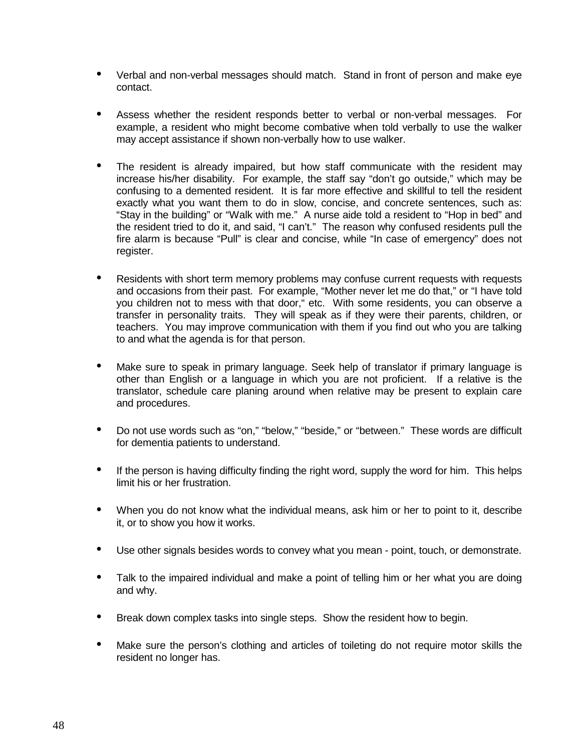- Verbal and non-verbal messages should match. Stand in front of person and make eye contact.

- Assess whether the resident responds better to verbal or non-verbal messages. For example, a resident who might become combative when told verbally to use the walker may accept assistance if shown non-verbally how to use walker.

- The resident is already impaired, but how staff communicate with the resident may increase his/her disability. For example, the staff say "don't go outside," which may be confusing to a demented resident. It is far more effective and skillful to tell the resident exactly what you want them to do in slow, concise, and concrete sentences, such as: "Stay in the building" or "Walk with me." A nurse aide told a resident to "Hop in bed" and the resident tried to do it, and said, "I can't." The reason why confused residents pull the fire alarm is because "Pull" is clear and concise, while "In case of emergency" does not register.

- Residents with short term memory problems may confuse current requests with requests and occasions from their past. For example, "Mother never let me do that," or "I have told you children not to mess with that door," etc. With some residents, you can observe a transfer in personality traits. They will speak as if they were their parents, children, or teachers. You may improve communication with them if you find out who you are talking to and what the agenda is for that person.

- Make sure to speak in primary language. Seek help of translator if primary language is other than English or a language in which you are not proficient. If a relative is the translator, schedule care planing around when relative may be present to explain care and procedures.

- Do not use words such as "on," "below," "beside," or "between." These words are difficult for dementia patients to understand.

- If the person is having difficulty finding the right word, supply the word for him. This helps limit his or her frustration.

- When you do not know what the individual means, ask him or her to point to it, describe it, or to show you how it works.

- Use other signals besides words to convey what you mean - point, touch, or demonstrate.

- Talk to the impaired individual and make a point of telling him or her what you are doing and why.

- Break down complex tasks into single steps. Show the resident how to begin.

- Make sure the person's clothing and articles of toileting do not require motor skills the resident no longer has.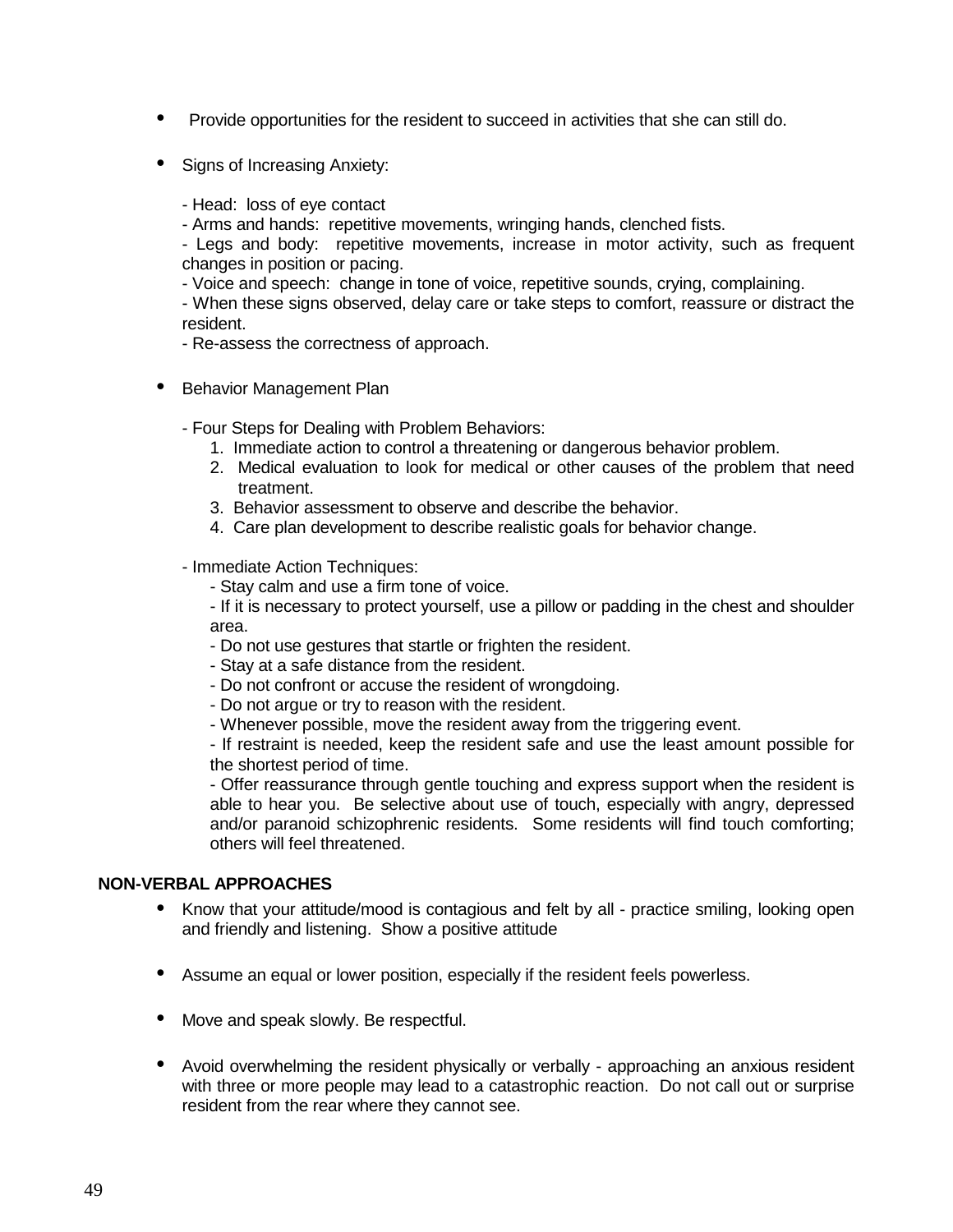- Provide opportunities for the resident to succeed in activities that she can still do.

- Signs of Increasing Anxiety:

  - Head: loss of eye contact
  - Arms and hands: repetitive movements, wringing hands, clenched fists.
  - Legs and body: repetitive movements, increase in motor activity, such as frequent changes in position or pacing.
  - Voice and speech: change in tone of voice, repetitive sounds, crying, complaining.
  - When these signs observed, delay care or take steps to comfort, reassure or distract the resident.
  - Re-assess the correctness of approach.

- Behavior Management Plan

  - Four Steps for Dealing with Problem Behaviors:
    1. Immediate action to control a threatening or dangerous behavior problem.
    2. Medical evaluation to look for medical or other causes of the problem that need treatment.
    3. Behavior assessment to observe and describe the behavior.
    4. Care plan development to describe realistic goals for behavior change.

  - Immediate Action Techniques:
    - Stay calm and use a firm tone of voice.
    - If it is necessary to protect yourself, use a pillow or padding in the chest and shoulder area.
    - Do not use gestures that startle or frighten the resident.
    - Stay at a safe distance from the resident.
    - Do not confront or accuse the resident of wrongdoing.
    - Do not argue or try to reason with the resident.
    - Whenever possible, move the resident away from the triggering event.
    - If restraint is needed, keep the resident safe and use the least amount possible for the shortest period of time.
    - Offer reassurance through gentle touching and express support when the resident is able to hear you. Be selective about use of touch, especially with angry, depressed and/or paranoid schizophrenic residents. Some residents will find touch comforting; others will feel threatened.

**NON-VERBAL APPROACHES**

- Know that your attitude/mood is contagious and felt by all - practice smiling, looking open and friendly and listening. Show a positive attitude

- Assume an equal or lower position, especially if the resident feels powerless.

- Move and speak slowly. Be respectful.

- Avoid overwhelming the resident physically or verbally - approaching an anxious resident with three or more people may lead to a catastrophic reaction. Do not call out or surprise resident from the rear where they cannot see.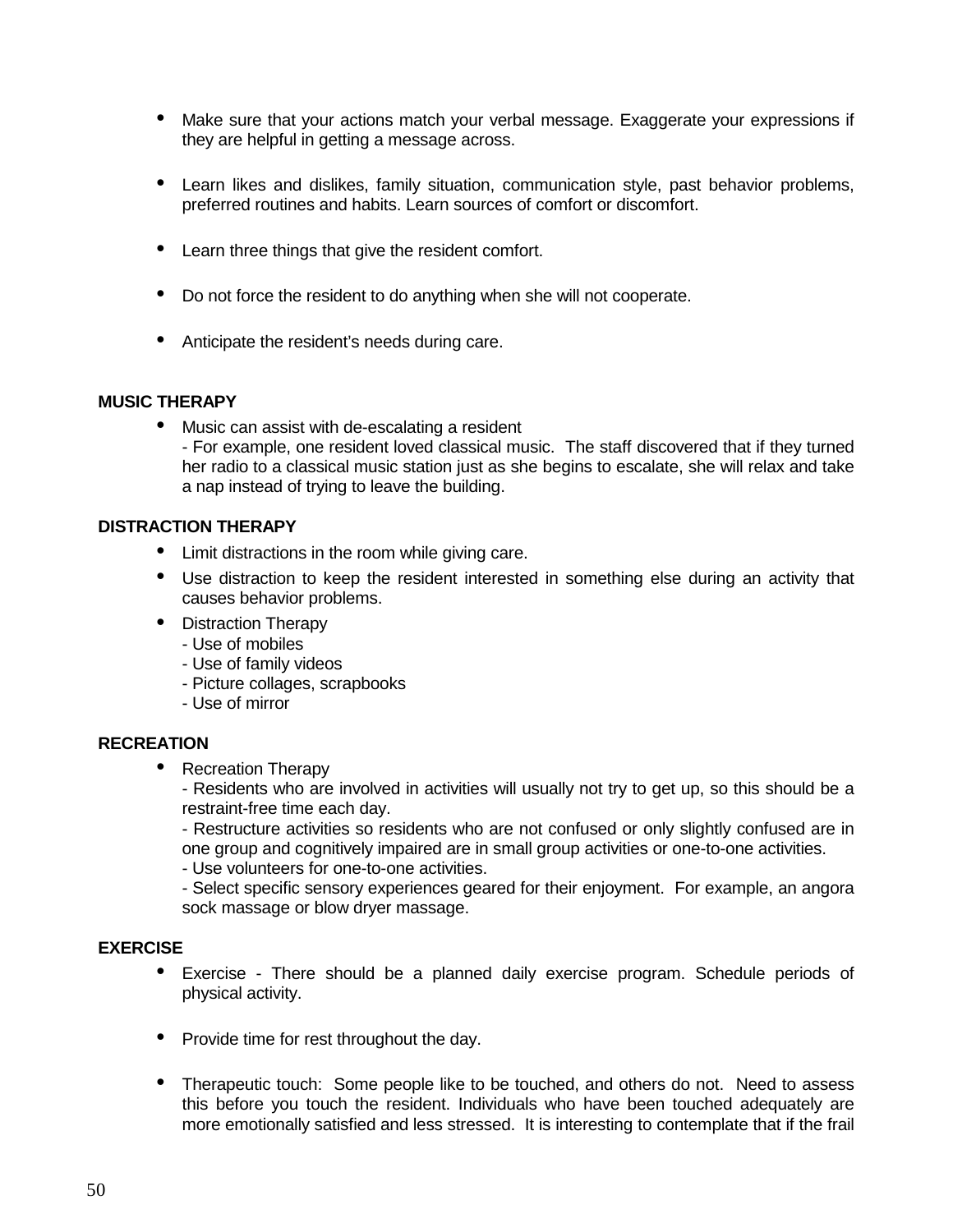- Make sure that your actions match your verbal message. Exaggerate your expressions if they are helpful in getting a message across.

- Learn likes and dislikes, family situation, communication style, past behavior problems, preferred routines and habits. Learn sources of comfort or discomfort.

- Learn three things that give the resident comfort.

- Do not force the resident to do anything when she will not cooperate.

- Anticipate the resident's needs during care.

**MUSIC THERAPY**

- Music can assist with de-escalating a resident
  - For example, one resident loved classical music. The staff discovered that if they turned her radio to a classical music station just as she begins to escalate, she will relax and take a nap instead of trying to leave the building.

**DISTRACTION THERAPY**

- Limit distractions in the room while giving care.
- Use distraction to keep the resident interested in something else during an activity that causes behavior problems.
- Distraction Therapy
  - Use of mobiles
  - Use of family videos
  - Picture collages, scrapbooks
  - Use of mirror

**RECREATION**

- Recreation Therapy
  - Residents who are involved in activities will usually not try to get up, so this should be a restraint-free time each day.
  - Restructure activities so residents who are not confused or only slightly confused are in one group and cognitively impaired are in small group activities or one-to-one activities.
  - Use volunteers for one-to-one activities.
  - Select specific sensory experiences geared for their enjoyment. For example, an angora sock massage or blow dryer massage.

**EXERCISE**

- Exercise - There should be a planned daily exercise program. Schedule periods of physical activity.

- Provide time for rest throughout the day.

- Therapeutic touch: Some people like to be touched, and others do not. Need to assess this before you touch the resident. Individuals who have been touched adequately are more emotionally satisfied and less stressed. It is interesting to contemplate that if the frail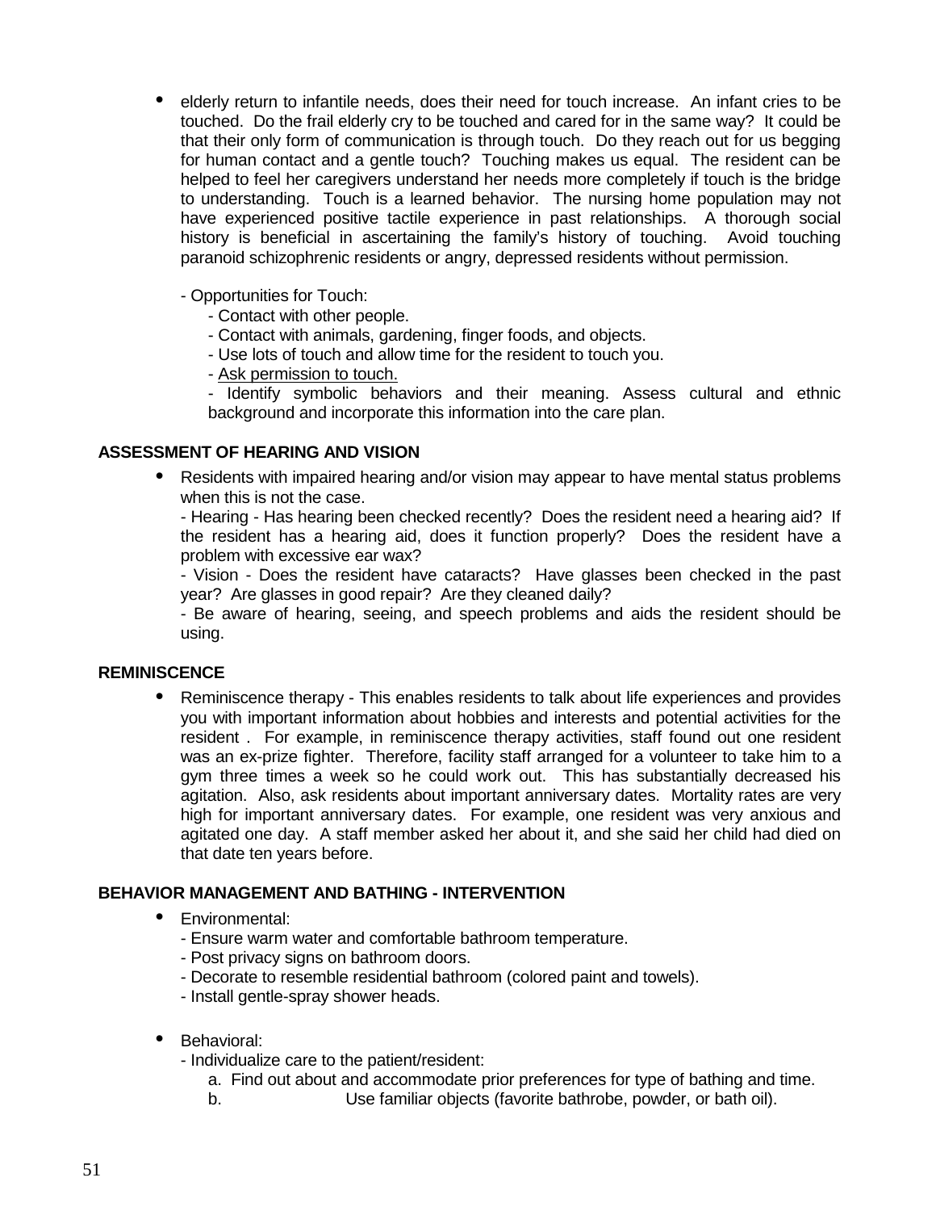- elderly return to infantile needs, does their need for touch increase. An infant cries to be touched. Do the frail elderly cry to be touched and cared for in the same way? It could be that their only form of communication is through touch. Do they reach out for us begging for human contact and a gentle touch? Touching makes us equal. The resident can be helped to feel her caregivers understand her needs more completely if touch is the bridge to understanding. Touch is a learned behavior. The nursing home population may not have experienced positive tactile experience in past relationships. A thorough social history is beneficial in ascertaining the family's history of touching. Avoid touching paranoid schizophrenic residents or angry, depressed residents without permission.

  - Opportunities for Touch:
    - Contact with other people.
    - Contact with animals, gardening, finger foods, and objects.
    - Use lots of touch and allow time for the resident to touch you.
    - <u>Ask permission to touch.</u>
    - Identify symbolic behaviors and their meaning. Assess cultural and ethnic background and incorporate this information into the care plan.

**ASSESSMENT OF HEARING AND VISION**

- Residents with impaired hearing and/or vision may appear to have mental status problems when this is not the case.
  - Hearing - Has hearing been checked recently? Does the resident need a hearing aid? If the resident has a hearing aid, does it function properly? Does the resident have a problem with excessive ear wax?
  - Vision - Does the resident have cataracts? Have glasses been checked in the past year? Are glasses in good repair? Are they cleaned daily?
  - Be aware of hearing, seeing, and speech problems and aids the resident should be using.

**REMINISCENCE**

- Reminiscence therapy - This enables residents to talk about life experiences and provides you with important information about hobbies and interests and potential activities for the resident . For example, in reminiscence therapy activities, staff found out one resident was an ex-prize fighter. Therefore, facility staff arranged for a volunteer to take him to a gym three times a week so he could work out. This has substantially decreased his agitation. Also, ask residents about important anniversary dates. Mortality rates are very high for important anniversary dates. For example, one resident was very anxious and agitated one day. A staff member asked her about it, and she said her child had died on that date ten years before.

**BEHAVIOR MANAGEMENT AND BATHING - INTERVENTION**

- Environmental:
  - Ensure warm water and comfortable bathroom temperature.
  - Post privacy signs on bathroom doors.
  - Decorate to resemble residential bathroom (colored paint and towels).
  - Install gentle-spray shower heads.

- Behavioral:
  - Individualize care to the patient/resident:
    a. Find out about and accommodate prior preferences for type of bathing and time.
    b. Use familiar objects (favorite bathrobe, powder, or bath oil).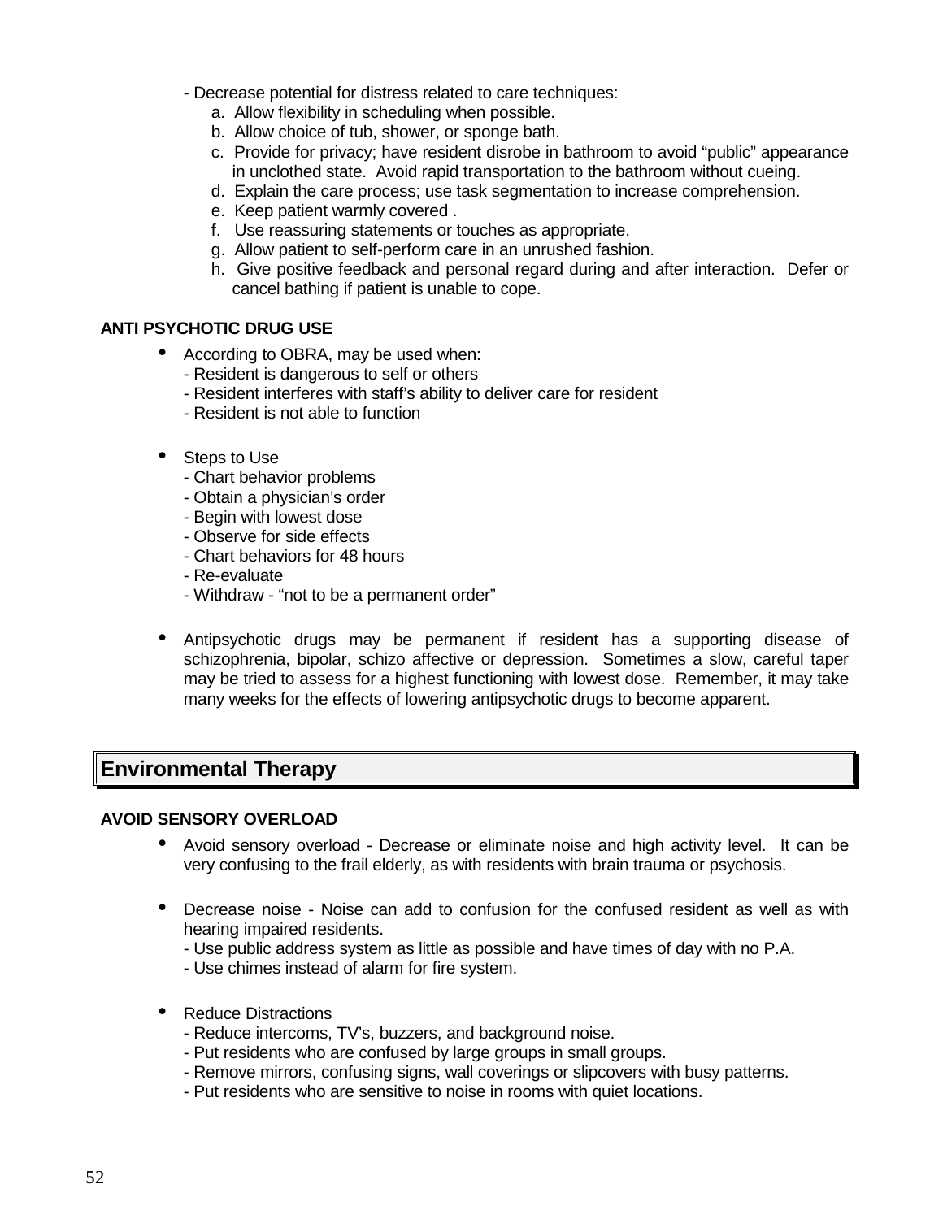- Decrease potential for distress related to care techniques:
    a. Allow flexibility in scheduling when possible.
    b. Allow choice of tub, shower, or sponge bath.
    c. Provide for privacy; have resident disrobe in bathroom to avoid "public" appearance in unclothed state. Avoid rapid transportation to the bathroom without cueing.
    d. Explain the care process; use task segmentation to increase comprehension.
    e. Keep patient warmly covered .
    f. Use reassuring statements or touches as appropriate.
    g. Allow patient to self-perform care in an unrushed fashion.
    h. Give positive feedback and personal regard during and after interaction. Defer or cancel bathing if patient is unable to cope.

**ANTI PSYCHOTIC DRUG USE**

- According to OBRA, may be used when:
    - Resident is dangerous to self or others
    - Resident interferes with staff's ability to deliver care for resident
    - Resident is not able to function

- Steps to Use
    - Chart behavior problems
    - Obtain a physician's order
    - Begin with lowest dose
    - Observe for side effects
    - Chart behaviors for 48 hours
    - Re-evaluate
    - Withdraw - "not to be a permanent order"

- Antipsychotic drugs may be permanent if resident has a supporting disease of schizophrenia, bipolar, schizo affective or depression. Sometimes a slow, careful taper may be tried to assess for a highest functioning with lowest dose. Remember, it may take many weeks for the effects of lowering antipsychotic drugs to become apparent.

## Environmental Therapy

**AVOID SENSORY OVERLOAD**

- Avoid sensory overload - Decrease or eliminate noise and high activity level. It can be very confusing to the frail elderly, as with residents with brain trauma or psychosis.

- Decrease noise - Noise can add to confusion for the confused resident as well as with hearing impaired residents.
    - Use public address system as little as possible and have times of day with no P.A.
    - Use chimes instead of alarm for fire system.

- Reduce Distractions
    - Reduce intercoms, TV's, buzzers, and background noise.
    - Put residents who are confused by large groups in small groups.
    - Remove mirrors, confusing signs, wall coverings or slipcovers with busy patterns.
    - Put residents who are sensitive to noise in rooms with quiet locations.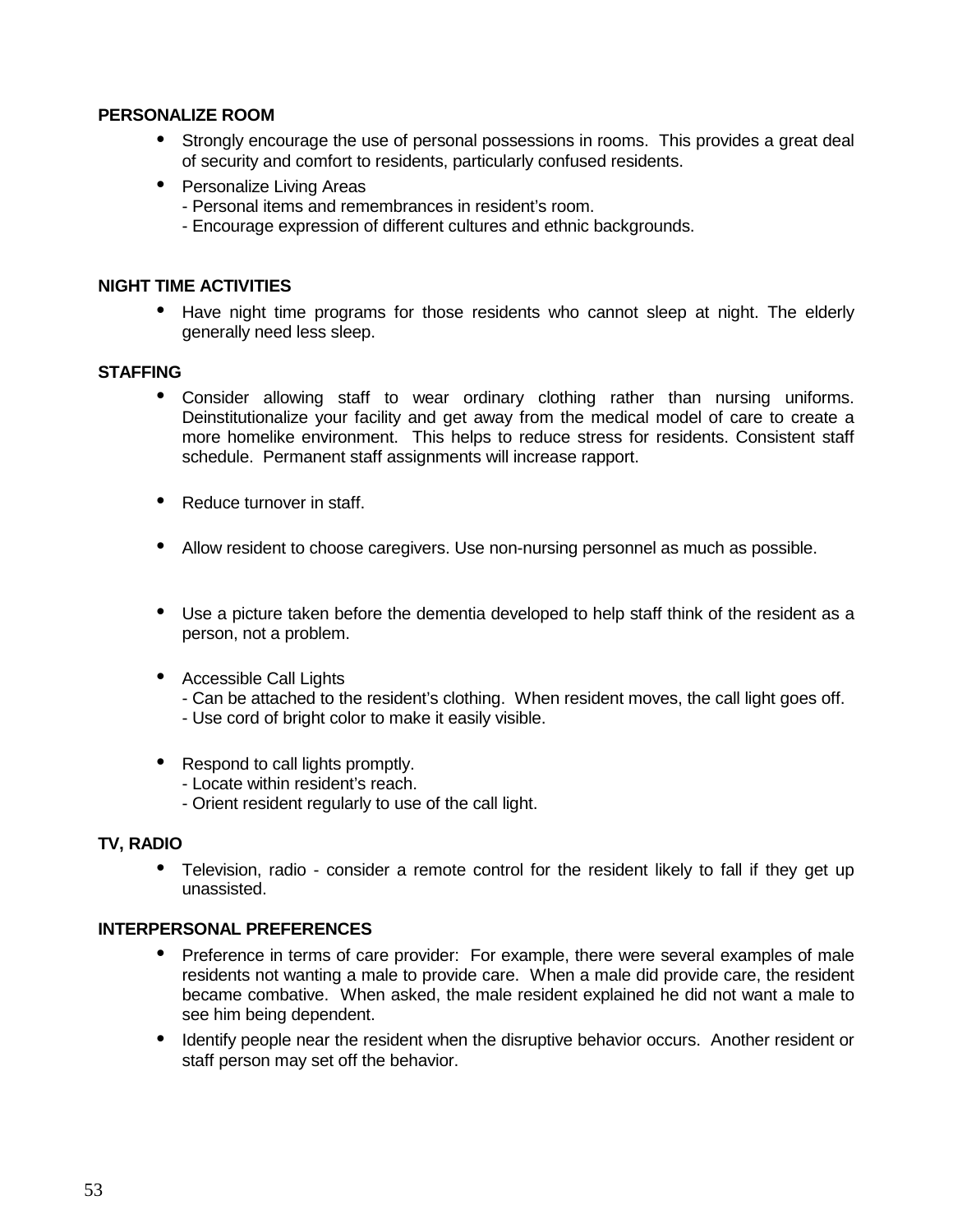**PERSONALIZE ROOM**

- Strongly encourage the use of personal possessions in rooms. This provides a great deal of security and comfort to residents, particularly confused residents.
- Personalize Living Areas
  - Personal items and remembrances in resident's room.
  - Encourage expression of different cultures and ethnic backgrounds.

**NIGHT TIME ACTIVITIES**

- Have night time programs for those residents who cannot sleep at night. The elderly generally need less sleep.

**STAFFING**

- Consider allowing staff to wear ordinary clothing rather than nursing uniforms. Deinstitutionalize your facility and get away from the medical model of care to create a more homelike environment. This helps to reduce stress for residents. Consistent staff schedule. Permanent staff assignments will increase rapport.
- Reduce turnover in staff.
- Allow resident to choose caregivers. Use non-nursing personnel as much as possible.
- Use a picture taken before the dementia developed to help staff think of the resident as a person, not a problem.
- Accessible Call Lights
  - Can be attached to the resident's clothing. When resident moves, the call light goes off.
  - Use cord of bright color to make it easily visible.
- Respond to call lights promptly.
  - Locate within resident's reach.
  - Orient resident regularly to use of the call light.

**TV, RADIO**

- Television, radio - consider a remote control for the resident likely to fall if they get up unassisted.

**INTERPERSONAL PREFERENCES**

- Preference in terms of care provider: For example, there were several examples of male residents not wanting a male to provide care. When a male did provide care, the resident became combative. When asked, the male resident explained he did not want a male to see him being dependent.
- Identify people near the resident when the disruptive behavior occurs. Another resident or staff person may set off the behavior.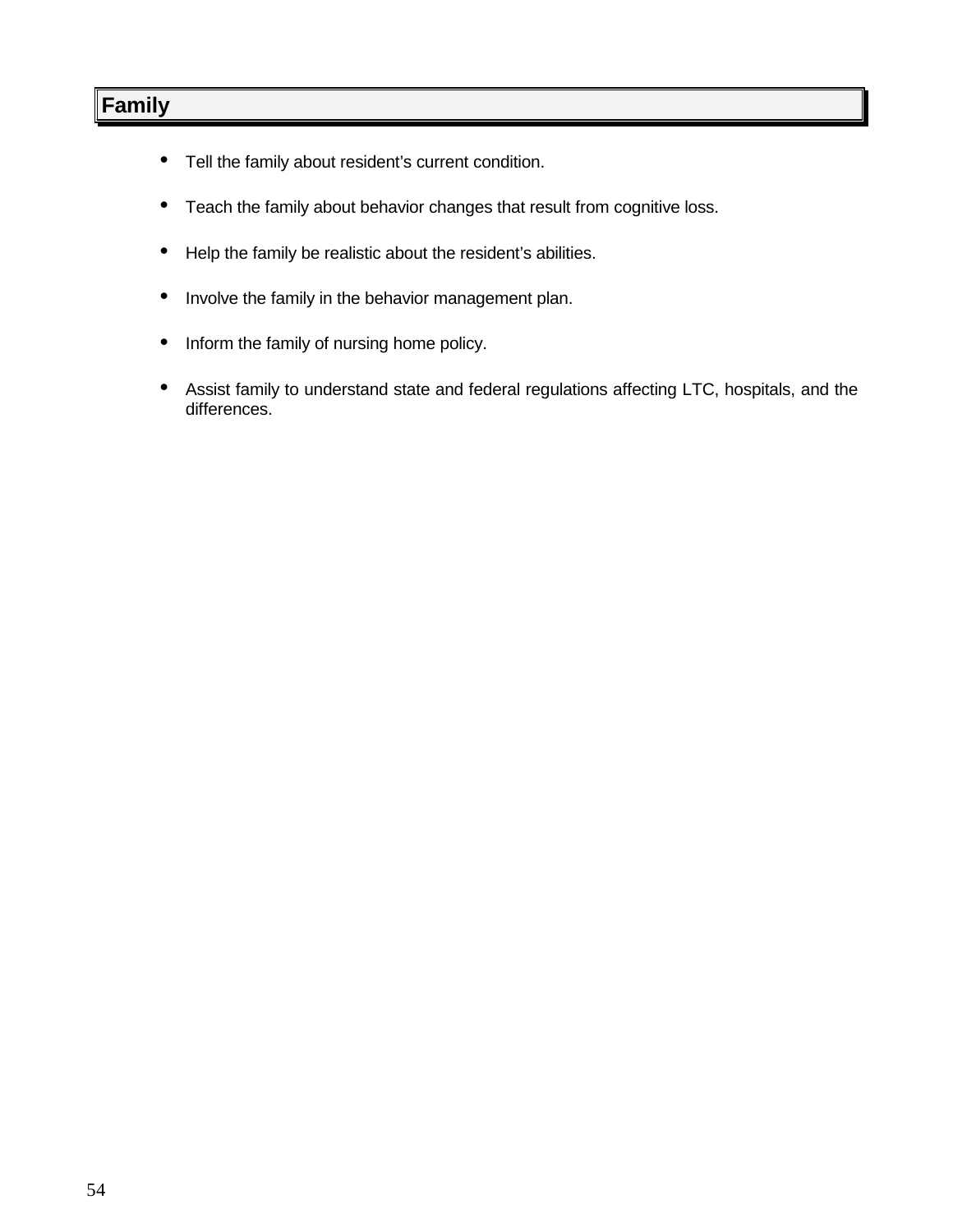## Family

- Tell the family about resident’s current condition.
- Teach the family about behavior changes that result from cognitive loss.
- Help the family be realistic about the resident’s abilities.
- Involve the family in the behavior management plan.
- Inform the family of nursing home policy.
- Assist family to understand state and federal regulations affecting LTC, hospitals, and the differences.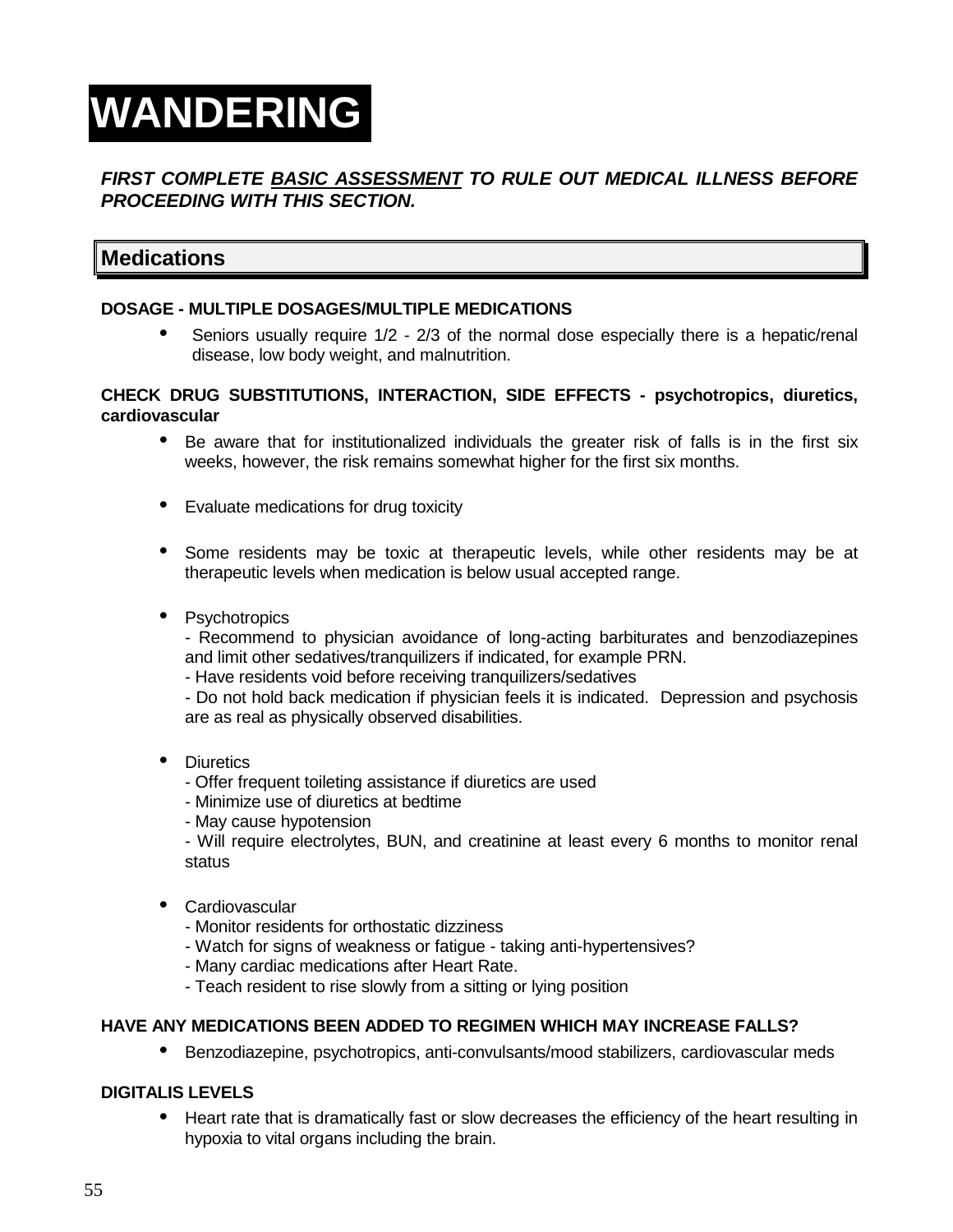# WANDERING

***FIRST COMPLETE BASIC ASSESSMENT TO RULE OUT MEDICAL ILLNESS BEFORE PROCEEDING WITH THIS SECTION.***

## Medications

**DOSAGE - MULTIPLE DOSAGES/MULTIPLE MEDICATIONS**

- Seniors usually require 1/2 - 2/3 of the normal dose especially there is a hepatic/renal disease, low body weight, and malnutrition.

**CHECK DRUG SUBSTITUTIONS, INTERACTION, SIDE EFFECTS - psychotropics, diuretics, cardiovascular**

- Be aware that for institutionalized individuals the greater risk of falls is in the first six weeks, however, the risk remains somewhat higher for the first six months.

- Evaluate medications for drug toxicity

- Some residents may be toxic at therapeutic levels, while other residents may be at therapeutic levels when medication is below usual accepted range.

- Psychotropics
  - Recommend to physician avoidance of long-acting barbiturates and benzodiazepines and limit other sedatives/tranquilizers if indicated, for example PRN.
  - Have residents void before receiving tranquilizers/sedatives
  - Do not hold back medication if physician feels it is indicated. Depression and psychosis are as real as physically observed disabilities.

- Diuretics
  - Offer frequent toileting assistance if diuretics are used
  - Minimize use of diuretics at bedtime
  - May cause hypotension
  - Will require electrolytes, BUN, and creatinine at least every 6 months to monitor renal status

- Cardiovascular
  - Monitor residents for orthostatic dizziness
  - Watch for signs of weakness or fatigue - taking anti-hypertensives?
  - Many cardiac medications after Heart Rate.
  - Teach resident to rise slowly from a sitting or lying position

**HAVE ANY MEDICATIONS BEEN ADDED TO REGIMEN WHICH MAY INCREASE FALLS?**

- Benzodiazepine, psychotropics, anti-convulsants/mood stabilizers, cardiovascular meds

**DIGITALIS LEVELS**

- Heart rate that is dramatically fast or slow decreases the efficiency of the heart resulting in hypoxia to vital organs including the brain.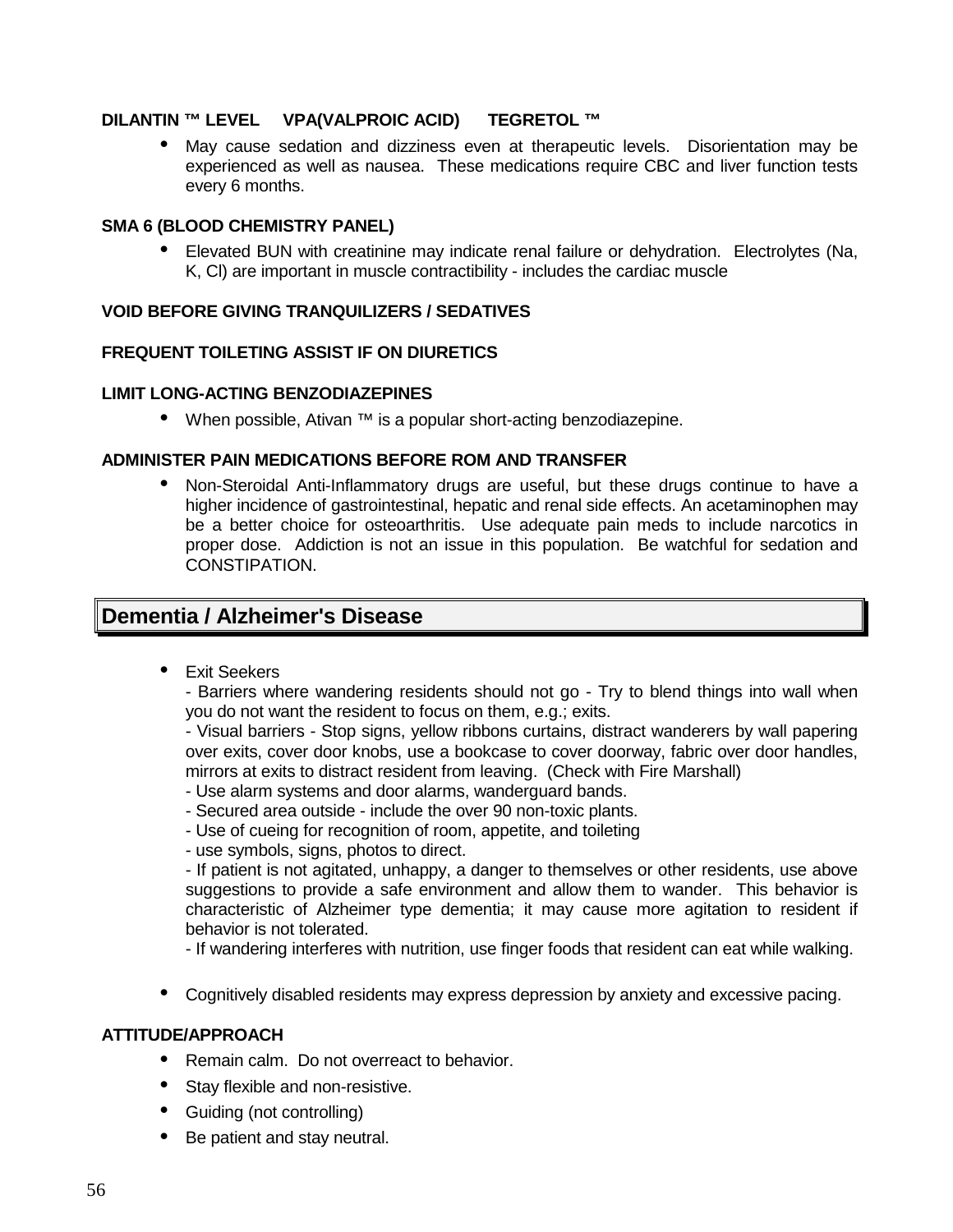**DILANTIN ™ LEVEL VPA(VALPROIC ACID) TEGRETOL ™**

- May cause sedation and dizziness even at therapeutic levels. Disorientation may be experienced as well as nausea. These medications require CBC and liver function tests every 6 months.

**SMA 6 (BLOOD CHEMISTRY PANEL)**

- Elevated BUN with creatinine may indicate renal failure or dehydration. Electrolytes (Na, K, Cl) are important in muscle contractibility - includes the cardiac muscle

**VOID BEFORE GIVING TRANQUILIZERS / SEDATIVES**

**FREQUENT TOILETING ASSIST IF ON DIURETICS**

**LIMIT LONG-ACTING BENZODIAZEPINES**

- When possible, Ativan ™ is a popular short-acting benzodiazepine.

**ADMINISTER PAIN MEDICATIONS BEFORE ROM AND TRANSFER**

- Non-Steroidal Anti-Inflammatory drugs are useful, but these drugs continue to have a higher incidence of gastrointestinal, hepatic and renal side effects. An acetaminophen may be a better choice for osteoarthritis. Use adequate pain meds to include narcotics in proper dose. Addiction is not an issue in this population. Be watchful for sedation and CONSTIPATION.

## Dementia / Alzheimer's Disease

- Exit Seekers
  - Barriers where wandering residents should not go - Try to blend things into wall when you do not want the resident to focus on them, e.g.; exits.
  - Visual barriers - Stop signs, yellow ribbons curtains, distract wanderers by wall papering over exits, cover door knobs, use a bookcase to cover doorway, fabric over door handles, mirrors at exits to distract resident from leaving. (Check with Fire Marshall)
  - Use alarm systems and door alarms, wanderguard bands.
  - Secured area outside - include the over 90 non-toxic plants.
  - Use of cueing for recognition of room, appetite, and toileting
  - use symbols, signs, photos to direct.
  - If patient is not agitated, unhappy, a danger to themselves or other residents, use above suggestions to provide a safe environment and allow them to wander. This behavior is characteristic of Alzheimer type dementia; it may cause more agitation to resident if behavior is not tolerated.
  - If wandering interferes with nutrition, use finger foods that resident can eat while walking.

- Cognitively disabled residents may express depression by anxiety and excessive pacing.

**ATTITUDE/APPROACH**

- Remain calm. Do not overreact to behavior.
- Stay flexible and non-resistive.
- Guiding (not controlling)
- Be patient and stay neutral.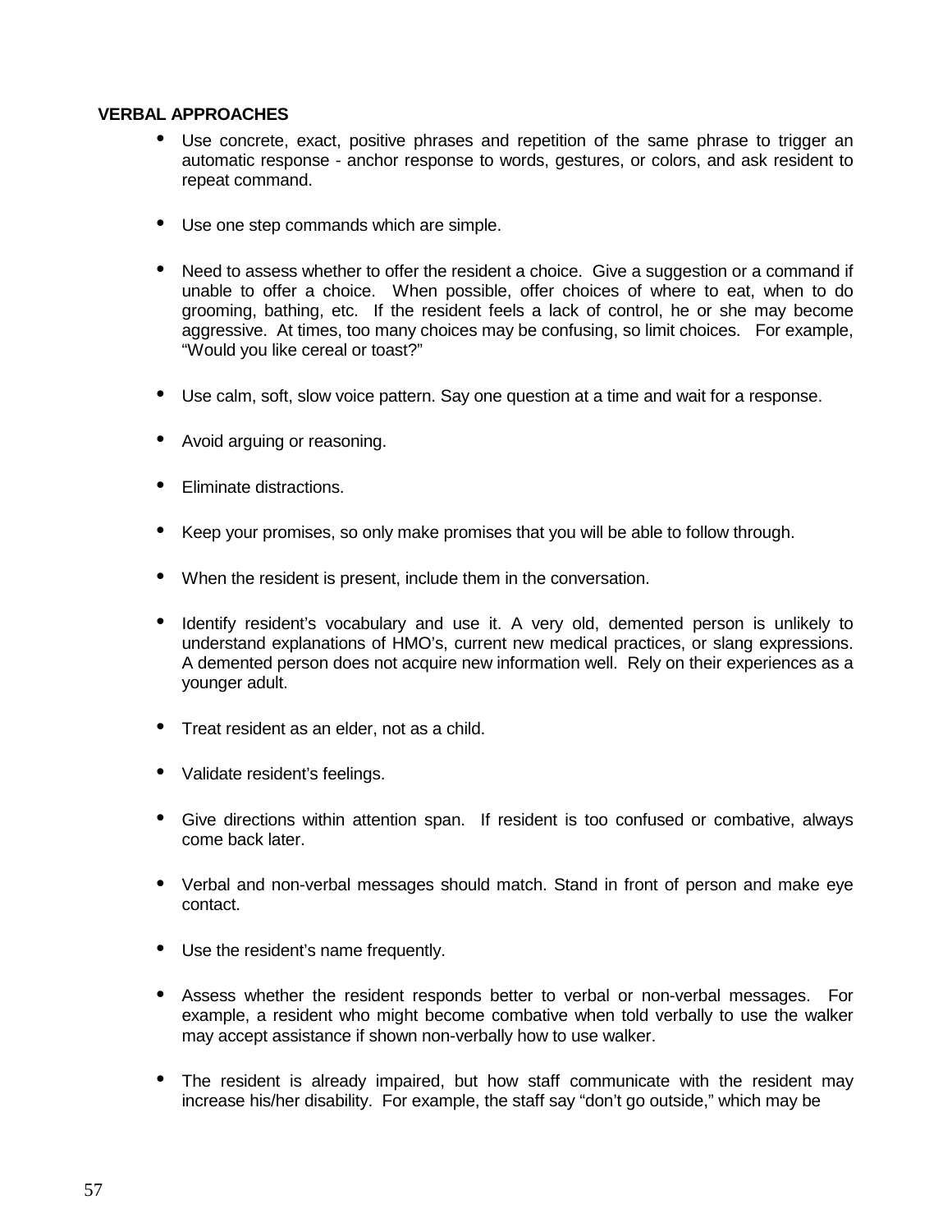**VERBAL APPROACHES**

- Use concrete, exact, positive phrases and repetition of the same phrase to trigger an automatic response - anchor response to words, gestures, or colors, and ask resident to repeat command.
- Use one step commands which are simple.
- Need to assess whether to offer the resident a choice. Give a suggestion or a command if unable to offer a choice. When possible, offer choices of where to eat, when to do grooming, bathing, etc. If the resident feels a lack of control, he or she may become aggressive. At times, too many choices may be confusing, so limit choices. For example, "Would you like cereal or toast?"
- Use calm, soft, slow voice pattern. Say one question at a time and wait for a response.
- Avoid arguing or reasoning.
- Eliminate distractions.
- Keep your promises, so only make promises that you will be able to follow through.
- When the resident is present, include them in the conversation.
- Identify resident's vocabulary and use it. A very old, demented person is unlikely to understand explanations of HMO's, current new medical practices, or slang expressions. A demented person does not acquire new information well. Rely on their experiences as a younger adult.
- Treat resident as an elder, not as a child.
- Validate resident's feelings.
- Give directions within attention span. If resident is too confused or combative, always come back later.
- Verbal and non-verbal messages should match. Stand in front of person and make eye contact.
- Use the resident's name frequently.
- Assess whether the resident responds better to verbal or non-verbal messages. For example, a resident who might become combative when told verbally to use the walker may accept assistance if shown non-verbally how to use walker.
- The resident is already impaired, but how staff communicate with the resident may increase his/her disability. For example, the staff say "don't go outside," which may be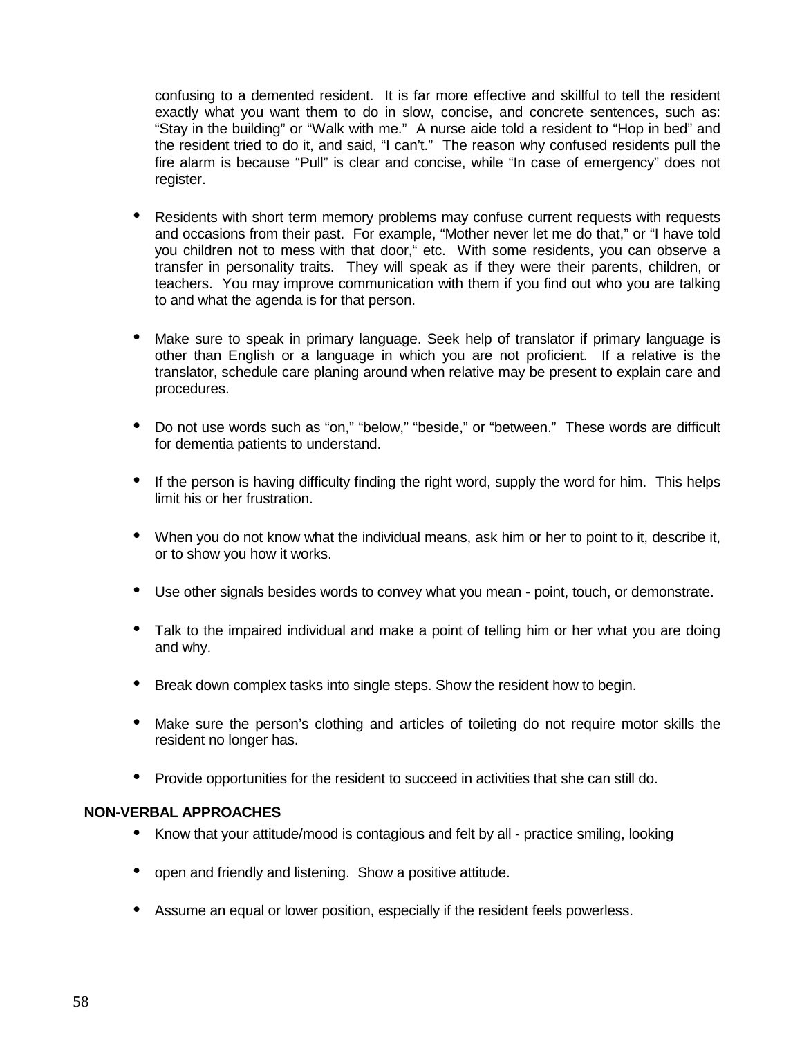confusing to a demented resident. It is far more effective and skillful to tell the resident exactly what you want them to do in slow, concise, and concrete sentences, such as: "Stay in the building" or "Walk with me." A nurse aide told a resident to "Hop in bed" and the resident tried to do it, and said, "I can't." The reason why confused residents pull the fire alarm is because "Pull" is clear and concise, while "In case of emergency" does not register.

- Residents with short term memory problems may confuse current requests with requests and occasions from their past. For example, "Mother never let me do that," or "I have told you children not to mess with that door," etc. With some residents, you can observe a transfer in personality traits. They will speak as if they were their parents, children, or teachers. You may improve communication with them if you find out who you are talking to and what the agenda is for that person.

- Make sure to speak in primary language. Seek help of translator if primary language is other than English or a language in which you are not proficient. If a relative is the translator, schedule care planing around when relative may be present to explain care and procedures.

- Do not use words such as "on," "below," "beside," or "between." These words are difficult for dementia patients to understand.

- If the person is having difficulty finding the right word, supply the word for him. This helps limit his or her frustration.

- When you do not know what the individual means, ask him or her to point to it, describe it, or to show you how it works.

- Use other signals besides words to convey what you mean - point, touch, or demonstrate.

- Talk to the impaired individual and make a point of telling him or her what you are doing and why.

- Break down complex tasks into single steps. Show the resident how to begin.

- Make sure the person's clothing and articles of toileting do not require motor skills the resident no longer has.

- Provide opportunities for the resident to succeed in activities that she can still do.

**NON-VERBAL APPROACHES**

- Know that your attitude/mood is contagious and felt by all - practice smiling, looking

- open and friendly and listening. Show a positive attitude.

- Assume an equal or lower position, especially if the resident feels powerless.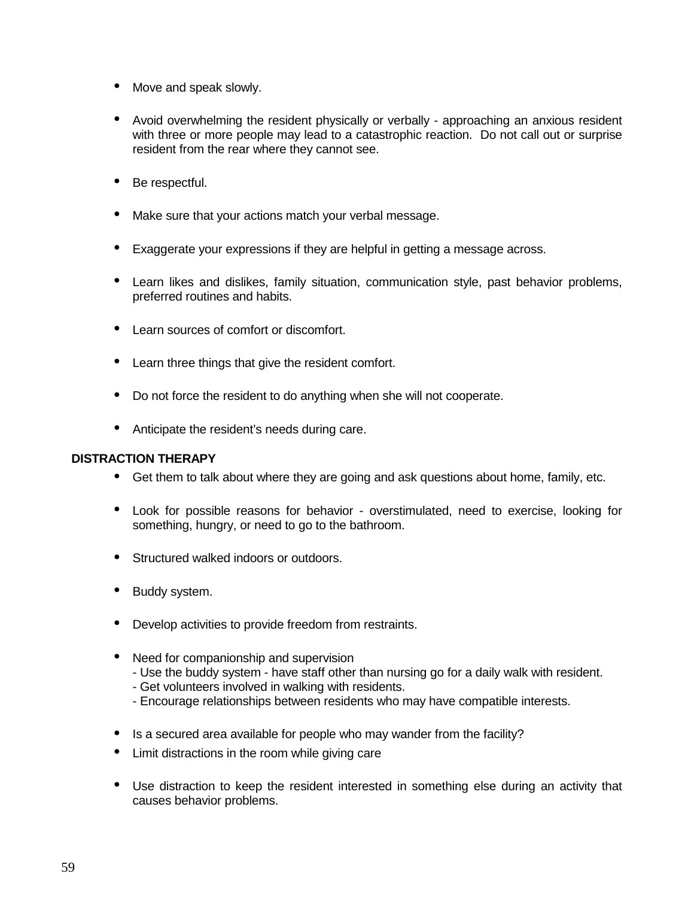- Move and speak slowly.
- Avoid overwhelming the resident physically or verbally - approaching an anxious resident with three or more people may lead to a catastrophic reaction. Do not call out or surprise resident from the rear where they cannot see.
- Be respectful.
- Make sure that your actions match your verbal message.
- Exaggerate your expressions if they are helpful in getting a message across.
- Learn likes and dislikes, family situation, communication style, past behavior problems, preferred routines and habits.
- Learn sources of comfort or discomfort.
- Learn three things that give the resident comfort.
- Do not force the resident to do anything when she will not cooperate.
- Anticipate the resident's needs during care.

**DISTRACTION THERAPY**

- Get them to talk about where they are going and ask questions about home, family, etc.
- Look for possible reasons for behavior - overstimulated, need to exercise, looking for something, hungry, or need to go to the bathroom.
- Structured walked indoors or outdoors.
- Buddy system.
- Develop activities to provide freedom from restraints.
- Need for companionship and supervision
  - Use the buddy system - have staff other than nursing go for a daily walk with resident.
  - Get volunteers involved in walking with residents.
  - Encourage relationships between residents who may have compatible interests.
- Is a secured area available for people who may wander from the facility?
- Limit distractions in the room while giving care
- Use distraction to keep the resident interested in something else during an activity that causes behavior problems.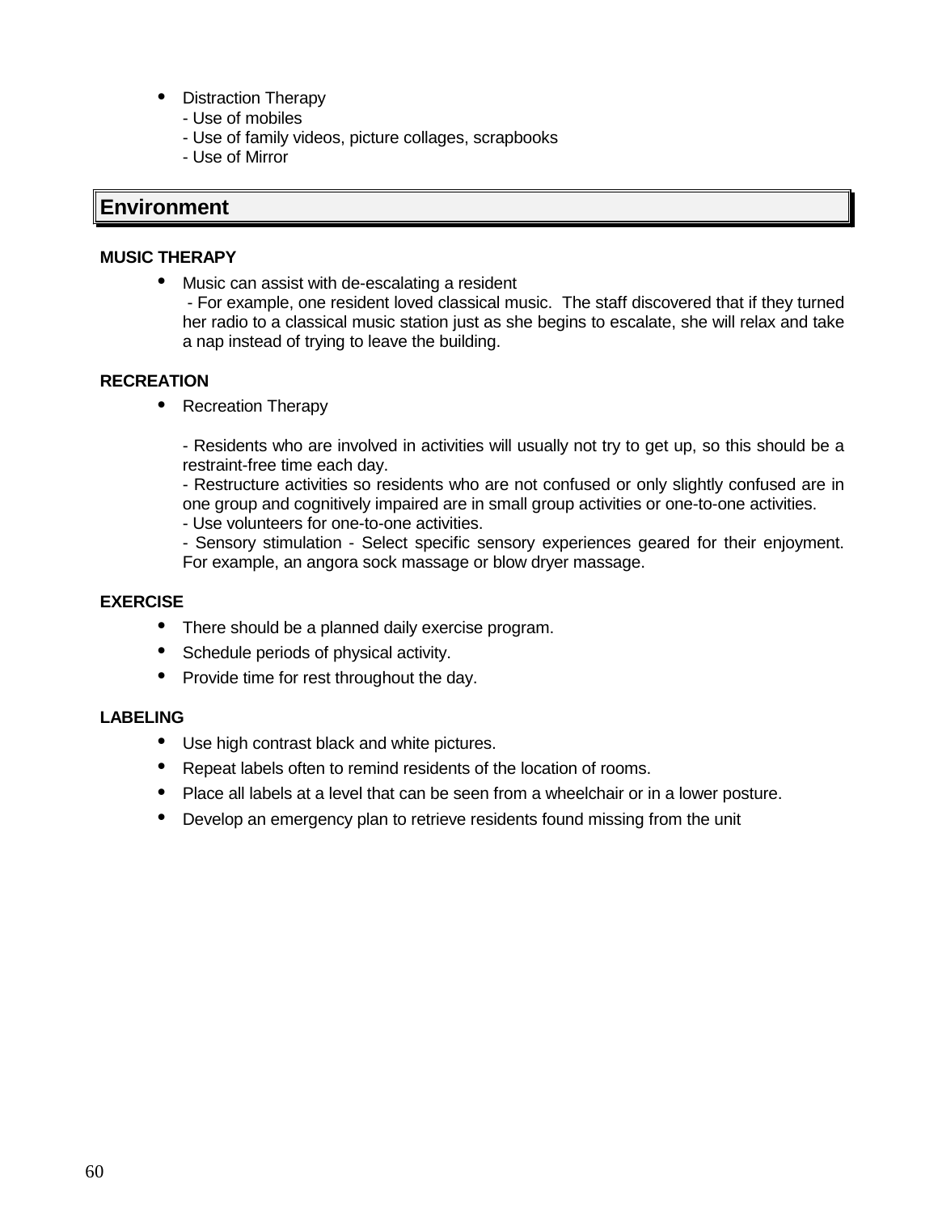- Distraction Therapy
  - Use of mobiles
  - Use of family videos, picture collages, scrapbooks
  - Use of Mirror

## Environment

**MUSIC THERAPY**

- Music can assist with de-escalating a resident
  - For example, one resident loved classical music. The staff discovered that if they turned her radio to a classical music station just as she begins to escalate, she will relax and take a nap instead of trying to leave the building.

**RECREATION**

- Recreation Therapy

  - Residents who are involved in activities will usually not try to get up, so this should be a restraint-free time each day.
  - Restructure activities so residents who are not confused or only slightly confused are in one group and cognitively impaired are in small group activities or one-to-one activities.
  - Use volunteers for one-to-one activities.
  - Sensory stimulation - Select specific sensory experiences geared for their enjoyment. For example, an angora sock massage or blow dryer massage.

**EXERCISE**

- There should be a planned daily exercise program.
- Schedule periods of physical activity.
- Provide time for rest throughout the day.

**LABELING**

- Use high contrast black and white pictures.
- Repeat labels often to remind residents of the location of rooms.
- Place all labels at a level that can be seen from a wheelchair or in a lower posture.
- Develop an emergency plan to retrieve residents found missing from the unit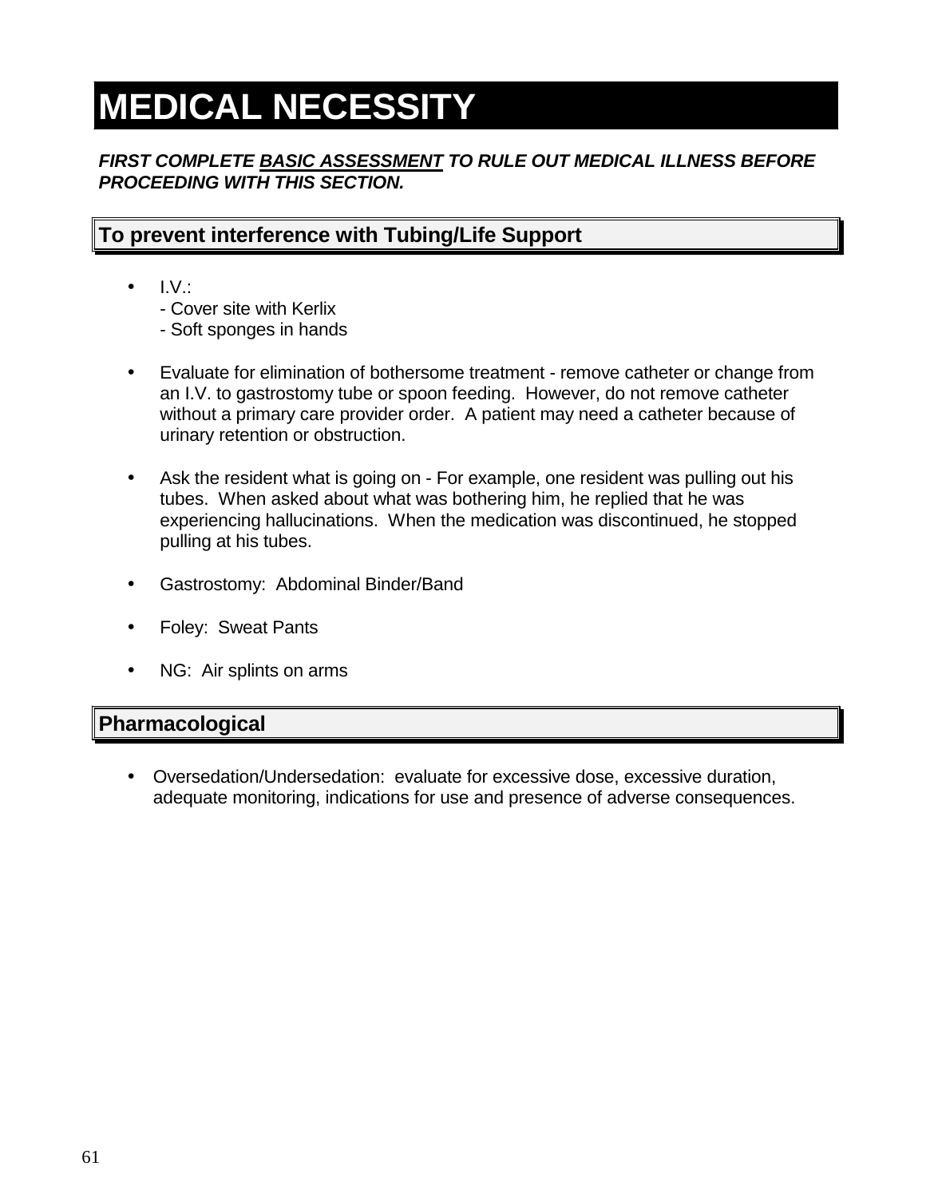# MEDICAL NECESSITY

***FIRST COMPLETE BASIC ASSESSMENT TO RULE OUT MEDICAL ILLNESS BEFORE PROCEEDING WITH THIS SECTION.***

## To prevent interference with Tubing/Life Support

- I.V.:
  - Cover site with Kerlix
  - Soft sponges in hands

- Evaluate for elimination of bothersome treatment - remove catheter or change from an I.V. to gastrostomy tube or spoon feeding. However, do not remove catheter without a primary care provider order. A patient may need a catheter because of urinary retention or obstruction.

- Ask the resident what is going on - For example, one resident was pulling out his tubes. When asked about what was bothering him, he replied that he was experiencing hallucinations. When the medication was discontinued, he stopped pulling at his tubes.

- Gastrostomy: Abdominal Binder/Band

- Foley: Sweat Pants

- NG: Air splints on arms

## Pharmacological

- Oversedation/Undersedation: evaluate for excessive dose, excessive duration, adequate monitoring, indications for use and presence of adverse consequences.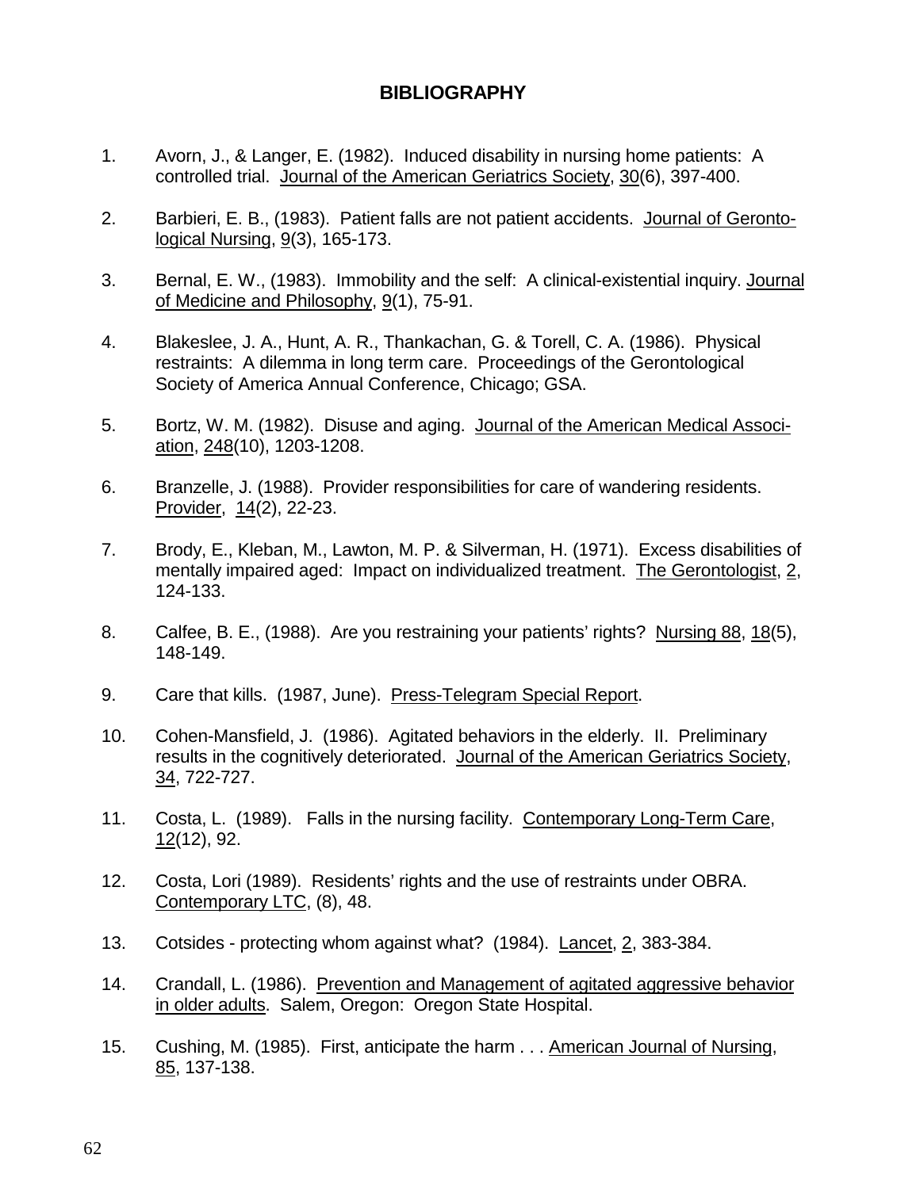## BIBLIOGRAPHY

1. Avorn, J., & Langer, E. (1982). Induced disability in nursing home patients: A controlled trial. Journal of the American Geriatrics Society, 30(6), 397-400.

2. Barbieri, E. B., (1983). Patient falls are not patient accidents. Journal of Gerontological Nursing, 9(3), 165-173.

3. Bernal, E. W., (1983). Immobility and the self: A clinical-existential inquiry. Journal of Medicine and Philosophy, 9(1), 75-91.

4. Blakeslee, J. A., Hunt, A. R., Thankachan, G. & Torell, C. A. (1986). Physical restraints: A dilemma in long term care. Proceedings of the Gerontological Society of America Annual Conference, Chicago; GSA.

5. Bortz, W. M. (1982). Disuse and aging. Journal of the American Medical Association, 248(10), 1203-1208.

6. Branzelle, J. (1988). Provider responsibilities for care of wandering residents. Provider, 14(2), 22-23.

7. Brody, E., Kleban, M., Lawton, M. P. & Silverman, H. (1971). Excess disabilities of mentally impaired aged: Impact on individualized treatment. The Gerontologist, 2, 124-133.

8. Calfee, B. E., (1988). Are you restraining your patients' rights? Nursing 88, 18(5), 148-149.

9. Care that kills. (1987, June). Press-Telegram Special Report.

10. Cohen-Mansfield, J. (1986). Agitated behaviors in the elderly. II. Preliminary results in the cognitively deteriorated. Journal of the American Geriatrics Society, 34, 722-727.

11. Costa, L. (1989). Falls in the nursing facility. Contemporary Long-Term Care, 12(12), 92.

12. Costa, Lori (1989). Residents' rights and the use of restraints under OBRA. Contemporary LTC, (8), 48.

13. Cotsides - protecting whom against what? (1984). Lancet, 2, 383-384.

14. Crandall, L. (1986). Prevention and Management of agitated aggressive behavior in older adults. Salem, Oregon: Oregon State Hospital.

15. Cushing, M. (1985). First, anticipate the harm . . . American Journal of Nursing, 85, 137-138.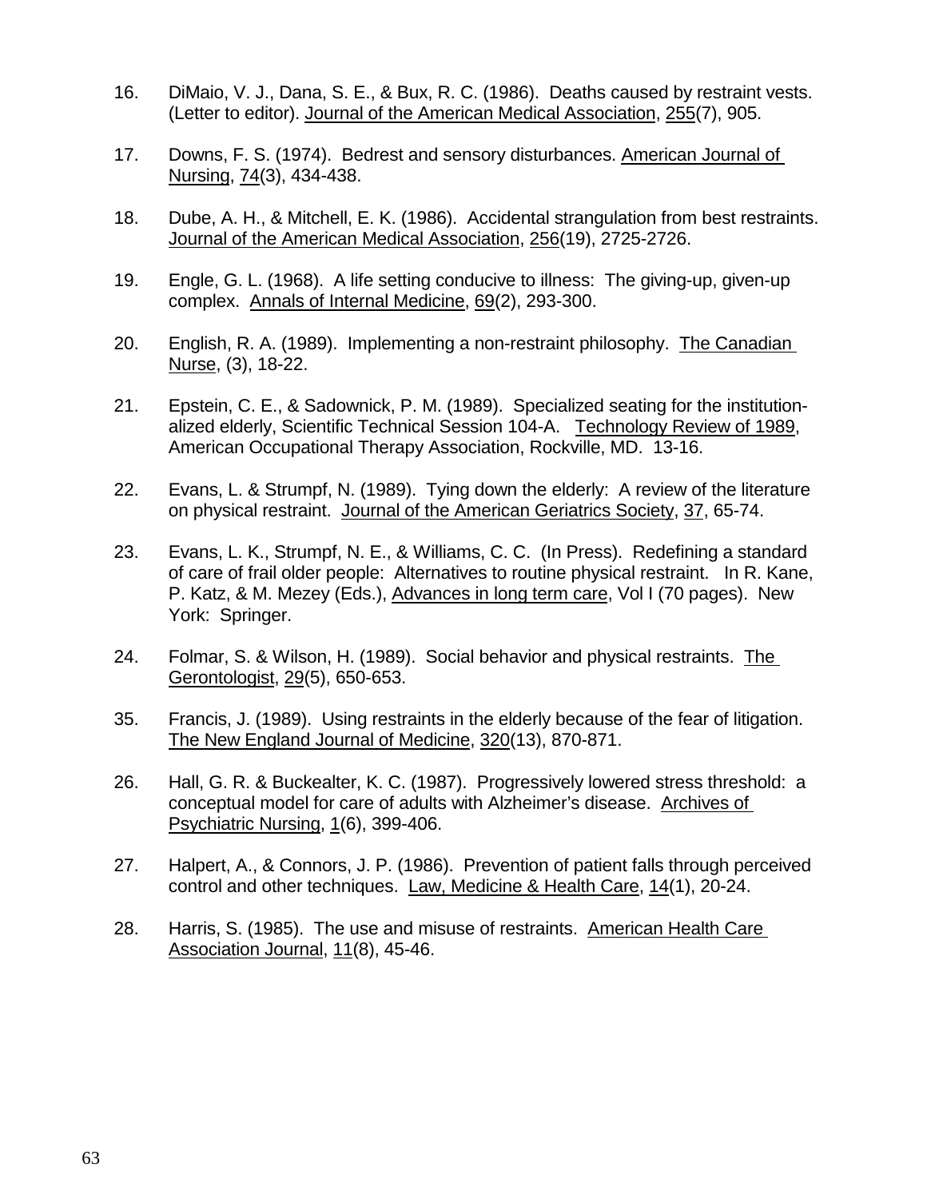16. DiMaio, V. J., Dana, S. E., & Bux, R. C. (1986). Deaths caused by restraint vests. (Letter to editor). Journal of the American Medical Association, 255(7), 905.

17. Downs, F. S. (1974). Bedrest and sensory disturbances. American Journal of Nursing, 74(3), 434-438.

18. Dube, A. H., & Mitchell, E. K. (1986). Accidental strangulation from best restraints. Journal of the American Medical Association, 256(19), 2725-2726.

19. Engle, G. L. (1968). A life setting conducive to illness: The giving-up, given-up complex. Annals of Internal Medicine, 69(2), 293-300.

20. English, R. A. (1989). Implementing a non-restraint philosophy. The Canadian Nurse, (3), 18-22.

21. Epstein, C. E., & Sadownick, P. M. (1989). Specialized seating for the institutionalized elderly, Scientific Technical Session 104-A. Technology Review of 1989, American Occupational Therapy Association, Rockville, MD. 13-16.

22. Evans, L. & Strumpf, N. (1989). Tying down the elderly: A review of the literature on physical restraint. Journal of the American Geriatrics Society, 37, 65-74.

23. Evans, L. K., Strumpf, N. E., & Williams, C. C. (In Press). Redefining a standard of care of frail older people: Alternatives to routine physical restraint. In R. Kane, P. Katz, & M. Mezey (Eds.), Advances in long term care, Vol I (70 pages). New York: Springer.

24. Folmar, S. & Wilson, H. (1989). Social behavior and physical restraints. The Gerontologist, 29(5), 650-653.

35. Francis, J. (1989). Using restraints in the elderly because of the fear of litigation. The New England Journal of Medicine, 320(13), 870-871.

26. Hall, G. R. & Buckealter, K. C. (1987). Progressively lowered stress threshold: a conceptual model for care of adults with Alzheimer's disease. Archives of Psychiatric Nursing, 1(6), 399-406.

27. Halpert, A., & Connors, J. P. (1986). Prevention of patient falls through perceived control and other techniques. Law, Medicine & Health Care, 14(1), 20-24.

28. Harris, S. (1985). The use and misuse of restraints. American Health Care Association Journal, 11(8), 45-46.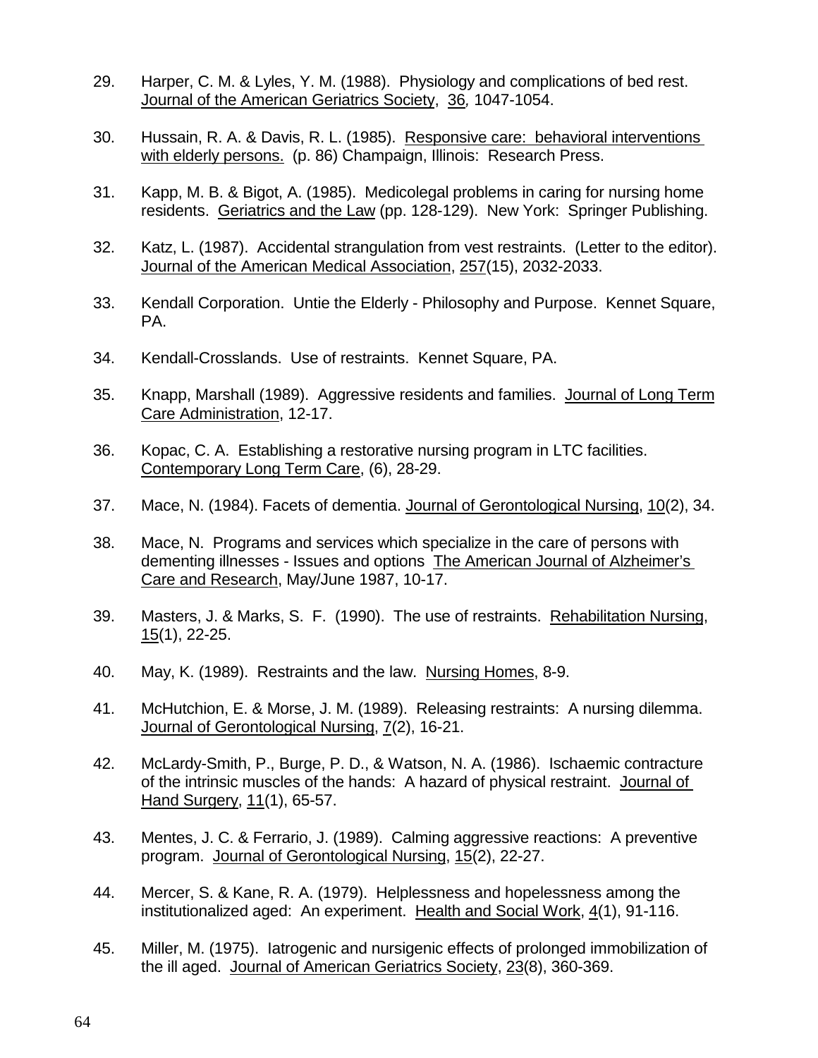29. Harper, C. M. & Lyles, Y. M. (1988). Physiology and complications of bed rest. Journal of the American Geriatrics Society, 36, 1047-1054.

30. Hussain, R. A. & Davis, R. L. (1985). Responsive care: behavioral interventions with elderly persons. (p. 86) Champaign, Illinois: Research Press.

31. Kapp, M. B. & Bigot, A. (1985). Medicolegal problems in caring for nursing home residents. Geriatrics and the Law (pp. 128-129). New York: Springer Publishing.

32. Katz, L. (1987). Accidental strangulation from vest restraints. (Letter to the editor). Journal of the American Medical Association, 257(15), 2032-2033.

33. Kendall Corporation. Untie the Elderly - Philosophy and Purpose. Kennet Square, PA.

34. Kendall-Crosslands. Use of restraints. Kennet Square, PA.

35. Knapp, Marshall (1989). Aggressive residents and families. Journal of Long Term Care Administration, 12-17.

36. Kopac, C. A. Establishing a restorative nursing program in LTC facilities. Contemporary Long Term Care, (6), 28-29.

37. Mace, N. (1984). Facets of dementia. Journal of Gerontological Nursing, 10(2), 34.

38. Mace, N. Programs and services which specialize in the care of persons with dementing illnesses - Issues and options The American Journal of Alzheimer's Care and Research, May/June 1987, 10-17.

39. Masters, J. & Marks, S. F. (1990). The use of restraints. Rehabilitation Nursing, 15(1), 22-25.

40. May, K. (1989). Restraints and the law. Nursing Homes, 8-9.

41. McHutchion, E. & Morse, J. M. (1989). Releasing restraints: A nursing dilemma. Journal of Gerontological Nursing, 7(2), 16-21.

42. McLardy-Smith, P., Burge, P. D., & Watson, N. A. (1986). Ischaemic contracture of the intrinsic muscles of the hands: A hazard of physical restraint. Journal of Hand Surgery, 11(1), 65-57.

43. Mentes, J. C. & Ferrario, J. (1989). Calming aggressive reactions: A preventive program. Journal of Gerontological Nursing, 15(2), 22-27.

44. Mercer, S. & Kane, R. A. (1979). Helplessness and hopelessness among the institutionalized aged: An experiment. Health and Social Work, 4(1), 91-116.

45. Miller, M. (1975). Iatrogenic and nursigenic effects of prolonged immobilization of the ill aged. Journal of American Geriatrics Society, 23(8), 360-369.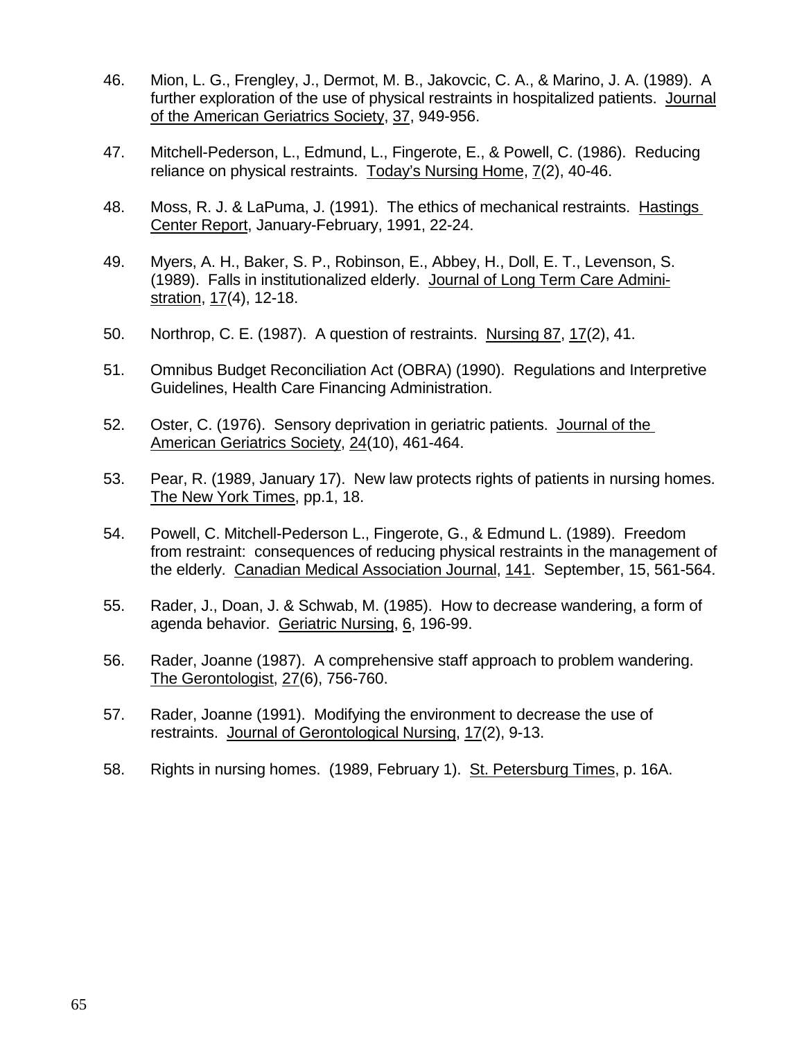46. Mion, L. G., Frengley, J., Dermot, M. B., Jakovcic, C. A., & Marino, J. A. (1989). A further exploration of the use of physical restraints in hospitalized patients. Journal of the American Geriatrics Society, 37, 949-956.

47. Mitchell-Pederson, L., Edmund, L., Fingerote, E., & Powell, C. (1986). Reducing reliance on physical restraints. Today's Nursing Home, 7(2), 40-46.

48. Moss, R. J. & LaPuma, J. (1991). The ethics of mechanical restraints. Hastings Center Report, January-February, 1991, 22-24.

49. Myers, A. H., Baker, S. P., Robinson, E., Abbey, H., Doll, E. T., Levenson, S. (1989). Falls in institutionalized elderly. Journal of Long Term Care Administration, 17(4), 12-18.

50. Northrop, C. E. (1987). A question of restraints. Nursing 87, 17(2), 41.

51. Omnibus Budget Reconciliation Act (OBRA) (1990). Regulations and Interpretive Guidelines, Health Care Financing Administration.

52. Oster, C. (1976). Sensory deprivation in geriatric patients. Journal of the American Geriatrics Society, 24(10), 461-464.

53. Pear, R. (1989, January 17). New law protects rights of patients in nursing homes. The New York Times, pp.1, 18.

54. Powell, C. Mitchell-Pederson L., Fingerote, G., & Edmund L. (1989). Freedom from restraint: consequences of reducing physical restraints in the management of the elderly. Canadian Medical Association Journal, 141. September, 15, 561-564.

55. Rader, J., Doan, J. & Schwab, M. (1985). How to decrease wandering, a form of agenda behavior. Geriatric Nursing, 6, 196-99.

56. Rader, Joanne (1987). A comprehensive staff approach to problem wandering. The Gerontologist, 27(6), 756-760.

57. Rader, Joanne (1991). Modifying the environment to decrease the use of restraints. Journal of Gerontological Nursing, 17(2), 9-13.

58. Rights in nursing homes. (1989, February 1). St. Petersburg Times, p. 16A.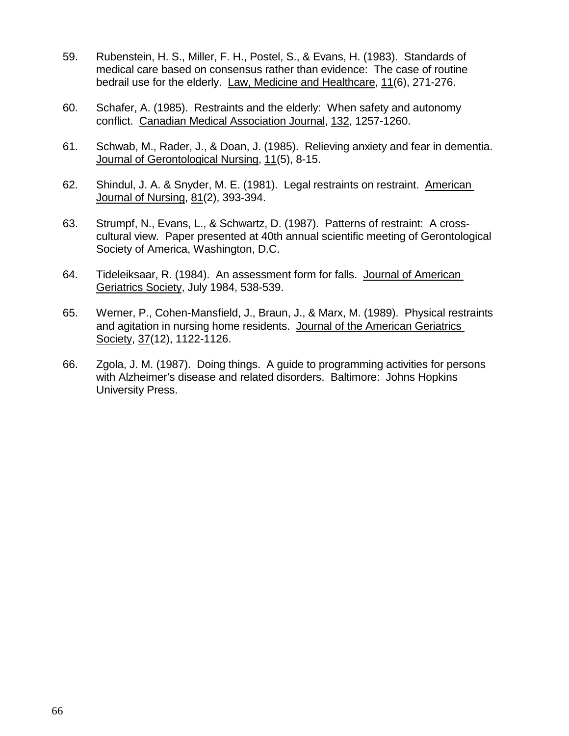59. Rubenstein, H. S., Miller, F. H., Postel, S., & Evans, H. (1983). Standards of medical care based on consensus rather than evidence: The case of routine bedrail use for the elderly. Law, Medicine and Healthcare, 11(6), 271-276.

60. Schafer, A. (1985). Restraints and the elderly: When safety and autonomy conflict. Canadian Medical Association Journal, 132, 1257-1260.

61. Schwab, M., Rader, J., & Doan, J. (1985). Relieving anxiety and fear in dementia. Journal of Gerontological Nursing, 11(5), 8-15.

62. Shindul, J. A. & Snyder, M. E. (1981). Legal restraints on restraint. American Journal of Nursing, 81(2), 393-394.

63. Strumpf, N., Evans, L., & Schwartz, D. (1987). Patterns of restraint: A cross-cultural view. Paper presented at 40th annual scientific meeting of Gerontological Society of America, Washington, D.C.

64. Tideleiksaar, R. (1984). An assessment form for falls. Journal of American Geriatrics Society, July 1984, 538-539.

65. Werner, P., Cohen-Mansfield, J., Braun, J., & Marx, M. (1989). Physical restraints and agitation in nursing home residents. Journal of the American Geriatrics Society, 37(12), 1122-1126.

66. Zgola, J. M. (1987). Doing things. A guide to programming activities for persons with Alzheimer's disease and related disorders. Baltimore: Johns Hopkins University Press.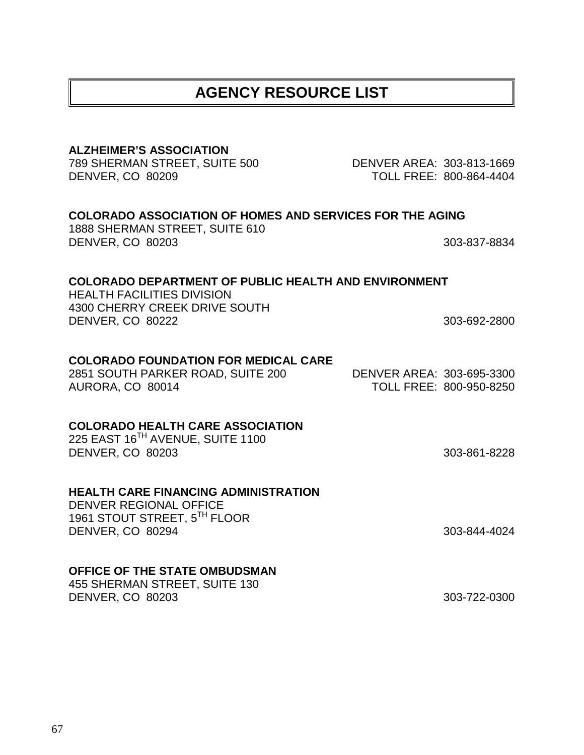# AGENCY RESOURCE LIST

**ALZHEIMER'S ASSOCIATION**
789 SHERMAN STREET, SUITE 500
DENVER, CO 80209
DENVER AREA: 303-813-1669
TOLL FREE: 800-864-4404

**COLORADO ASSOCIATION OF HOMES AND SERVICES FOR THE AGING**
1888 SHERMAN STREET, SUITE 610
DENVER, CO 80203
303-837-8834

**COLORADO DEPARTMENT OF PUBLIC HEALTH AND ENVIRONMENT**
HEALTH FACILITIES DIVISION
4300 CHERRY CREEK DRIVE SOUTH
DENVER, CO 80222
303-692-2800

**COLORADO FOUNDATION FOR MEDICAL CARE**
2851 SOUTH PARKER ROAD, SUITE 200
AURORA, CO 80014
DENVER AREA: 303-695-3300
TOLL FREE: 800-950-8250

**COLORADO HEALTH CARE ASSOCIATION**
225 EAST 16TH AVENUE, SUITE 1100
DENVER, CO 80203
303-861-8228

**HEALTH CARE FINANCING ADMINISTRATION**
DENVER REGIONAL OFFICE
1961 STOUT STREET, 5TH FLOOR
DENVER, CO 80294
303-844-4024

**OFFICE OF THE STATE OMBUDSMAN**
455 SHERMAN STREET, SUITE 130
DENVER, CO 80203
303-722-0300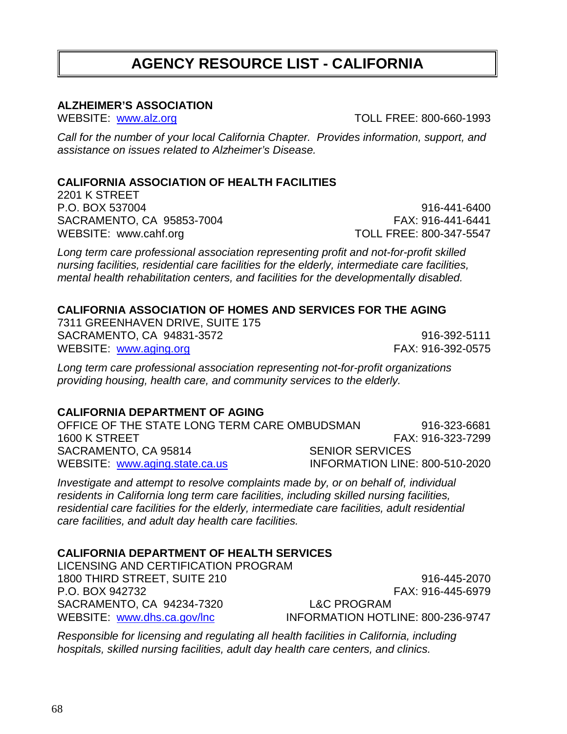# AGENCY RESOURCE LIST - CALIFORNIA

**ALZHEIMER'S ASSOCIATION**
WEBSITE: www.alz.org
TOLL FREE: 800-660-1993

*Call for the number of your local California Chapter. Provides information, support, and assistance on issues related to Alzheimer's Disease.*

**CALIFORNIA ASSOCIATION OF HEALTH FACILITIES**
2201 K STREET
P.O. BOX 537004
SACRAMENTO, CA 95853-7004
WEBSITE: www.cahf.org
916-441-6400
FAX: 916-441-6441
TOLL FREE: 800-347-5547

*Long term care professional association representing profit and not-for-profit skilled nursing facilities, residential care facilities for the elderly, intermediate care facilities, mental health rehabilitation centers, and facilities for the developmentally disabled.*

**CALIFORNIA ASSOCIATION OF HOMES AND SERVICES FOR THE AGING**
7311 GREENHAVEN DRIVE, SUITE 175
SACRAMENTO, CA 94831-3572
WEBSITE: www.aging.org
916-392-5111
FAX: 916-392-0575

*Long term care professional association representing not-for-profit organizations providing housing, health care, and community services to the elderly.*

**CALIFORNIA DEPARTMENT OF AGING**
OFFICE OF THE STATE LONG TERM CARE OMBUDSMAN
1600 K STREET
SACRAMENTO, CA 95814
WEBSITE: www.aging.state.ca.us
916-323-6681
FAX: 916-323-7299
SENIOR SERVICES
INFORMATION LINE: 800-510-2020

*Investigate and attempt to resolve complaints made by, or on behalf of, individual residents in California long term care facilities, including skilled nursing facilities, residential care facilities for the elderly, intermediate care facilities, adult residential care facilities, and adult day health care facilities.*

**CALIFORNIA DEPARTMENT OF HEALTH SERVICES**
LICENSING AND CERTIFICATION PROGRAM
1800 THIRD STREET, SUITE 210
P.O. BOX 942732
SACRAMENTO, CA 94234-7320
WEBSITE: www.dhs.ca.gov/lnc
916-445-2070
FAX: 916-445-6979
L&C PROGRAM
INFORMATION HOTLINE: 800-236-9747

*Responsible for licensing and regulating all health facilities in California, including hospitals, skilled nursing facilities, adult day health care centers, and clinics.*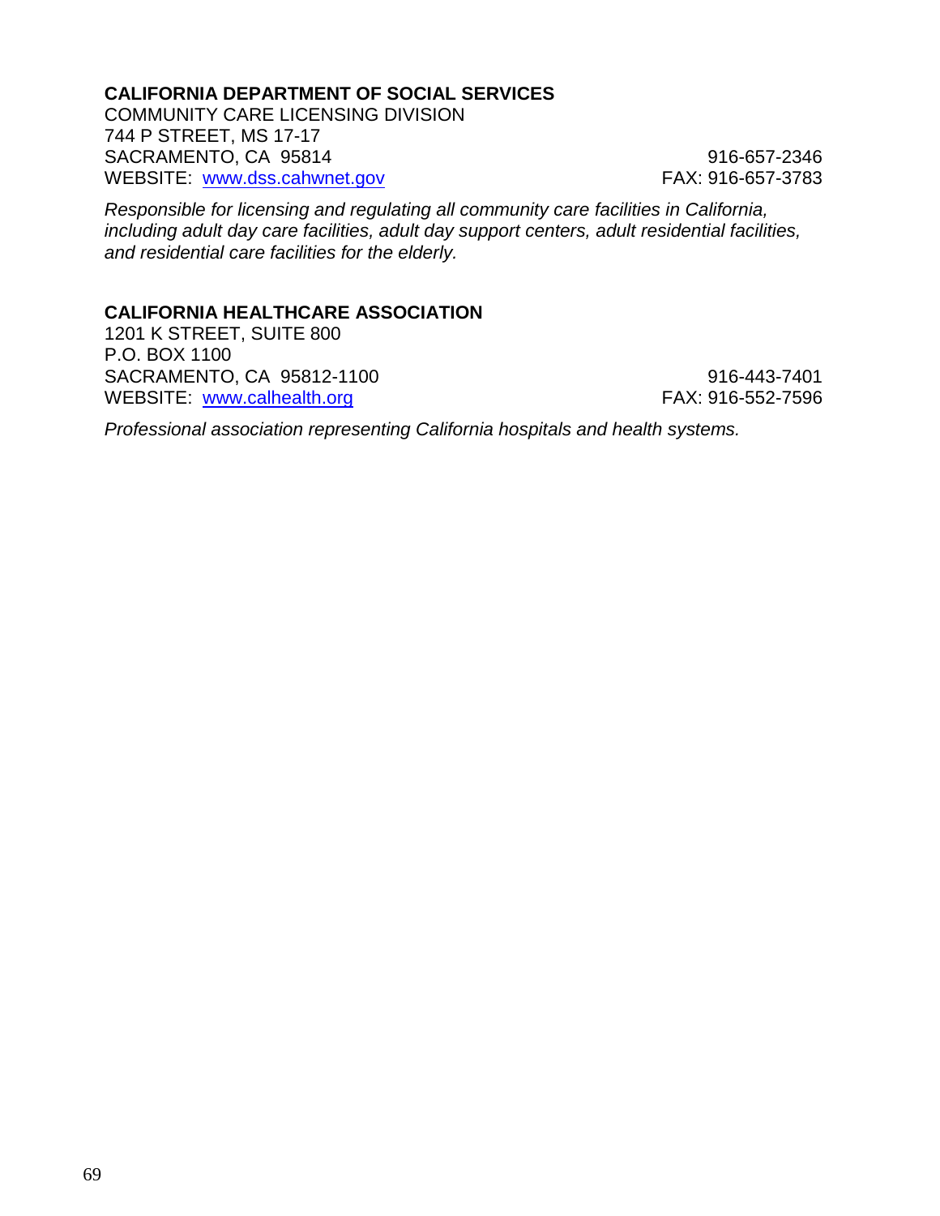**CALIFORNIA DEPARTMENT OF SOCIAL SERVICES**
COMMUNITY CARE LICENSING DIVISION
744 P STREET, MS 17-17
SACRAMENTO, CA 95814 916-657-2346
WEBSITE: www.dss.cahwnet.gov FAX: 916-657-3783

*Responsible for licensing and regulating all community care facilities in California, including adult day care facilities, adult day support centers, adult residential facilities, and residential care facilities for the elderly.*

**CALIFORNIA HEALTHCARE ASSOCIATION**
1201 K STREET, SUITE 800
P.O. BOX 1100
SACRAMENTO, CA 95812-1100 916-443-7401
WEBSITE: www.calhealth.org FAX: 916-552-7596

*Professional association representing California hospitals and health systems.*